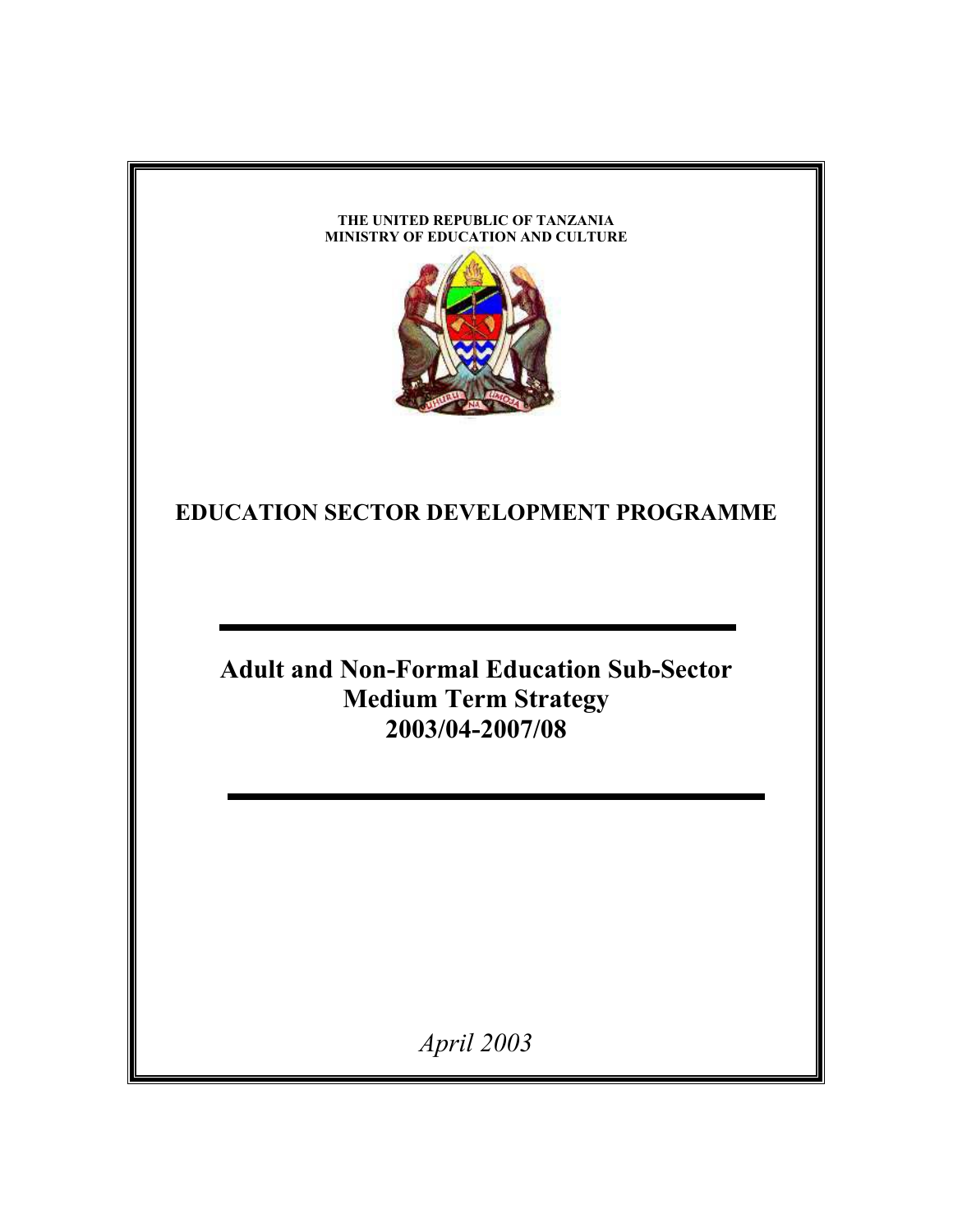**THE UNITED REPUBLIC OF TANZANIA**
**MINISTRY OF EDUCATION AND CULTURE**

# EDUCATION SECTOR DEVELOPMENT PROGRAMME

## Adult and Non-Formal Education Sub-Sector Medium Term Strategy 2003/04-2007/08

*April 2003*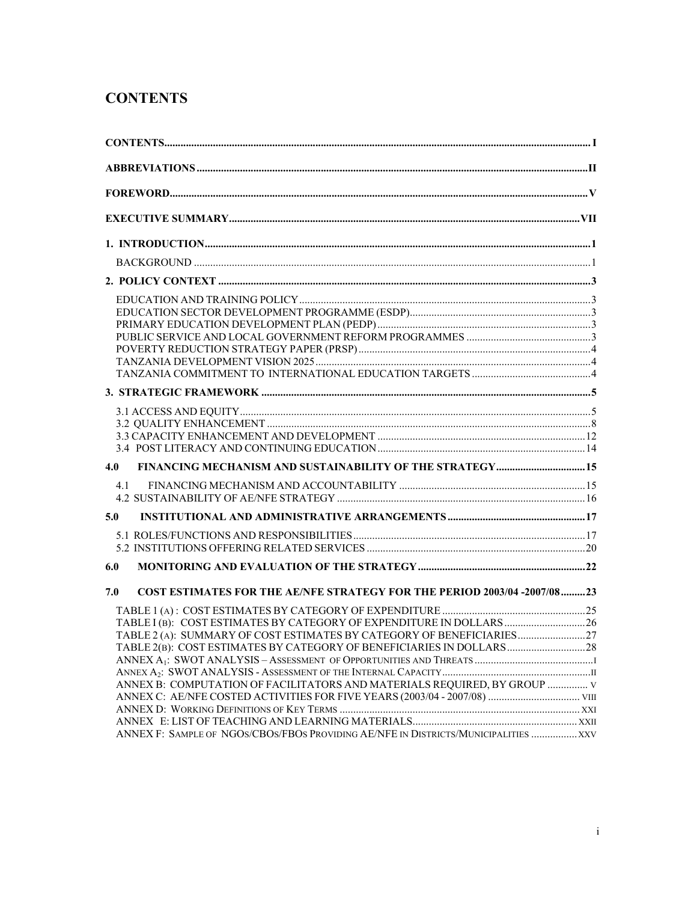# CONTENTS

CONTENTS ........ I

ABBREVIATIONS ........ II

FOREWORD ........ V

EXECUTIVE SUMMARY ........ VII

1. INTRODUCTION ........ 1
   - BACKGROUND ........ 1

2. POLICY CONTEXT ........ 3
   - EDUCATION AND TRAINING POLICY ........ 3
   - EDUCATION SECTOR DEVELOPMENT PROGRAMME (ESDP) ........ 3
   - PRIMARY EDUCATION DEVELOPMENT PLAN (PEDP) ........ 3
   - PUBLIC SERVICE AND LOCAL GOVERNMENT REFORM PROGRAMMES ........ 3
   - POVERTY REDUCTION STRATEGY PAPER (PRSP) ........ 4
   - TANZANIA DEVELOPMENT VISION 2025 ........ 4
   - TANZANIA COMMITMENT TO INTERNATIONAL EDUCATION TARGETS ........ 4

3. STRATEGIC FRAMEWORK ........ 5
   - 3.1 ACCESS AND EQUITY ........ 5
   - 3.2 QUALITY ENHANCEMENT ........ 8
   - 3.3 CAPACITY ENHANCEMENT AND DEVELOPMENT ........ 12
   - 3.4 POST LITERACY AND CONTINUING EDUCATION ........ 14

4.0 FINANCING MECHANISM AND SUSTAINABILITY OF THE STRATEGY ........ 15
   - 4.1 FINANCING MECHANISM AND ACCOUNTABILITY ........ 15
   - 4.2 SUSTAINABILITY OF AE/NFE STRATEGY ........ 16

5.0 INSTITUTIONAL AND ADMINISTRATIVE ARRANGEMENTS ........ 17
   - 5.1 ROLES/FUNCTIONS AND RESPONSIBILITIES ........ 17
   - 5.2 INSTITUTIONS OFFERING RELATED SERVICES ........ 20

6.0 MONITORING AND EVALUATION OF THE STRATEGY ........ 22

7.0 COST ESTIMATES FOR THE AE/NFE STRATEGY FOR THE PERIOD 2003/04 -2007/08 ........ 23
   - TABLE 1 (A) : COST ESTIMATES BY CATEGORY OF EXPENDITURE ........ 25
   - TABLE I (B): COST ESTIMATES BY CATEGORY OF EXPENDITURE IN DOLLARS ........ 26
   - TABLE 2 (A): SUMMARY OF COST ESTIMATES BY CATEGORY OF BENEFICIARIES ........ 27
   - TABLE 2(B): COST ESTIMATES BY CATEGORY OF BENEFICIARIES IN DOLLARS ........ 28
   - ANNEX $A_1$: SWOT ANALYSIS – ASSESSMENT OF OPPORTUNITIES AND THREATS ........ I
   - ANNEX $A_2$: SWOT ANALYSIS - ASSESSMENT OF THE INTERNAL CAPACITY ........ II
   - ANNEX B: COMPUTATION OF FACILITATORS AND MATERIALS REQUIRED, BY GROUP ........ V
   - ANNEX C: AE/NFE COSTED ACTIVITIES FOR FIVE YEARS (2003/04 - 2007/08) ........ VIII
   - ANNEX D: WORKING DEFINITIONS OF KEY TERMS ........ XXI
   - ANNEX E: LIST OF TEACHING AND LEARNING MATERIALS ........ XXII
   - ANNEX F: SAMPLE OF NGOS/CBOS/FBOS PROVIDING AE/NFE IN DISTRICTS/MUNICIPALITIES ........ XXV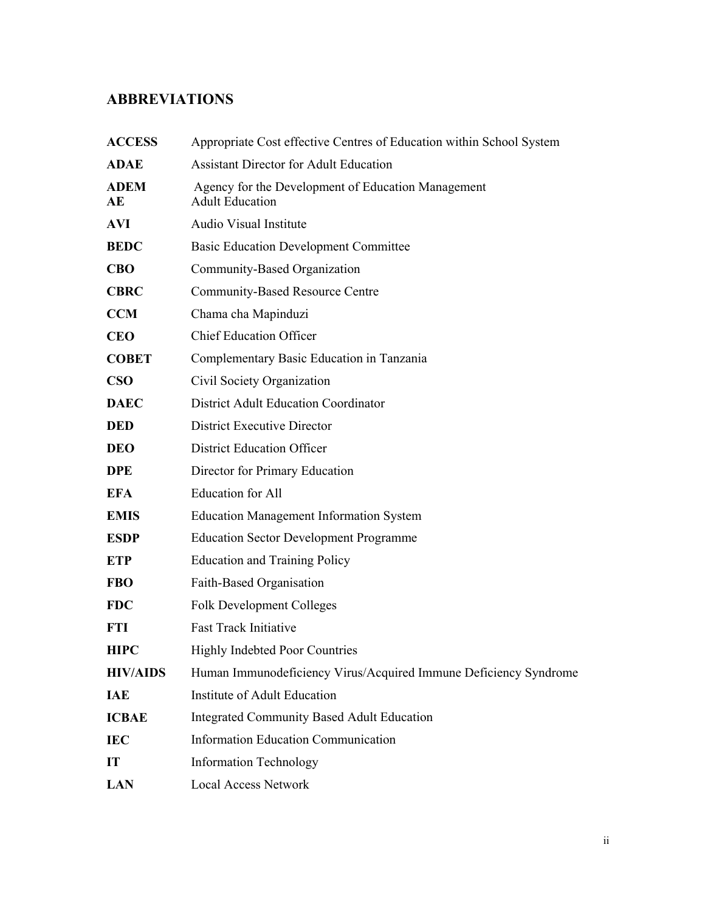## ABBREVIATIONS

| | |
|---|---|
| **ACCESS** | Appropriate Cost effective Centres of Education within School System |
| **ADAE** | Assistant Director for Adult Education |
| **ADEM** | Agency for the Development of Education Management |
| **AE** | Adult Education |
| **AVI** | Audio Visual Institute |
| **BEDC** | Basic Education Development Committee |
| **CBO** | Community-Based Organization |
| **CBRC** | Community-Based Resource Centre |
| **CCM** | Chama cha Mapinduzi |
| **CEO** | Chief Education Officer |
| **COBET** | Complementary Basic Education in Tanzania |
| **CSO** | Civil Society Organization |
| **DAEC** | District Adult Education Coordinator |
| **DED** | District Executive Director |
| **DEO** | District Education Officer |
| **DPE** | Director for Primary Education |
| **EFA** | Education for All |
| **EMIS** | Education Management Information System |
| **ESDP** | Education Sector Development Programme |
| **ETP** | Education and Training Policy |
| **FBO** | Faith-Based Organisation |
| **FDC** | Folk Development Colleges |
| **FTI** | Fast Track Initiative |
| **HIPC** | Highly Indebted Poor Countries |
| **HIV/AIDS** | Human Immunodeficiency Virus/Acquired Immune Deficiency Syndrome |
| **IAE** | Institute of Adult Education |
| **ICBAE** | Integrated Community Based Adult Education |
| **IEC** | Information Education Communication |
| **IT** | Information Technology |
| **LAN** | Local Access Network |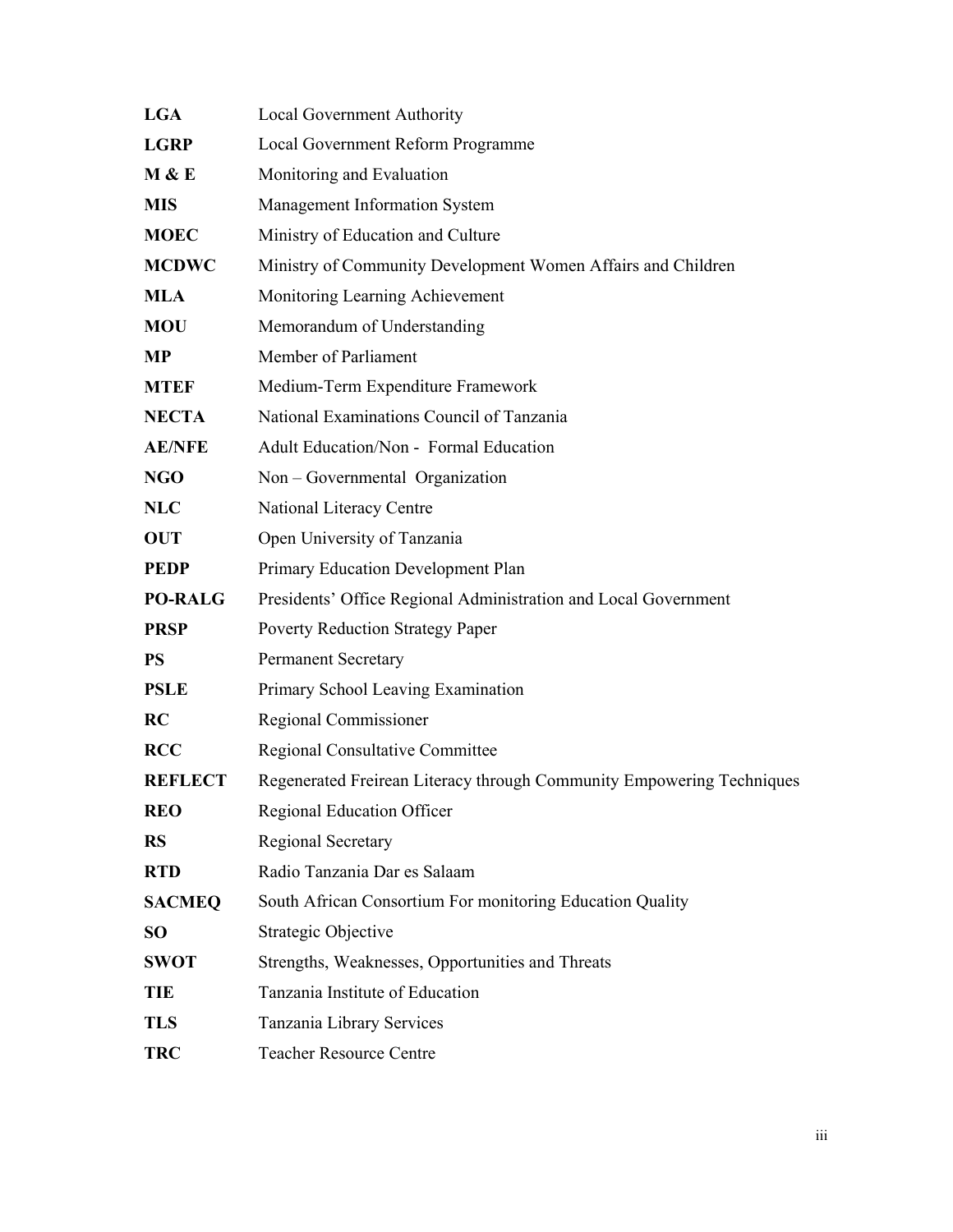| | |
|---|---|
| **LGA** | Local Government Authority |
| **LGRP** | Local Government Reform Programme |
| **M & E** | Monitoring and Evaluation |
| **MIS** | Management Information System |
| **MOEC** | Ministry of Education and Culture |
| **MCDWC** | Ministry of Community Development Women Affairs and Children |
| **MLA** | Monitoring Learning Achievement |
| **MOU** | Memorandum of Understanding |
| **MP** | Member of Parliament |
| **MTEF** | Medium-Term Expenditure Framework |
| **NECTA** | National Examinations Council of Tanzania |
| **AE/NFE** | Adult Education/Non - Formal Education |
| **NGO** | Non – Governmental Organization |
| **NLC** | National Literacy Centre |
| **OUT** | Open University of Tanzania |
| **PEDP** | Primary Education Development Plan |
| **PO-RALG** | Presidents' Office Regional Administration and Local Government |
| **PRSP** | Poverty Reduction Strategy Paper |
| **PS** | Permanent Secretary |
| **PSLE** | Primary School Leaving Examination |
| **RC** | Regional Commissioner |
| **RCC** | Regional Consultative Committee |
| **REFLECT** | Regenerated Freirean Literacy through Community Empowering Techniques |
| **REO** | Regional Education Officer |
| **RS** | Regional Secretary |
| **RTD** | Radio Tanzania Dar es Salaam |
| **SACMEQ** | South African Consortium For monitoring Education Quality |
| **SO** | Strategic Objective |
| **SWOT** | Strengths, Weaknesses, Opportunities and Threats |
| **TIE** | Tanzania Institute of Education |
| **TLS** | Tanzania Library Services |
| **TRC** | Teacher Resource Centre |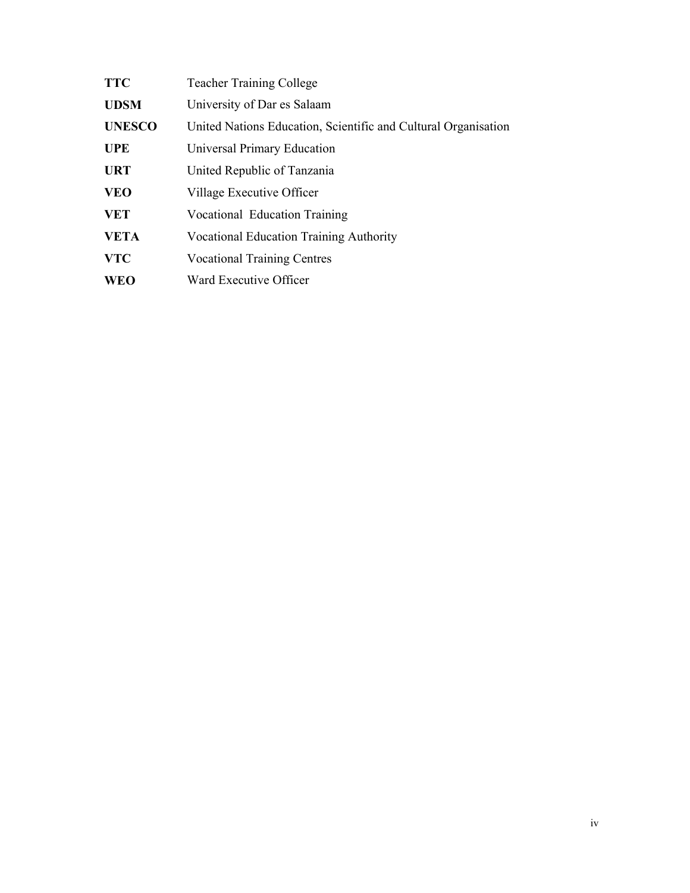| | |
|---|---|
| **TTC** | Teacher Training College |
| **UDSM** | University of Dar es Salaam |
| **UNESCO** | United Nations Education, Scientific and Cultural Organisation |
| **UPE** | Universal Primary Education |
| **URT** | United Republic of Tanzania |
| **VEO** | Village Executive Officer |
| **VET** | Vocational Education Training |
| **VETA** | Vocational Education Training Authority |
| **VTC** | Vocational Training Centres |
| **WEO** | Ward Executive Officer |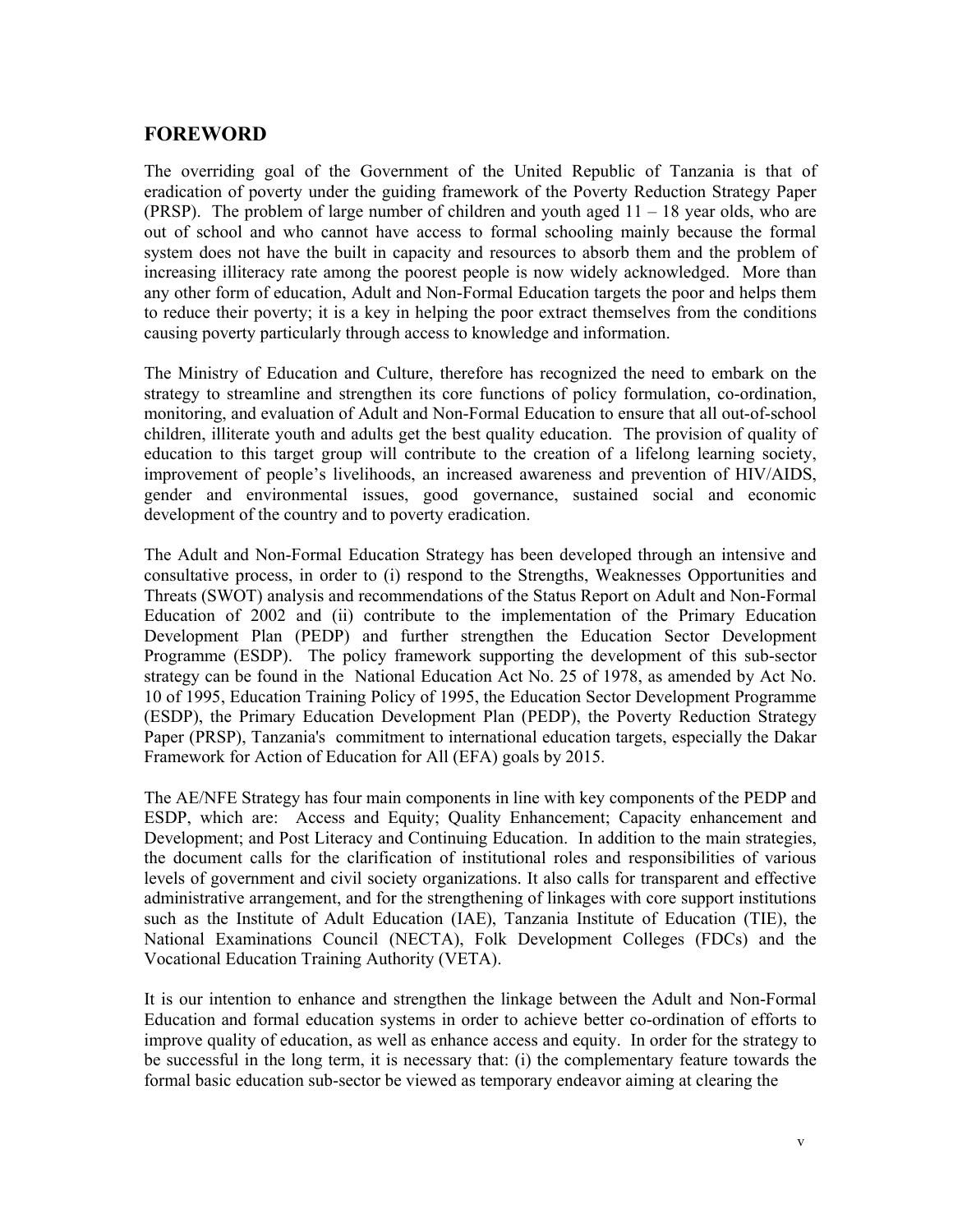## FOREWORD

The overriding goal of the Government of the United Republic of Tanzania is that of eradication of poverty under the guiding framework of the Poverty Reduction Strategy Paper (PRSP). The problem of large number of children and youth aged 11 – 18 year olds, who are out of school and who cannot have access to formal schooling mainly because the formal system does not have the built in capacity and resources to absorb them and the problem of increasing illiteracy rate among the poorest people is now widely acknowledged. More than any other form of education, Adult and Non-Formal Education targets the poor and helps them to reduce their poverty; it is a key in helping the poor extract themselves from the conditions causing poverty particularly through access to knowledge and information.

The Ministry of Education and Culture, therefore has recognized the need to embark on the strategy to streamline and strengthen its core functions of policy formulation, co-ordination, monitoring, and evaluation of Adult and Non-Formal Education to ensure that all out-of-school children, illiterate youth and adults get the best quality education. The provision of quality of education to this target group will contribute to the creation of a lifelong learning society, improvement of people's livelihoods, an increased awareness and prevention of HIV/AIDS, gender and environmental issues, good governance, sustained social and economic development of the country and to poverty eradication.

The Adult and Non-Formal Education Strategy has been developed through an intensive and consultative process, in order to (i) respond to the Strengths, Weaknesses Opportunities and Threats (SWOT) analysis and recommendations of the Status Report on Adult and Non-Formal Education of 2002 and (ii) contribute to the implementation of the Primary Education Development Plan (PEDP) and further strengthen the Education Sector Development Programme (ESDP). The policy framework supporting the development of this sub-sector strategy can be found in the National Education Act No. 25 of 1978, as amended by Act No. 10 of 1995, Education Training Policy of 1995, the Education Sector Development Programme (ESDP), the Primary Education Development Plan (PEDP), the Poverty Reduction Strategy Paper (PRSP), Tanzania's commitment to international education targets, especially the Dakar Framework for Action of Education for All (EFA) goals by 2015.

The AE/NFE Strategy has four main components in line with key components of the PEDP and ESDP, which are: Access and Equity; Quality Enhancement; Capacity enhancement and Development; and Post Literacy and Continuing Education. In addition to the main strategies, the document calls for the clarification of institutional roles and responsibilities of various levels of government and civil society organizations. It also calls for transparent and effective administrative arrangement, and for the strengthening of linkages with core support institutions such as the Institute of Adult Education (IAE), Tanzania Institute of Education (TIE), the National Examinations Council (NECTA), Folk Development Colleges (FDCs) and the Vocational Education Training Authority (VETA).

It is our intention to enhance and strengthen the linkage between the Adult and Non-Formal Education and formal education systems in order to achieve better co-ordination of efforts to improve quality of education, as well as enhance access and equity. In order for the strategy to be successful in the long term, it is necessary that: (i) the complementary feature towards the formal basic education sub-sector be viewed as temporary endeavor aiming at clearing the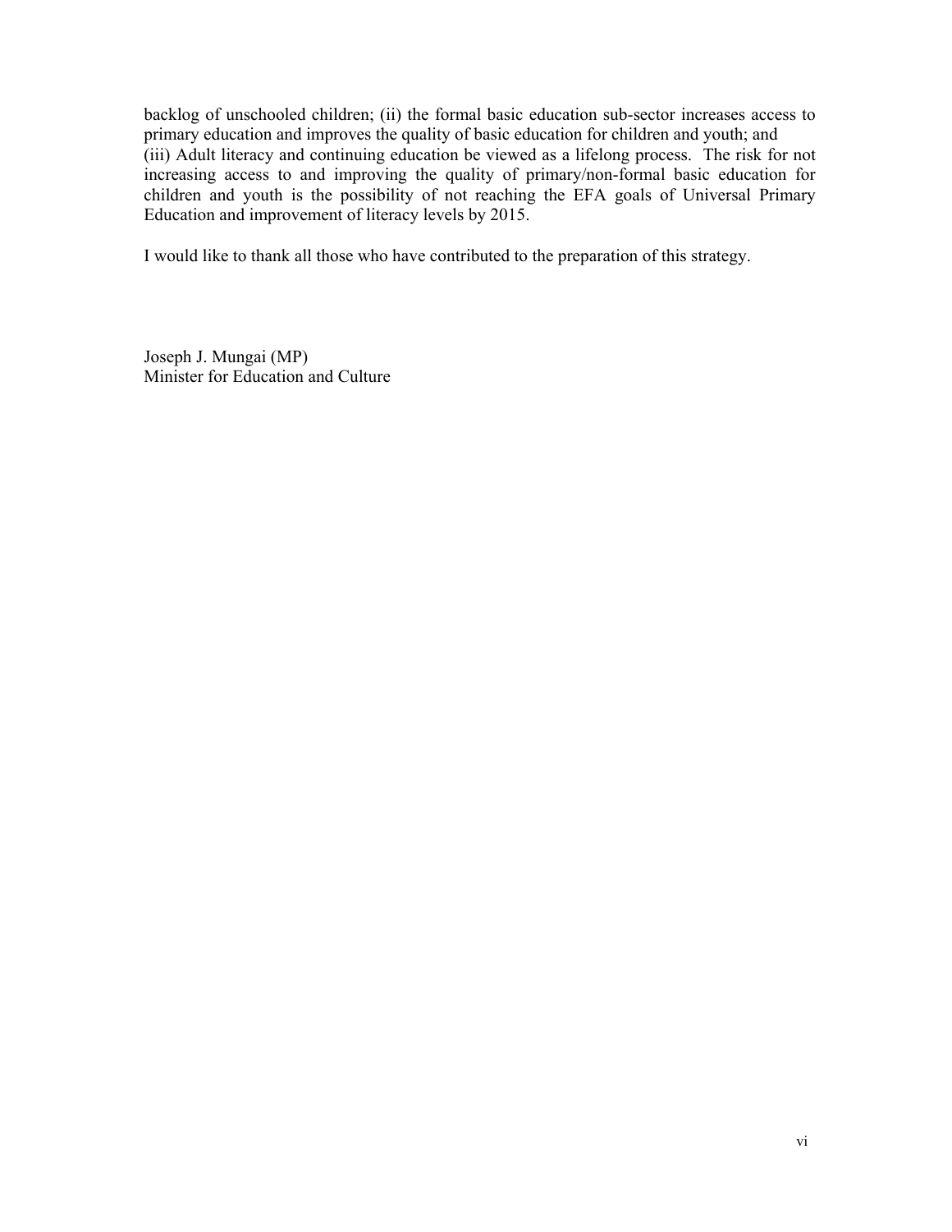backlog of unschooled children; (ii) the formal basic education sub-sector increases access to primary education and improves the quality of basic education for children and youth; and (iii) Adult literacy and continuing education be viewed as a lifelong process. The risk for not increasing access to and improving the quality of primary/non-formal basic education for children and youth is the possibility of not reaching the EFA goals of Universal Primary Education and improvement of literacy levels by 2015.

I would like to thank all those who have contributed to the preparation of this strategy.

Joseph J. Mungai (MP)
Minister for Education and Culture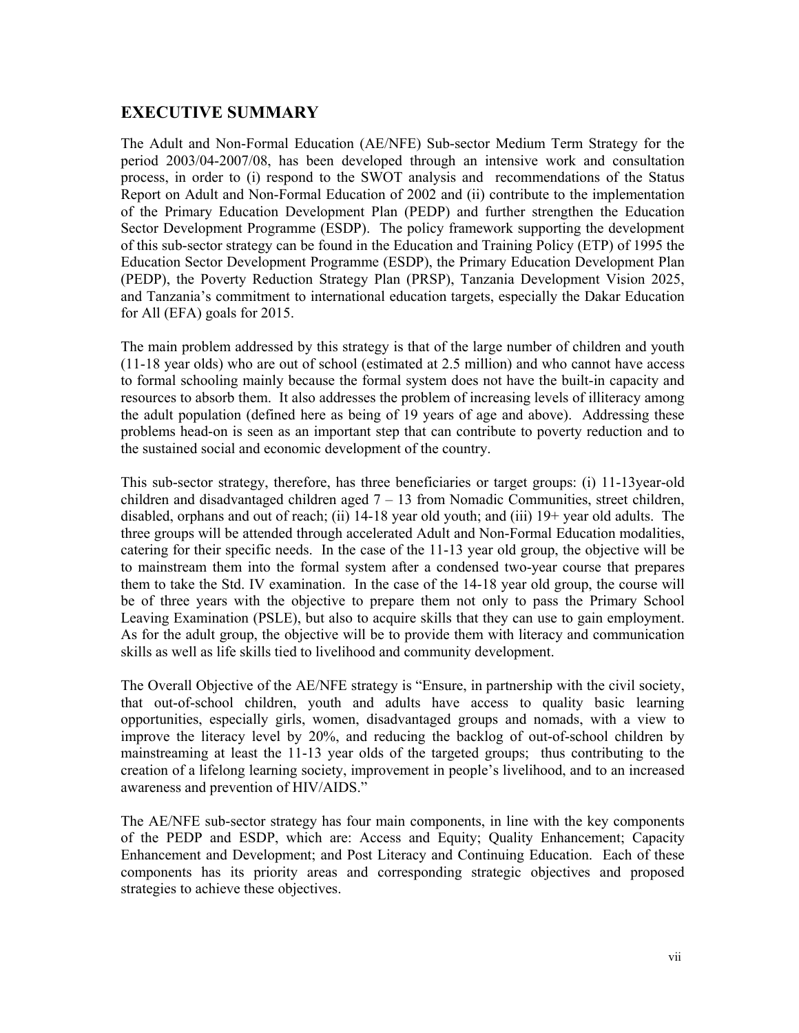## EXECUTIVE SUMMARY

The Adult and Non-Formal Education (AE/NFE) Sub-sector Medium Term Strategy for the period 2003/04-2007/08, has been developed through an intensive work and consultation process, in order to (i) respond to the SWOT analysis and recommendations of the Status Report on Adult and Non-Formal Education of 2002 and (ii) contribute to the implementation of the Primary Education Development Plan (PEDP) and further strengthen the Education Sector Development Programme (ESDP). The policy framework supporting the development of this sub-sector strategy can be found in the Education and Training Policy (ETP) of 1995 the Education Sector Development Programme (ESDP), the Primary Education Development Plan (PEDP), the Poverty Reduction Strategy Plan (PRSP), Tanzania Development Vision 2025, and Tanzania's commitment to international education targets, especially the Dakar Education for All (EFA) goals for 2015.

The main problem addressed by this strategy is that of the large number of children and youth (11-18 year olds) who are out of school (estimated at 2.5 million) and who cannot have access to formal schooling mainly because the formal system does not have the built-in capacity and resources to absorb them. It also addresses the problem of increasing levels of illiteracy among the adult population (defined here as being of 19 years of age and above). Addressing these problems head-on is seen as an important step that can contribute to poverty reduction and to the sustained social and economic development of the country.

This sub-sector strategy, therefore, has three beneficiaries or target groups: (i) 11-13year-old children and disadvantaged children aged 7 – 13 from Nomadic Communities, street children, disabled, orphans and out of reach; (ii) 14-18 year old youth; and (iii) 19+ year old adults. The three groups will be attended through accelerated Adult and Non-Formal Education modalities, catering for their specific needs. In the case of the 11-13 year old group, the objective will be to mainstream them into the formal system after a condensed two-year course that prepares them to take the Std. IV examination. In the case of the 14-18 year old group, the course will be of three years with the objective to prepare them not only to pass the Primary School Leaving Examination (PSLE), but also to acquire skills that they can use to gain employment. As for the adult group, the objective will be to provide them with literacy and communication skills as well as life skills tied to livelihood and community development.

The Overall Objective of the AE/NFE strategy is "Ensure, in partnership with the civil society, that out-of-school children, youth and adults have access to quality basic learning opportunities, especially girls, women, disadvantaged groups and nomads, with a view to improve the literacy level by 20%, and reducing the backlog of out-of-school children by mainstreaming at least the 11-13 year olds of the targeted groups; thus contributing to the creation of a lifelong learning society, improvement in people's livelihood, and to an increased awareness and prevention of HIV/AIDS."

The AE/NFE sub-sector strategy has four main components, in line with the key components of the PEDP and ESDP, which are: Access and Equity; Quality Enhancement; Capacity Enhancement and Development; and Post Literacy and Continuing Education. Each of these components has its priority areas and corresponding strategic objectives and proposed strategies to achieve these objectives.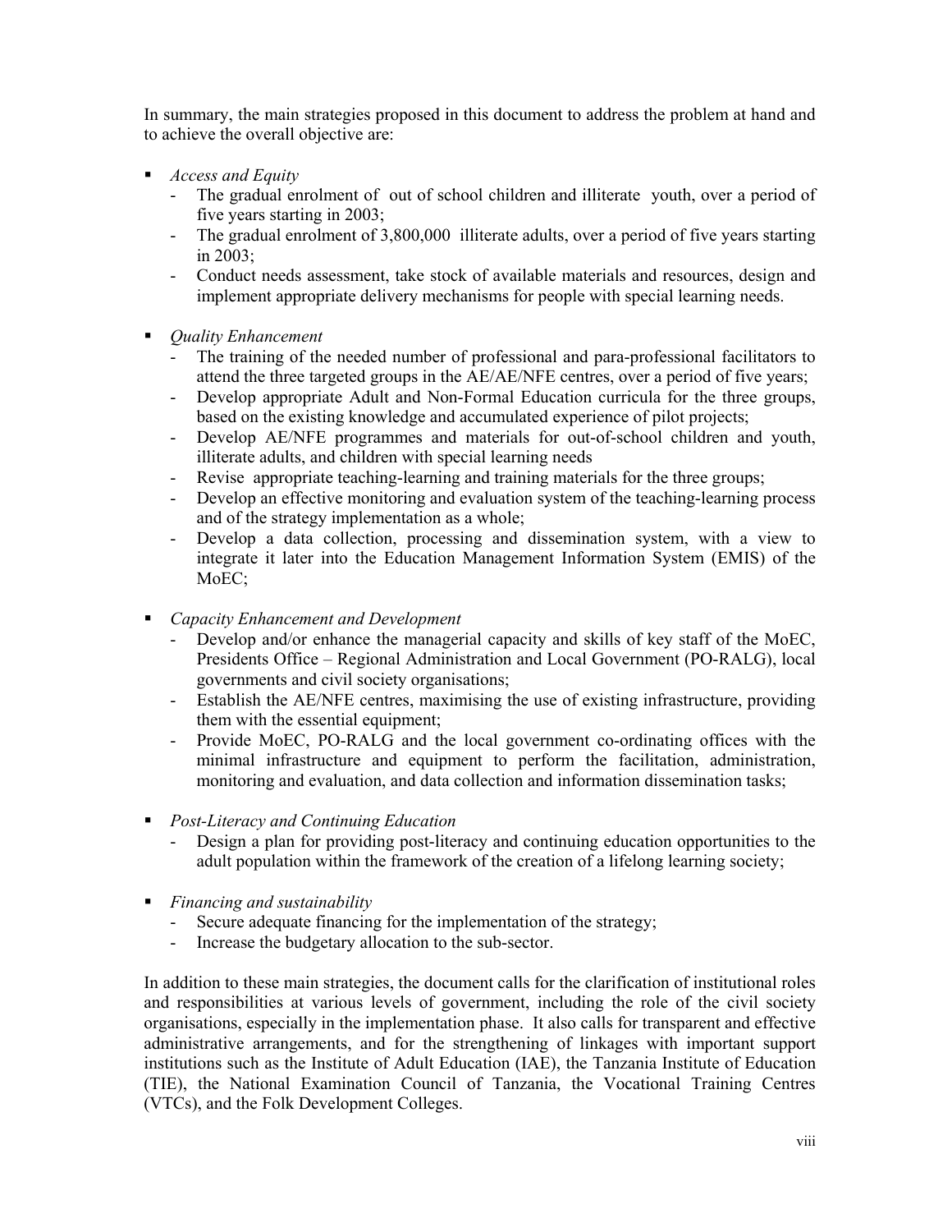In summary, the main strategies proposed in this document to address the problem at hand and to achieve the overall objective are:

- *Access and Equity*
  - The gradual enrolment of out of school children and illiterate youth, over a period of five years starting in 2003;
  - The gradual enrolment of 3,800,000 illiterate adults, over a period of five years starting in 2003;
  - Conduct needs assessment, take stock of available materials and resources, design and implement appropriate delivery mechanisms for people with special learning needs.

- *Quality Enhancement*
  - The training of the needed number of professional and para-professional facilitators to attend the three targeted groups in the AE/AE/NFE centres, over a period of five years;
  - Develop appropriate Adult and Non-Formal Education curricula for the three groups, based on the existing knowledge and accumulated experience of pilot projects;
  - Develop AE/NFE programmes and materials for out-of-school children and youth, illiterate adults, and children with special learning needs
  - Revise appropriate teaching-learning and training materials for the three groups;
  - Develop an effective monitoring and evaluation system of the teaching-learning process and of the strategy implementation as a whole;
  - Develop a data collection, processing and dissemination system, with a view to integrate it later into the Education Management Information System (EMIS) of the MoEC;

- *Capacity Enhancement and Development*
  - Develop and/or enhance the managerial capacity and skills of key staff of the MoEC, Presidents Office – Regional Administration and Local Government (PO-RALG), local governments and civil society organisations;
  - Establish the AE/NFE centres, maximising the use of existing infrastructure, providing them with the essential equipment;
  - Provide MoEC, PO-RALG and the local government co-ordinating offices with the minimal infrastructure and equipment to perform the facilitation, administration, monitoring and evaluation, and data collection and information dissemination tasks;

- *Post-Literacy and Continuing Education*
  - Design a plan for providing post-literacy and continuing education opportunities to the adult population within the framework of the creation of a lifelong learning society;

- *Financing and sustainability*
  - Secure adequate financing for the implementation of the strategy;
  - Increase the budgetary allocation to the sub-sector.

In addition to these main strategies, the document calls for the clarification of institutional roles and responsibilities at various levels of government, including the role of the civil society organisations, especially in the implementation phase. It also calls for transparent and effective administrative arrangements, and for the strengthening of linkages with important support institutions such as the Institute of Adult Education (IAE), the Tanzania Institute of Education (TIE), the National Examination Council of Tanzania, the Vocational Training Centres (VTCs), and the Folk Development Colleges.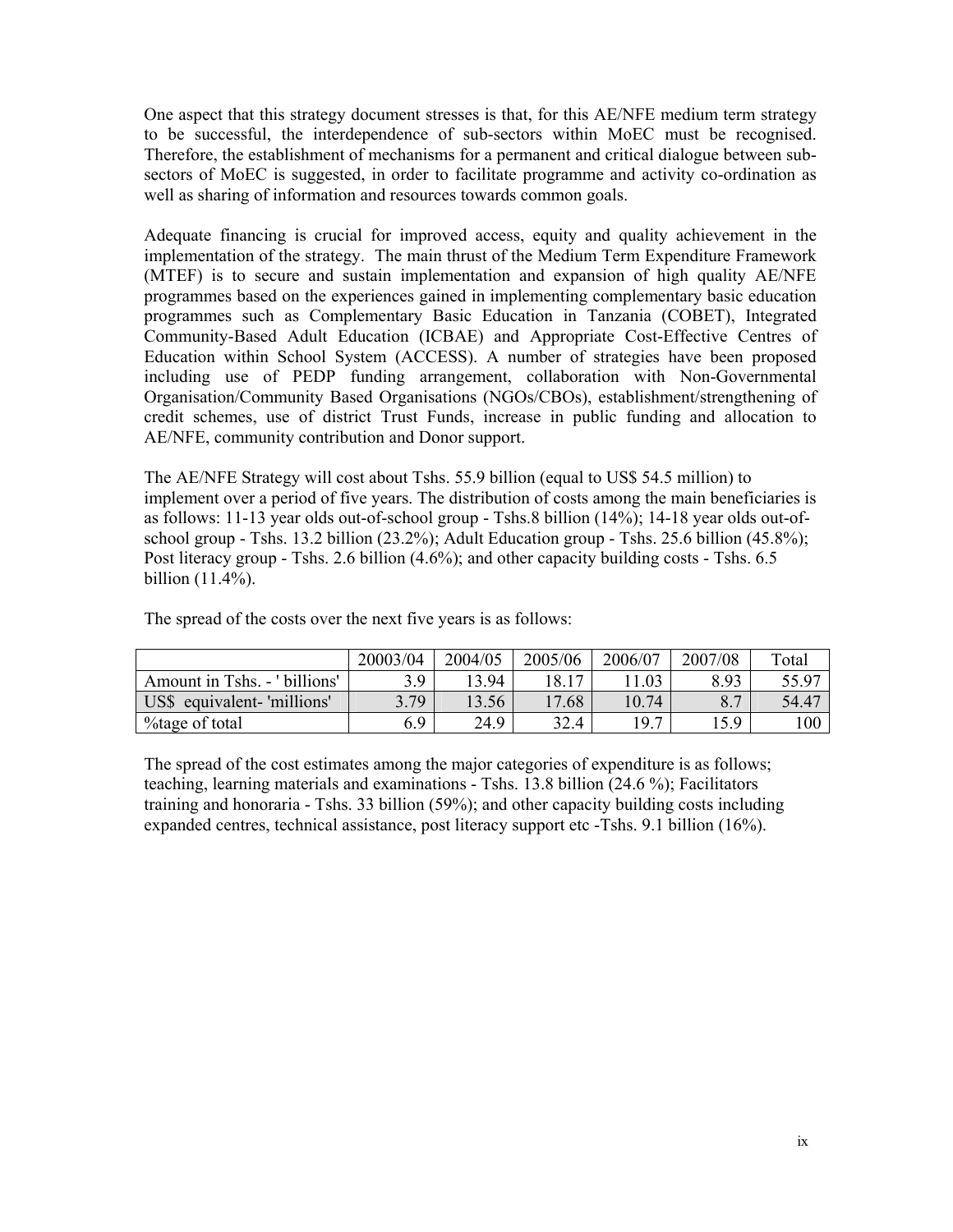One aspect that this strategy document stresses is that, for this AE/NFE medium term strategy to be successful, the interdependence of sub-sectors within MoEC must be recognised. Therefore, the establishment of mechanisms for a permanent and critical dialogue between sub-sectors of MoEC is suggested, in order to facilitate programme and activity co-ordination as well as sharing of information and resources towards common goals.

Adequate financing is crucial for improved access, equity and quality achievement in the implementation of the strategy. The main thrust of the Medium Term Expenditure Framework (MTEF) is to secure and sustain implementation and expansion of high quality AE/NFE programmes based on the experiences gained in implementing complementary basic education programmes such as Complementary Basic Education in Tanzania (COBET), Integrated Community-Based Adult Education (ICBAE) and Appropriate Cost-Effective Centres of Education within School System (ACCESS). A number of strategies have been proposed including use of PEDP funding arrangement, collaboration with Non-Governmental Organisation/Community Based Organisations (NGOs/CBOs), establishment/strengthening of credit schemes, use of district Trust Funds, increase in public funding and allocation to AE/NFE, community contribution and Donor support.

The AE/NFE Strategy will cost about Tshs. 55.9 billion (equal to US$ 54.5 million) to implement over a period of five years. The distribution of costs among the main beneficiaries is as follows: 11-13 year olds out-of-school group - Tshs.8 billion (14%); 14-18 year olds out-of-school group - Tshs. 13.2 billion (23.2%); Adult Education group - Tshs. 25.6 billion (45.8%); Post literacy group - Tshs. 2.6 billion (4.6%); and other capacity building costs - Tshs. 6.5 billion (11.4%).

The spread of the costs over the next five years is as follows:

| | 20003/04 | 2004/05 | 2005/06 | 2006/07 | 2007/08 | Total |
|---|---|---|---|---|---|---|
| Amount in Tshs. - ' billions' | 3.9 | 13.94 | 18.17 | 11.03 | 8.93 | 55.97 |
| US$ equivalent- 'millions' | 3.79 | 13.56 | 17.68 | 10.74 | 8.7 | 54.47 |
| %tage of total | 6.9 | 24.9 | 32.4 | 19.7 | 15.9 | 100 |

The spread of the cost estimates among the major categories of expenditure is as follows; teaching, learning materials and examinations - Tshs. 13.8 billion (24.6 %); Facilitators training and honoraria - Tshs. 33 billion (59%); and other capacity building costs including expanded centres, technical assistance, post literacy support etc -Tshs. 9.1 billion (16%).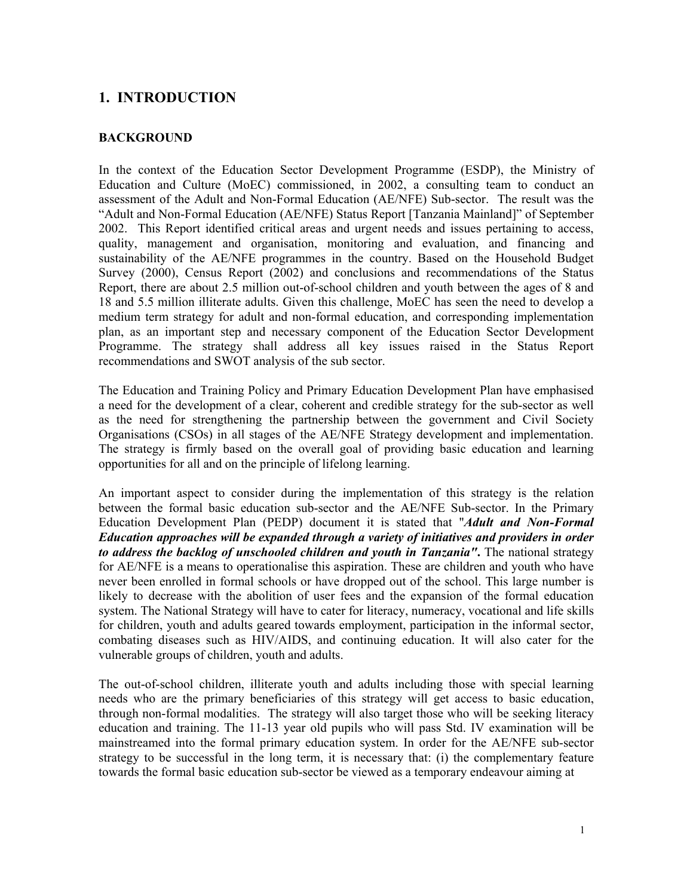# 1. INTRODUCTION

## BACKGROUND

In the context of the Education Sector Development Programme (ESDP), the Ministry of Education and Culture (MoEC) commissioned, in 2002, a consulting team to conduct an assessment of the Adult and Non-Formal Education (AE/NFE) Sub-sector. The result was the "Adult and Non-Formal Education (AE/NFE) Status Report [Tanzania Mainland]" of September 2002. This Report identified critical areas and urgent needs and issues pertaining to access, quality, management and organisation, monitoring and evaluation, and financing and sustainability of the AE/NFE programmes in the country. Based on the Household Budget Survey (2000), Census Report (2002) and conclusions and recommendations of the Status Report, there are about 2.5 million out-of-school children and youth between the ages of 8 and 18 and 5.5 million illiterate adults. Given this challenge, MoEC has seen the need to develop a medium term strategy for adult and non-formal education, and corresponding implementation plan, as an important step and necessary component of the Education Sector Development Programme. The strategy shall address all key issues raised in the Status Report recommendations and SWOT analysis of the sub sector.

The Education and Training Policy and Primary Education Development Plan have emphasised a need for the development of a clear, coherent and credible strategy for the sub-sector as well as the need for strengthening the partnership between the government and Civil Society Organisations (CSOs) in all stages of the AE/NFE Strategy development and implementation. The strategy is firmly based on the overall goal of providing basic education and learning opportunities for all and on the principle of lifelong learning.

An important aspect to consider during the implementation of this strategy is the relation between the formal basic education sub-sector and the AE/NFE Sub-sector. In the Primary Education Development Plan (PEDP) document it is stated that "***Adult and Non-Formal Education approaches will be expanded through a variety of initiatives and providers in order to address the backlog of unschooled children and youth in Tanzania"*****.** The national strategy for AE/NFE is a means to operationalise this aspiration. These are children and youth who have never been enrolled in formal schools or have dropped out of the school. This large number is likely to decrease with the abolition of user fees and the expansion of the formal education system. The National Strategy will have to cater for literacy, numeracy, vocational and life skills for children, youth and adults geared towards employment, participation in the informal sector, combating diseases such as HIV/AIDS, and continuing education. It will also cater for the vulnerable groups of children, youth and adults.

The out-of-school children, illiterate youth and adults including those with special learning needs who are the primary beneficiaries of this strategy will get access to basic education, through non-formal modalities. The strategy will also target those who will be seeking literacy education and training. The 11-13 year old pupils who will pass Std. IV examination will be mainstreamed into the formal primary education system. In order for the AE/NFE sub-sector strategy to be successful in the long term, it is necessary that: (i) the complementary feature towards the formal basic education sub-sector be viewed as a temporary endeavour aiming at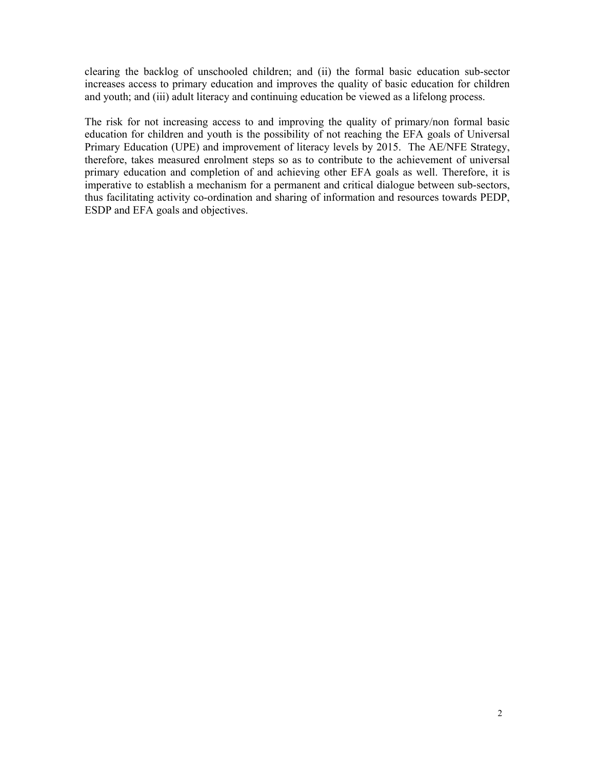clearing the backlog of unschooled children; and (ii) the formal basic education sub-sector increases access to primary education and improves the quality of basic education for children and youth; and (iii) adult literacy and continuing education be viewed as a lifelong process.

The risk for not increasing access to and improving the quality of primary/non formal basic education for children and youth is the possibility of not reaching the EFA goals of Universal Primary Education (UPE) and improvement of literacy levels by 2015. The AE/NFE Strategy, therefore, takes measured enrolment steps so as to contribute to the achievement of universal primary education and completion of and achieving other EFA goals as well. Therefore, it is imperative to establish a mechanism for a permanent and critical dialogue between sub-sectors, thus facilitating activity co-ordination and sharing of information and resources towards PEDP, ESDP and EFA goals and objectives.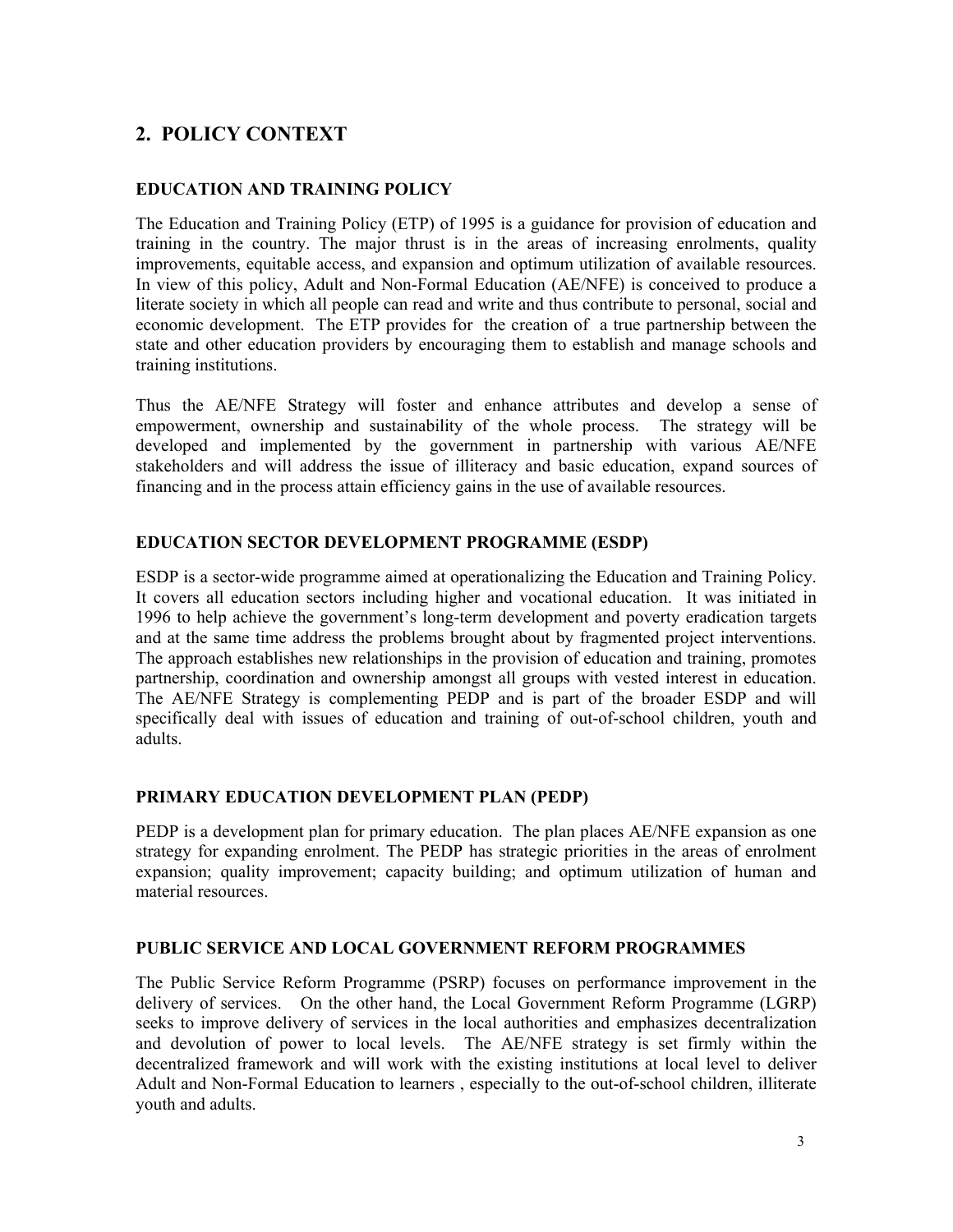## 2. POLICY CONTEXT

### EDUCATION AND TRAINING POLICY

The Education and Training Policy (ETP) of 1995 is a guidance for provision of education and training in the country. The major thrust is in the areas of increasing enrolments, quality improvements, equitable access, and expansion and optimum utilization of available resources. In view of this policy, Adult and Non-Formal Education (AE/NFE) is conceived to produce a literate society in which all people can read and write and thus contribute to personal, social and economic development. The ETP provides for the creation of a true partnership between the state and other education providers by encouraging them to establish and manage schools and training institutions.

Thus the AE/NFE Strategy will foster and enhance attributes and develop a sense of empowerment, ownership and sustainability of the whole process. The strategy will be developed and implemented by the government in partnership with various AE/NFE stakeholders and will address the issue of illiteracy and basic education, expand sources of financing and in the process attain efficiency gains in the use of available resources.

### EDUCATION SECTOR DEVELOPMENT PROGRAMME (ESDP)

ESDP is a sector-wide programme aimed at operationalizing the Education and Training Policy. It covers all education sectors including higher and vocational education. It was initiated in 1996 to help achieve the government's long-term development and poverty eradication targets and at the same time address the problems brought about by fragmented project interventions. The approach establishes new relationships in the provision of education and training, promotes partnership, coordination and ownership amongst all groups with vested interest in education. The AE/NFE Strategy is complementing PEDP and is part of the broader ESDP and will specifically deal with issues of education and training of out-of-school children, youth and adults.

### PRIMARY EDUCATION DEVELOPMENT PLAN (PEDP)

PEDP is a development plan for primary education. The plan places AE/NFE expansion as one strategy for expanding enrolment. The PEDP has strategic priorities in the areas of enrolment expansion; quality improvement; capacity building; and optimum utilization of human and material resources.

### PUBLIC SERVICE AND LOCAL GOVERNMENT REFORM PROGRAMMES

The Public Service Reform Programme (PSRP) focuses on performance improvement in the delivery of services. On the other hand, the Local Government Reform Programme (LGRP) seeks to improve delivery of services in the local authorities and emphasizes decentralization and devolution of power to local levels. The AE/NFE strategy is set firmly within the decentralized framework and will work with the existing institutions at local level to deliver Adult and Non-Formal Education to learners , especially to the out-of-school children, illiterate youth and adults.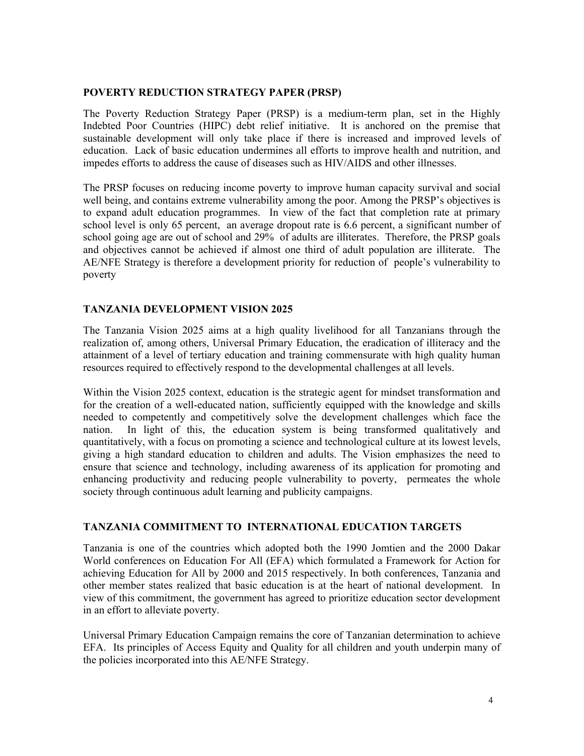## POVERTY REDUCTION STRATEGY PAPER (PRSP)

The Poverty Reduction Strategy Paper (PRSP) is a medium-term plan, set in the Highly Indebted Poor Countries (HIPC) debt relief initiative. It is anchored on the premise that sustainable development will only take place if there is increased and improved levels of education. Lack of basic education undermines all efforts to improve health and nutrition, and impedes efforts to address the cause of diseases such as HIV/AIDS and other illnesses.

The PRSP focuses on reducing income poverty to improve human capacity survival and social well being, and contains extreme vulnerability among the poor. Among the PRSP's objectives is to expand adult education programmes. In view of the fact that completion rate at primary school level is only 65 percent, an average dropout rate is 6.6 percent, a significant number of school going age are out of school and 29% of adults are illiterates. Therefore, the PRSP goals and objectives cannot be achieved if almost one third of adult population are illiterate. The AE/NFE Strategy is therefore a development priority for reduction of people's vulnerability to poverty

## TANZANIA DEVELOPMENT VISION 2025

The Tanzania Vision 2025 aims at a high quality livelihood for all Tanzanians through the realization of, among others, Universal Primary Education, the eradication of illiteracy and the attainment of a level of tertiary education and training commensurate with high quality human resources required to effectively respond to the developmental challenges at all levels.

Within the Vision 2025 context, education is the strategic agent for mindset transformation and for the creation of a well-educated nation, sufficiently equipped with the knowledge and skills needed to competently and competitively solve the development challenges which face the nation. In light of this, the education system is being transformed qualitatively and quantitatively, with a focus on promoting a science and technological culture at its lowest levels, giving a high standard education to children and adults. The Vision emphasizes the need to ensure that science and technology, including awareness of its application for promoting and enhancing productivity and reducing people vulnerability to poverty, permeates the whole society through continuous adult learning and publicity campaigns.

## TANZANIA COMMITMENT TO INTERNATIONAL EDUCATION TARGETS

Tanzania is one of the countries which adopted both the 1990 Jomtien and the 2000 Dakar World conferences on Education For All (EFA) which formulated a Framework for Action for achieving Education for All by 2000 and 2015 respectively. In both conferences, Tanzania and other member states realized that basic education is at the heart of national development. In view of this commitment, the government has agreed to prioritize education sector development in an effort to alleviate poverty.

Universal Primary Education Campaign remains the core of Tanzanian determination to achieve EFA. Its principles of Access Equity and Quality for all children and youth underpin many of the policies incorporated into this AE/NFE Strategy.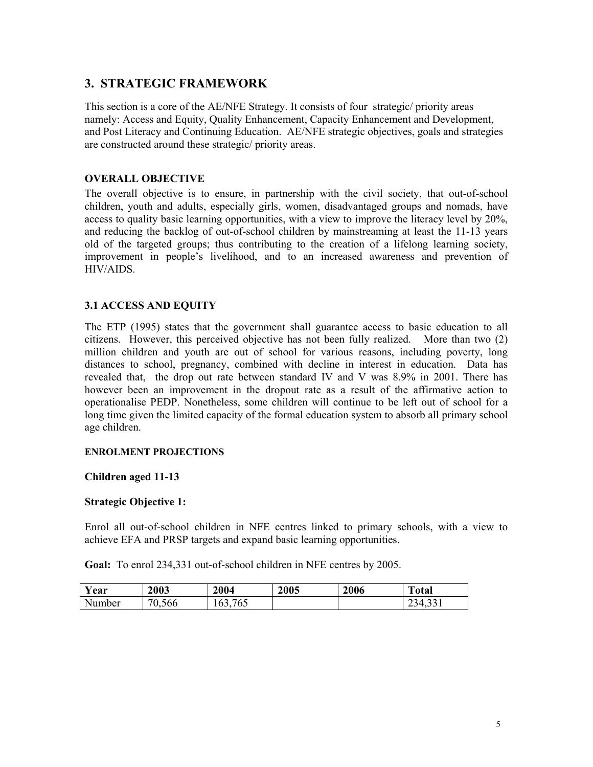## 3. STRATEGIC FRAMEWORK

This section is a core of the AE/NFE Strategy. It consists of four strategic/ priority areas namely: Access and Equity, Quality Enhancement, Capacity Enhancement and Development, and Post Literacy and Continuing Education. AE/NFE strategic objectives, goals and strategies are constructed around these strategic/ priority areas.

**OVERALL OBJECTIVE**

The overall objective is to ensure, in partnership with the civil society, that out-of-school children, youth and adults, especially girls, women, disadvantaged groups and nomads, have access to quality basic learning opportunities, with a view to improve the literacy level by 20%, and reducing the backlog of out-of-school children by mainstreaming at least the 11-13 years old of the targeted groups; thus contributing to the creation of a lifelong learning society, improvement in people's livelihood, and to an increased awareness and prevention of HIV/AIDS.

### 3.1 ACCESS AND EQUITY

The ETP (1995) states that the government shall guarantee access to basic education to all citizens. However, this perceived objective has not been fully realized. More than two (2) million children and youth are out of school for various reasons, including poverty, long distances to school, pregnancy, combined with decline in interest in education. Data has revealed that, the drop out rate between standard IV and V was 8.9% in 2001. There has however been an improvement in the dropout rate as a result of the affirmative action to operationalise PEDP. Nonetheless, some children will continue to be left out of school for a long time given the limited capacity of the formal education system to absorb all primary school age children.

**ENROLMENT PROJECTIONS**

**Children aged 11-13**

**Strategic Objective 1:**

Enrol all out-of-school children in NFE centres linked to primary schools, with a view to achieve EFA and PRSP targets and expand basic learning opportunities.

**Goal:** To enrol 234,331 out-of-school children in NFE centres by 2005.

| Year | 2003 | 2004 | 2005 | 2006 | Total |
|---|---|---|---|---|---|
| Number | 70,566 | 163,765 | | | 234,331 |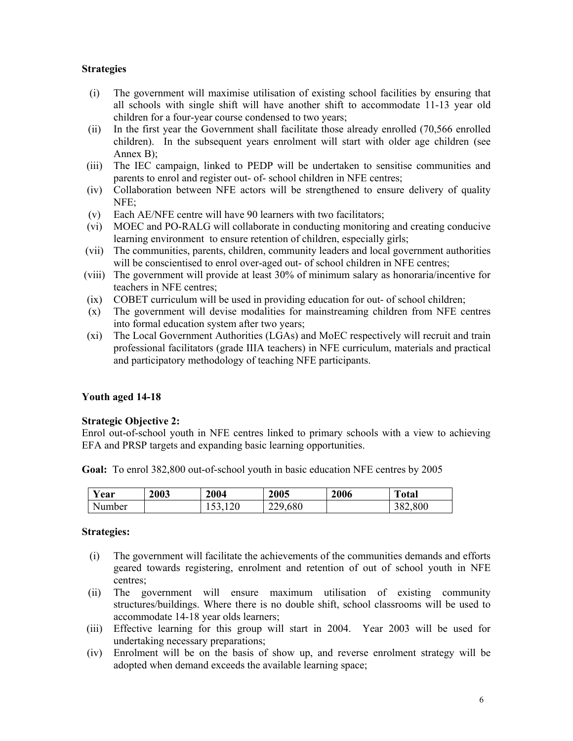**Strategies**

(i) The government will maximise utilisation of existing school facilities by ensuring that all schools with single shift will have another shift to accommodate 11-13 year old children for a four-year course condensed to two years;

(ii) In the first year the Government shall facilitate those already enrolled (70,566 enrolled children). In the subsequent years enrolment will start with older age children (see Annex B);

(iii) The IEC campaign, linked to PEDP will be undertaken to sensitise communities and parents to enrol and register out- of- school children in NFE centres;

(iv) Collaboration between NFE actors will be strengthened to ensure delivery of quality NFE;

(v) Each AE/NFE centre will have 90 learners with two facilitators;

(vi) MOEC and PO-RALG will collaborate in conducting monitoring and creating conducive learning environment to ensure retention of children, especially girls;

(vii) The communities, parents, children, community leaders and local government authorities will be conscientised to enrol over-aged out- of school children in NFE centres;

(viii) The government will provide at least 30% of minimum salary as honoraria/incentive for teachers in NFE centres;

(ix) COBET curriculum will be used in providing education for out- of school children;

(x) The government will devise modalities for mainstreaming children from NFE centres into formal education system after two years;

(xi) The Local Government Authorities (LGAs) and MoEC respectively will recruit and train professional facilitators (grade IIIA teachers) in NFE curriculum, materials and practical and participatory methodology of teaching NFE participants.

**Youth aged 14-18**

**Strategic Objective 2:**
Enrol out-of-school youth in NFE centres linked to primary schools with a view to achieving EFA and PRSP targets and expanding basic learning opportunities.

**Goal:** To enrol 382,800 out-of-school youth in basic education NFE centres by 2005

| Year | 2003 | 2004 | 2005 | 2006 | Total |
|---|---|---|---|---|---|
| Number | | 153,120 | 229,680 | | 382,800 |

**Strategies:**

(i) The government will facilitate the achievements of the communities demands and efforts geared towards registering, enrolment and retention of out of school youth in NFE centres;

(ii) The government will ensure maximum utilisation of existing community structures/buildings. Where there is no double shift, school classrooms will be used to accommodate 14-18 year olds learners;

(iii) Effective learning for this group will start in 2004. Year 2003 will be used for undertaking necessary preparations;

(iv) Enrolment will be on the basis of show up, and reverse enrolment strategy will be adopted when demand exceeds the available learning space;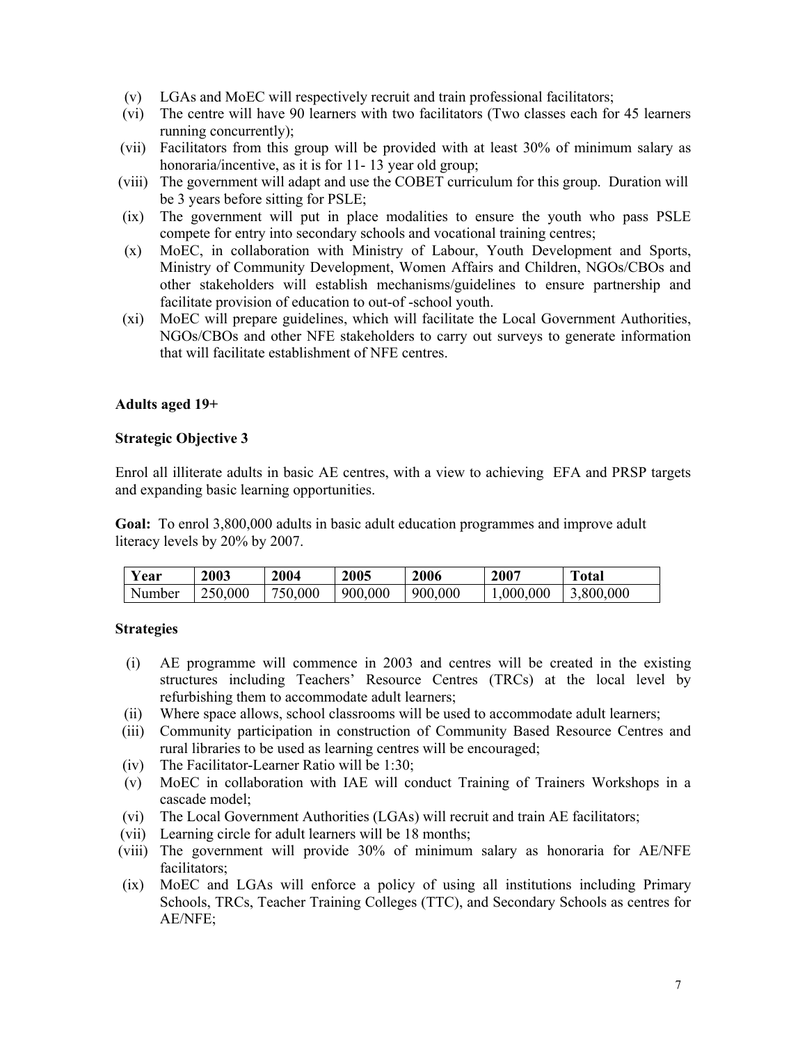(v) LGAs and MoEC will respectively recruit and train professional facilitators;
(vi) The centre will have 90 learners with two facilitators (Two classes each for 45 learners running concurrently);
(vii) Facilitators from this group will be provided with at least 30% of minimum salary as honoraria/incentive, as it is for 11- 13 year old group;
(viii) The government will adapt and use the COBET curriculum for this group. Duration will be 3 years before sitting for PSLE;
(ix) The government will put in place modalities to ensure the youth who pass PSLE compete for entry into secondary schools and vocational training centres;
(x) MoEC, in collaboration with Ministry of Labour, Youth Development and Sports, Ministry of Community Development, Women Affairs and Children, NGOs/CBOs and other stakeholders will establish mechanisms/guidelines to ensure partnership and facilitate provision of education to out-of -school youth.
(xi) MoEC will prepare guidelines, which will facilitate the Local Government Authorities, NGOs/CBOs and other NFE stakeholders to carry out surveys to generate information that will facilitate establishment of NFE centres.

**Adults aged 19+**

**Strategic Objective 3**

Enrol all illiterate adults in basic AE centres, with a view to achieving EFA and PRSP targets and expanding basic learning opportunities.

**Goal:** To enrol 3,800,000 adults in basic adult education programmes and improve adult literacy levels by 20% by 2007.

| Year | 2003 | 2004 | 2005 | 2006 | 2007 | Total |
|---|---|---|---|---|---|---|
| Number | 250,000 | 750,000 | 900,000 | 900,000 | 1,000,000 | 3,800,000 |

**Strategies**

(i) AE programme will commence in 2003 and centres will be created in the existing structures including Teachers' Resource Centres (TRCs) at the local level by refurbishing them to accommodate adult learners;
(ii) Where space allows, school classrooms will be used to accommodate adult learners;
(iii) Community participation in construction of Community Based Resource Centres and rural libraries to be used as learning centres will be encouraged;
(iv) The Facilitator-Learner Ratio will be 1:30;
(v) MoEC in collaboration with IAE will conduct Training of Trainers Workshops in a cascade model;
(vi) The Local Government Authorities (LGAs) will recruit and train AE facilitators;
(vii) Learning circle for adult learners will be 18 months;
(viii) The government will provide 30% of minimum salary as honoraria for AE/NFE facilitators;
(ix) MoEC and LGAs will enforce a policy of using all institutions including Primary Schools, TRCs, Teacher Training Colleges (TTC), and Secondary Schools as centres for AE/NFE;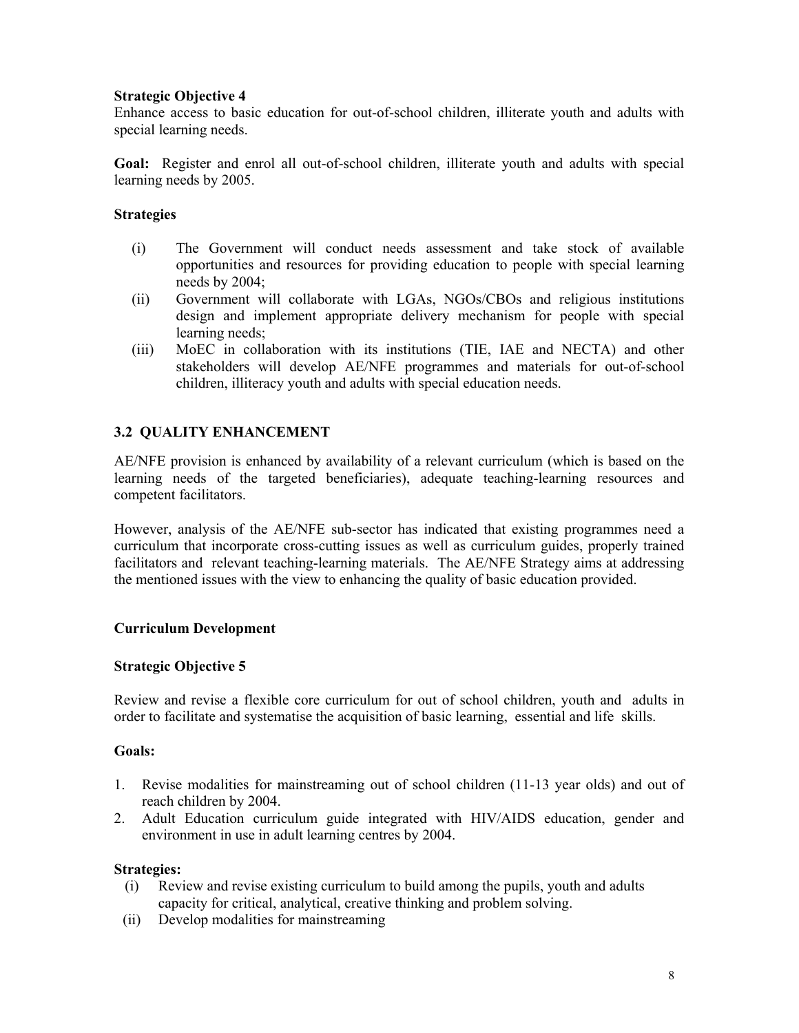**Strategic Objective 4**
Enhance access to basic education for out-of-school children, illiterate youth and adults with special learning needs.

**Goal:** Register and enrol all out-of-school children, illiterate youth and adults with special learning needs by 2005.

**Strategies**

(i) The Government will conduct needs assessment and take stock of available opportunities and resources for providing education to people with special learning needs by 2004;

(ii) Government will collaborate with LGAs, NGOs/CBOs and religious institutions design and implement appropriate delivery mechanism for people with special learning needs;

(iii) MoEC in collaboration with its institutions (TIE, IAE and NECTA) and other stakeholders will develop AE/NFE programmes and materials for out-of-school children, illiteracy youth and adults with special education needs.

## 3.2 QUALITY ENHANCEMENT

AE/NFE provision is enhanced by availability of a relevant curriculum (which is based on the learning needs of the targeted beneficiaries), adequate teaching-learning resources and competent facilitators.

However, analysis of the AE/NFE sub-sector has indicated that existing programmes need a curriculum that incorporate cross-cutting issues as well as curriculum guides, properly trained facilitators and relevant teaching-learning materials. The AE/NFE Strategy aims at addressing the mentioned issues with the view to enhancing the quality of basic education provided.

### Curriculum Development

**Strategic Objective 5**

Review and revise a flexible core curriculum for out of school children, youth and adults in order to facilitate and systematise the acquisition of basic learning, essential and life skills.

**Goals:**

1. Revise modalities for mainstreaming out of school children (11-13 year olds) and out of reach children by 2004.
2. Adult Education curriculum guide integrated with HIV/AIDS education, gender and environment in use in adult learning centres by 2004.

**Strategies:**

(i) Review and revise existing curriculum to build among the pupils, youth and adults capacity for critical, analytical, creative thinking and problem solving.

(ii) Develop modalities for mainstreaming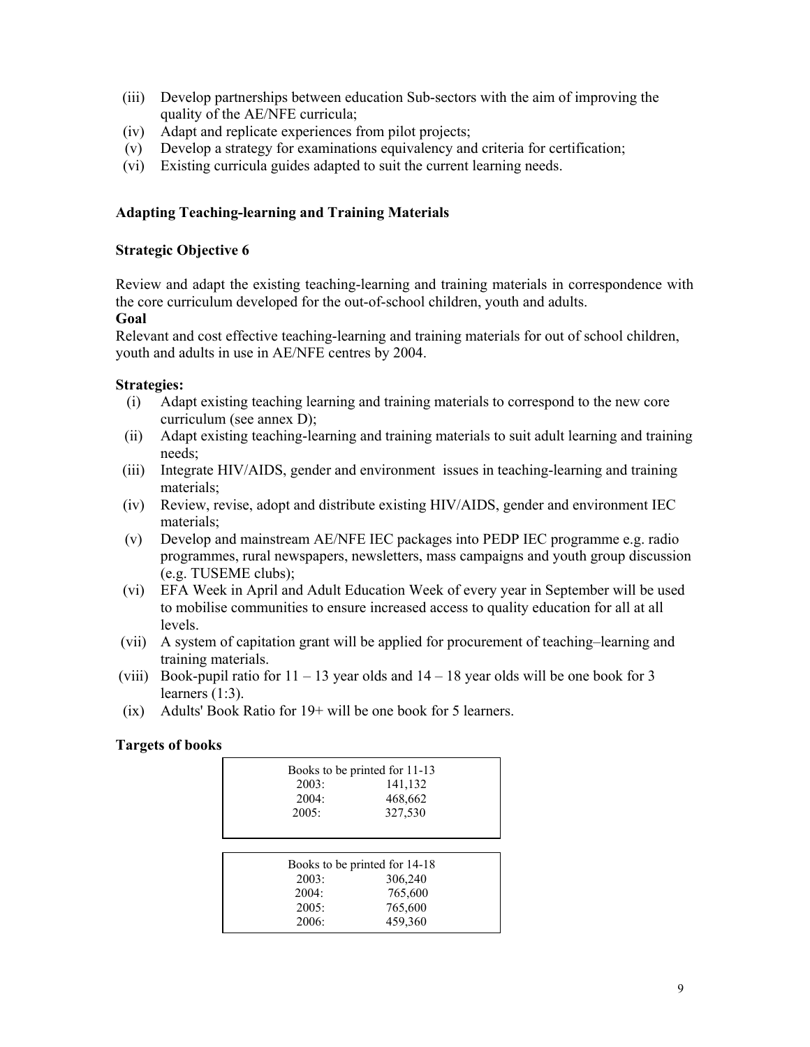(iii) Develop partnerships between education Sub-sectors with the aim of improving the quality of the AE/NFE curricula;
(iv) Adapt and replicate experiences from pilot projects;
(v) Develop a strategy for examinations equivalency and criteria for certification;
(vi) Existing curricula guides adapted to suit the current learning needs.

### Adapting Teaching-learning and Training Materials

#### Strategic Objective 6

Review and adapt the existing teaching-learning and training materials in correspondence with the core curriculum developed for the out-of-school children, youth and adults.

**Goal**

Relevant and cost effective teaching-learning and training materials for out of school children, youth and adults in use in AE/NFE centres by 2004.

**Strategies:**

(i) Adapt existing teaching learning and training materials to correspond to the new core curriculum (see annex D);
(ii) Adapt existing teaching-learning and training materials to suit adult learning and training needs;
(iii) Integrate HIV/AIDS, gender and environment issues in teaching-learning and training materials;
(iv) Review, revise, adopt and distribute existing HIV/AIDS, gender and environment IEC materials;
(v) Develop and mainstream AE/NFE IEC packages into PEDP IEC programme e.g. radio programmes, rural newspapers, newsletters, mass campaigns and youth group discussion (e.g. TUSEME clubs);
(vi) EFA Week in April and Adult Education Week of every year in September will be used to mobilise communities to ensure increased access to quality education for all at all levels.
(vii) A system of capitation grant will be applied for procurement of teaching–learning and training materials.
(viii) Book-pupil ratio for 11 – 13 year olds and 14 – 18 year olds will be one book for 3 learners (1:3).
(ix) Adults' Book Ratio for 19+ will be one book for 5 learners.

**Targets of books**

| Books to be printed for 11-13 | |
|---|---|
| 2003: | 141,132 |
| 2004: | 468,662 |
| 2005: | 327,530 |

| Books to be printed for 14-18 | |
|---|---|
| 2003: | 306,240 |
| 2004: | 765,600 |
| 2005: | 765,600 |
| 2006: | 459,360 |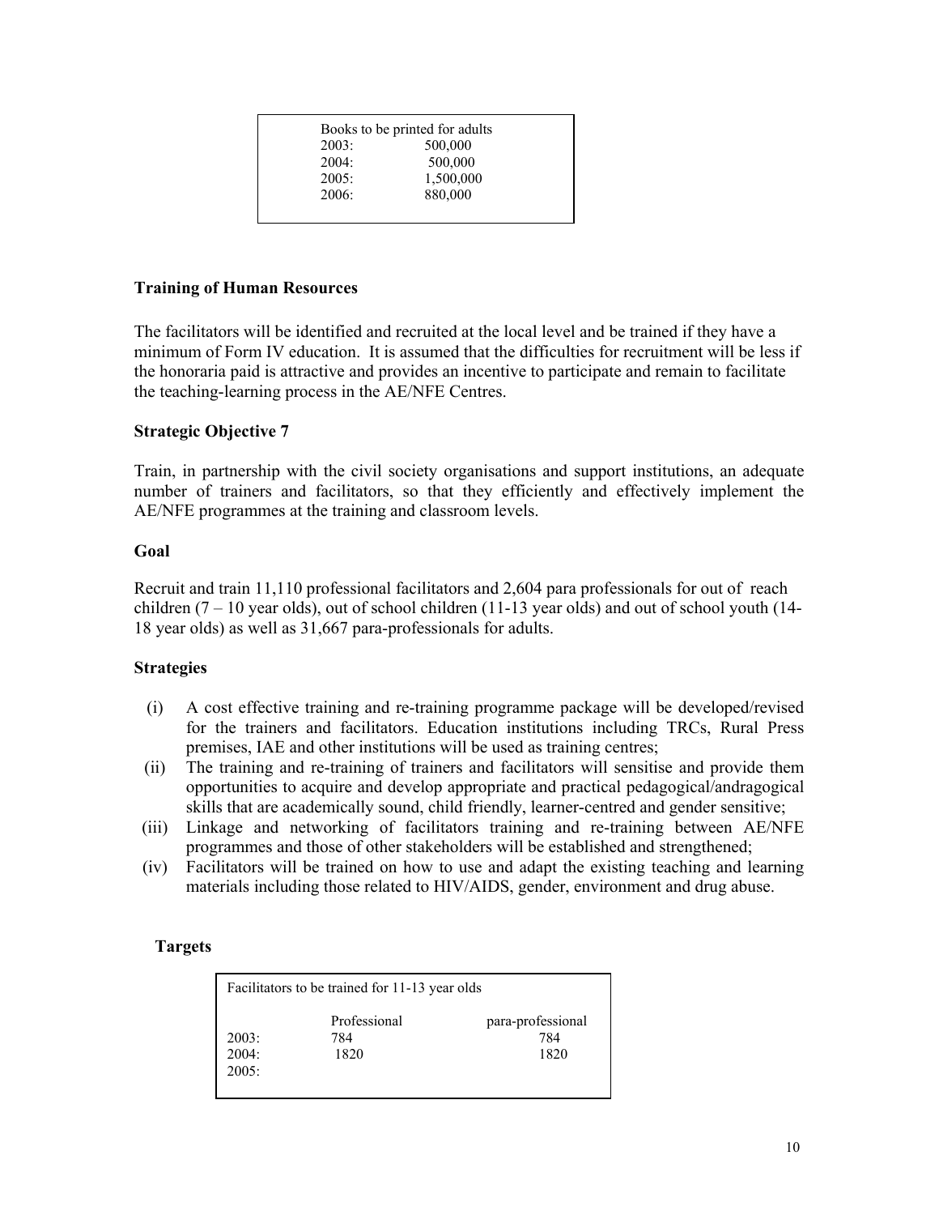| Books to be printed for adults | |
|---|---|
| 2003: | 500,000 |
| 2004: | 500,000 |
| 2005: | 1,500,000 |
| 2006: | 880,000 |

**Training of Human Resources**

The facilitators will be identified and recruited at the local level and be trained if they have a minimum of Form IV education. It is assumed that the difficulties for recruitment will be less if the honoraria paid is attractive and provides an incentive to participate and remain to facilitate the teaching-learning process in the AE/NFE Centres.

**Strategic Objective 7**

Train, in partnership with the civil society organisations and support institutions, an adequate number of trainers and facilitators, so that they efficiently and effectively implement the AE/NFE programmes at the training and classroom levels.

**Goal**

Recruit and train 11,110 professional facilitators and 2,604 para professionals for out of reach children (7 – 10 year olds), out of school children (11-13 year olds) and out of school youth (14-18 year olds) as well as 31,667 para-professionals for adults.

**Strategies**

(i) A cost effective training and re-training programme package will be developed/revised for the trainers and facilitators. Education institutions including TRCs, Rural Press premises, IAE and other institutions will be used as training centres;
(ii) The training and re-training of trainers and facilitators will sensitise and provide them opportunities to acquire and develop appropriate and practical pedagogical/andragogical skills that are academically sound, child friendly, learner-centred and gender sensitive;
(iii) Linkage and networking of facilitators training and re-training between AE/NFE programmes and those of other stakeholders will be established and strengthened;
(iv) Facilitators will be trained on how to use and adapt the existing teaching and learning materials including those related to HIV/AIDS, gender, environment and drug abuse.

**Targets**

| Facilitators to be trained for 11-13 year olds | | |
|---|---|---|
| | Professional | para-professional |
| 2003: | 784 | 784 |
| 2004: | 1820 | 1820 |
| 2005: | | |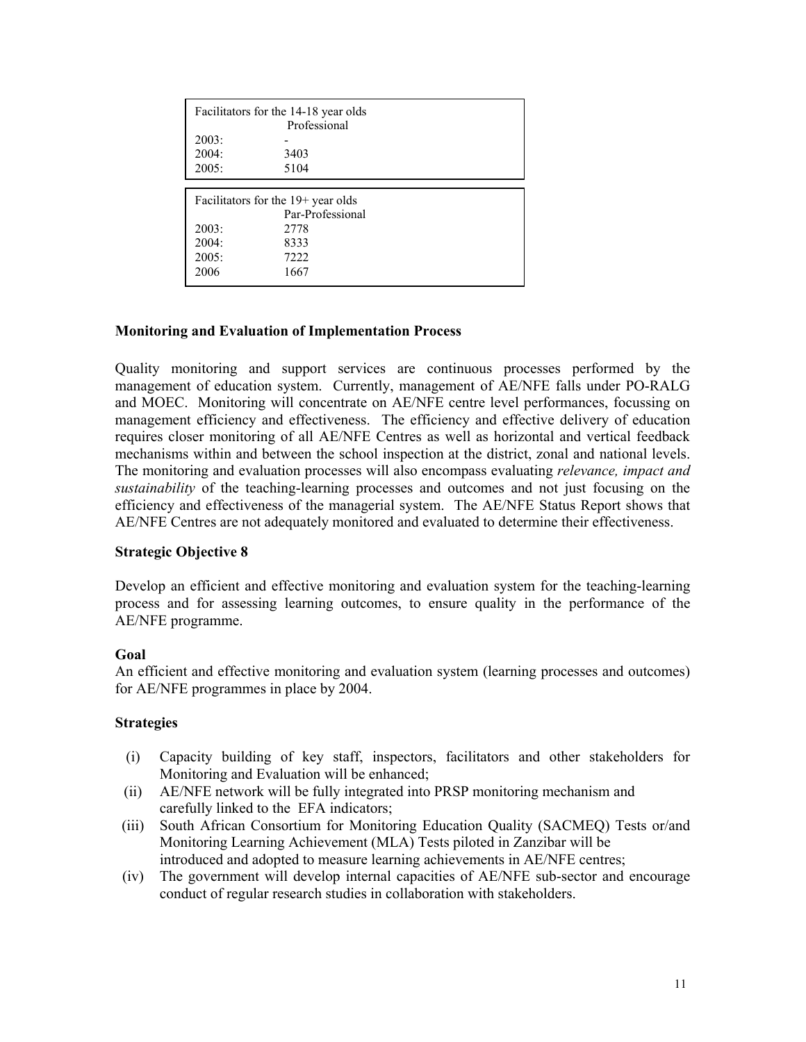| Facilitators for the 14-18 year olds | |
|---|---|
| | Professional |
| 2003: | - |
| 2004: | 3403 |
| 2005: | 5104 |

| Facilitators for the 19+ year olds | |
|---|---|
| | Par-Professional |
| 2003: | 2778 |
| 2004: | 8333 |
| 2005: | 7222 |
| 2006 | 1667 |

**Monitoring and Evaluation of Implementation Process**

Quality monitoring and support services are continuous processes performed by the management of education system. Currently, management of AE/NFE falls under PO-RALG and MOEC. Monitoring will concentrate on AE/NFE centre level performances, focussing on management efficiency and effectiveness. The efficiency and effective delivery of education requires closer monitoring of all AE/NFE Centres as well as horizontal and vertical feedback mechanisms within and between the school inspection at the district, zonal and national levels. The monitoring and evaluation processes will also encompass evaluating *relevance, impact and sustainability* of the teaching-learning processes and outcomes and not just focusing on the efficiency and effectiveness of the managerial system. The AE/NFE Status Report shows that AE/NFE Centres are not adequately monitored and evaluated to determine their effectiveness.

**Strategic Objective 8**

Develop an efficient and effective monitoring and evaluation system for the teaching-learning process and for assessing learning outcomes, to ensure quality in the performance of the AE/NFE programme.

**Goal**

An efficient and effective monitoring and evaluation system (learning processes and outcomes) for AE/NFE programmes in place by 2004.

**Strategies**

(i) Capacity building of key staff, inspectors, facilitators and other stakeholders for Monitoring and Evaluation will be enhanced;

(ii) AE/NFE network will be fully integrated into PRSP monitoring mechanism and carefully linked to the EFA indicators;

(iii) South African Consortium for Monitoring Education Quality (SACMEQ) Tests or/and Monitoring Learning Achievement (MLA) Tests piloted in Zanzibar will be introduced and adopted to measure learning achievements in AE/NFE centres;

(iv) The government will develop internal capacities of AE/NFE sub-sector and encourage conduct of regular research studies in collaboration with stakeholders.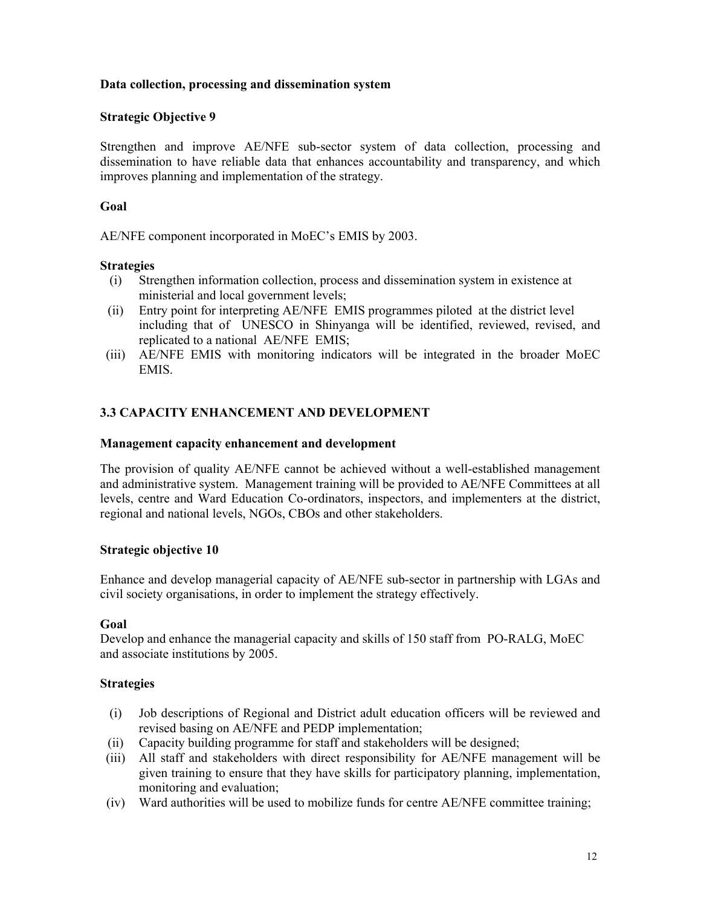**Data collection, processing and dissemination system**

**Strategic Objective 9**

Strengthen and improve AE/NFE sub-sector system of data collection, processing and dissemination to have reliable data that enhances accountability and transparency, and which improves planning and implementation of the strategy.

**Goal**

AE/NFE component incorporated in MoEC's EMIS by 2003.

**Strategies**

(i) Strengthen information collection, process and dissemination system in existence at ministerial and local government levels;

(ii) Entry point for interpreting AE/NFE EMIS programmes piloted at the district level including that of UNESCO in Shinyanga will be identified, reviewed, revised, and replicated to a national AE/NFE EMIS;

(iii) AE/NFE EMIS with monitoring indicators will be integrated in the broader MoEC EMIS.

## 3.3 CAPACITY ENHANCEMENT AND DEVELOPMENT

**Management capacity enhancement and development**

The provision of quality AE/NFE cannot be achieved without a well-established management and administrative system. Management training will be provided to AE/NFE Committees at all levels, centre and Ward Education Co-ordinators, inspectors, and implementers at the district, regional and national levels, NGOs, CBOs and other stakeholders.

**Strategic objective 10**

Enhance and develop managerial capacity of AE/NFE sub-sector in partnership with LGAs and civil society organisations, in order to implement the strategy effectively.

**Goal**

Develop and enhance the managerial capacity and skills of 150 staff from PO-RALG, MoEC and associate institutions by 2005.

**Strategies**

(i) Job descriptions of Regional and District adult education officers will be reviewed and revised basing on AE/NFE and PEDP implementation;

(ii) Capacity building programme for staff and stakeholders will be designed;

(iii) All staff and stakeholders with direct responsibility for AE/NFE management will be given training to ensure that they have skills for participatory planning, implementation, monitoring and evaluation;

(iv) Ward authorities will be used to mobilize funds for centre AE/NFE committee training;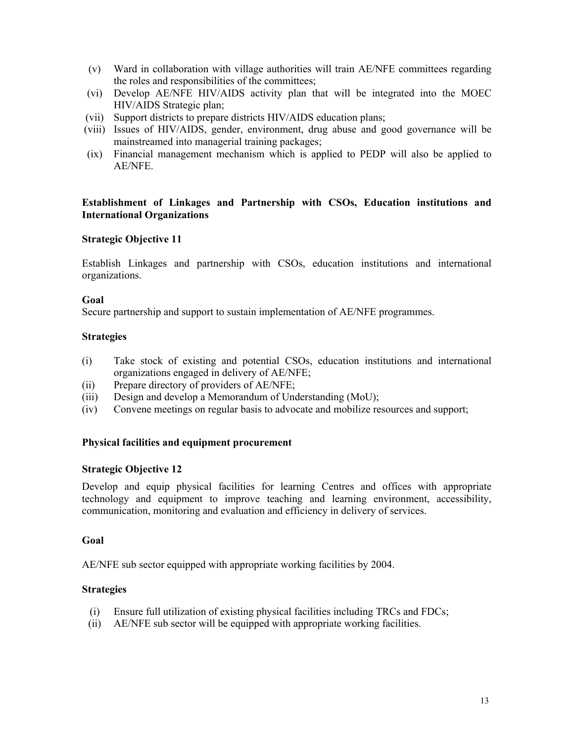(v) Ward in collaboration with village authorities will train AE/NFE committees regarding the roles and responsibilities of the committees;
(vi) Develop AE/NFE HIV/AIDS activity plan that will be integrated into the MOEC HIV/AIDS Strategic plan;
(vii) Support districts to prepare districts HIV/AIDS education plans;
(viii) Issues of HIV/AIDS, gender, environment, drug abuse and good governance will be mainstreamed into managerial training packages;
(ix) Financial management mechanism which is applied to PEDP will also be applied to AE/NFE.

**Establishment of Linkages and Partnership with CSOs, Education institutions and International Organizations**

**Strategic Objective 11**

Establish Linkages and partnership with CSOs, education institutions and international organizations.

**Goal**

Secure partnership and support to sustain implementation of AE/NFE programmes.

**Strategies**

(i) Take stock of existing and potential CSOs, education institutions and international organizations engaged in delivery of AE/NFE;
(ii) Prepare directory of providers of AE/NFE;
(iii) Design and develop a Memorandum of Understanding (MoU);
(iv) Convene meetings on regular basis to advocate and mobilize resources and support;

**Physical facilities and equipment procurement**

**Strategic Objective 12**

Develop and equip physical facilities for learning Centres and offices with appropriate technology and equipment to improve teaching and learning environment, accessibility, communication, monitoring and evaluation and efficiency in delivery of services.

**Goal**

AE/NFE sub sector equipped with appropriate working facilities by 2004.

**Strategies**

(i) Ensure full utilization of existing physical facilities including TRCs and FDCs;
(ii) AE/NFE sub sector will be equipped with appropriate working facilities.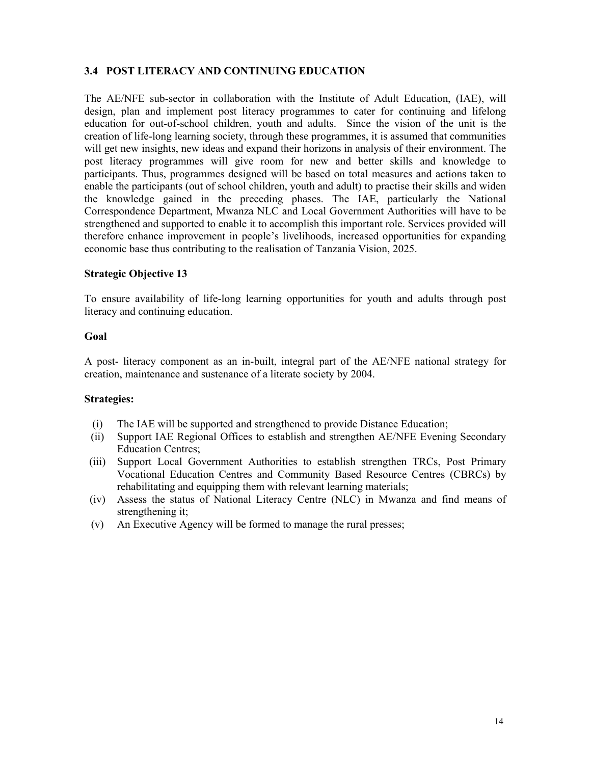### 3.4 POST LITERACY AND CONTINUING EDUCATION

The AE/NFE sub-sector in collaboration with the Institute of Adult Education, (IAE), will design, plan and implement post literacy programmes to cater for continuing and lifelong education for out-of-school children, youth and adults. Since the vision of the unit is the creation of life-long learning society, through these programmes, it is assumed that communities will get new insights, new ideas and expand their horizons in analysis of their environment. The post literacy programmes will give room for new and better skills and knowledge to participants. Thus, programmes designed will be based on total measures and actions taken to enable the participants (out of school children, youth and adult) to practise their skills and widen the knowledge gained in the preceding phases. The IAE, particularly the National Correspondence Department, Mwanza NLC and Local Government Authorities will have to be strengthened and supported to enable it to accomplish this important role. Services provided will therefore enhance improvement in people's livelihoods, increased opportunities for expanding economic base thus contributing to the realisation of Tanzania Vision, 2025.

**Strategic Objective 13**

To ensure availability of life-long learning opportunities for youth and adults through post literacy and continuing education.

**Goal**

A post- literacy component as an in-built, integral part of the AE/NFE national strategy for creation, maintenance and sustenance of a literate society by 2004.

**Strategies:**

(i) The IAE will be supported and strengthened to provide Distance Education;
(ii) Support IAE Regional Offices to establish and strengthen AE/NFE Evening Secondary Education Centres;
(iii) Support Local Government Authorities to establish strengthen TRCs, Post Primary Vocational Education Centres and Community Based Resource Centres (CBRCs) by rehabilitating and equipping them with relevant learning materials;
(iv) Assess the status of National Literacy Centre (NLC) in Mwanza and find means of strengthening it;
(v) An Executive Agency will be formed to manage the rural presses;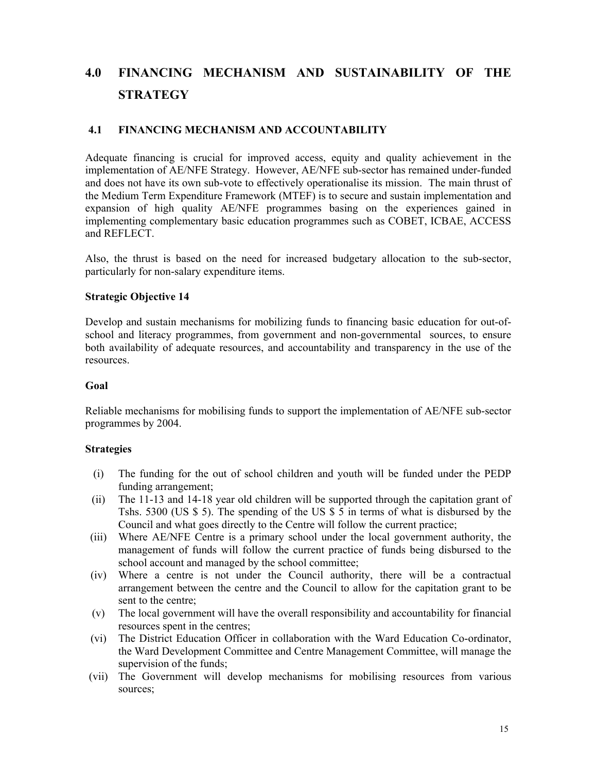# 4.0 FINANCING MECHANISM AND SUSTAINABILITY OF THE STRATEGY

## 4.1 FINANCING MECHANISM AND ACCOUNTABILITY

Adequate financing is crucial for improved access, equity and quality achievement in the implementation of AE/NFE Strategy. However, AE/NFE sub-sector has remained under-funded and does not have its own sub-vote to effectively operationalise its mission. The main thrust of the Medium Term Expenditure Framework (MTEF) is to secure and sustain implementation and expansion of high quality AE/NFE programmes basing on the experiences gained in implementing complementary basic education programmes such as COBET, ICBAE, ACCESS and REFLECT.

Also, the thrust is based on the need for increased budgetary allocation to the sub-sector, particularly for non-salary expenditure items.

**Strategic Objective 14**

Develop and sustain mechanisms for mobilizing funds to financing basic education for out-of-school and literacy programmes, from government and non-governmental sources, to ensure both availability of adequate resources, and accountability and transparency in the use of the resources.

**Goal**

Reliable mechanisms for mobilising funds to support the implementation of AE/NFE sub-sector programmes by 2004.

**Strategies**

(i) The funding for the out of school children and youth will be funded under the PEDP funding arrangement;

(ii) The 11-13 and 14-18 year old children will be supported through the capitation grant of Tshs. 5300 (US $ 5). The spending of the US $ 5 in terms of what is disbursed by the Council and what goes directly to the Centre will follow the current practice;

(iii) Where AE/NFE Centre is a primary school under the local government authority, the management of funds will follow the current practice of funds being disbursed to the school account and managed by the school committee;

(iv) Where a centre is not under the Council authority, there will be a contractual arrangement between the centre and the Council to allow for the capitation grant to be sent to the centre;

(v) The local government will have the overall responsibility and accountability for financial resources spent in the centres;

(vi) The District Education Officer in collaboration with the Ward Education Co-ordinator, the Ward Development Committee and Centre Management Committee, will manage the supervision of the funds;

(vii) The Government will develop mechanisms for mobilising resources from various sources;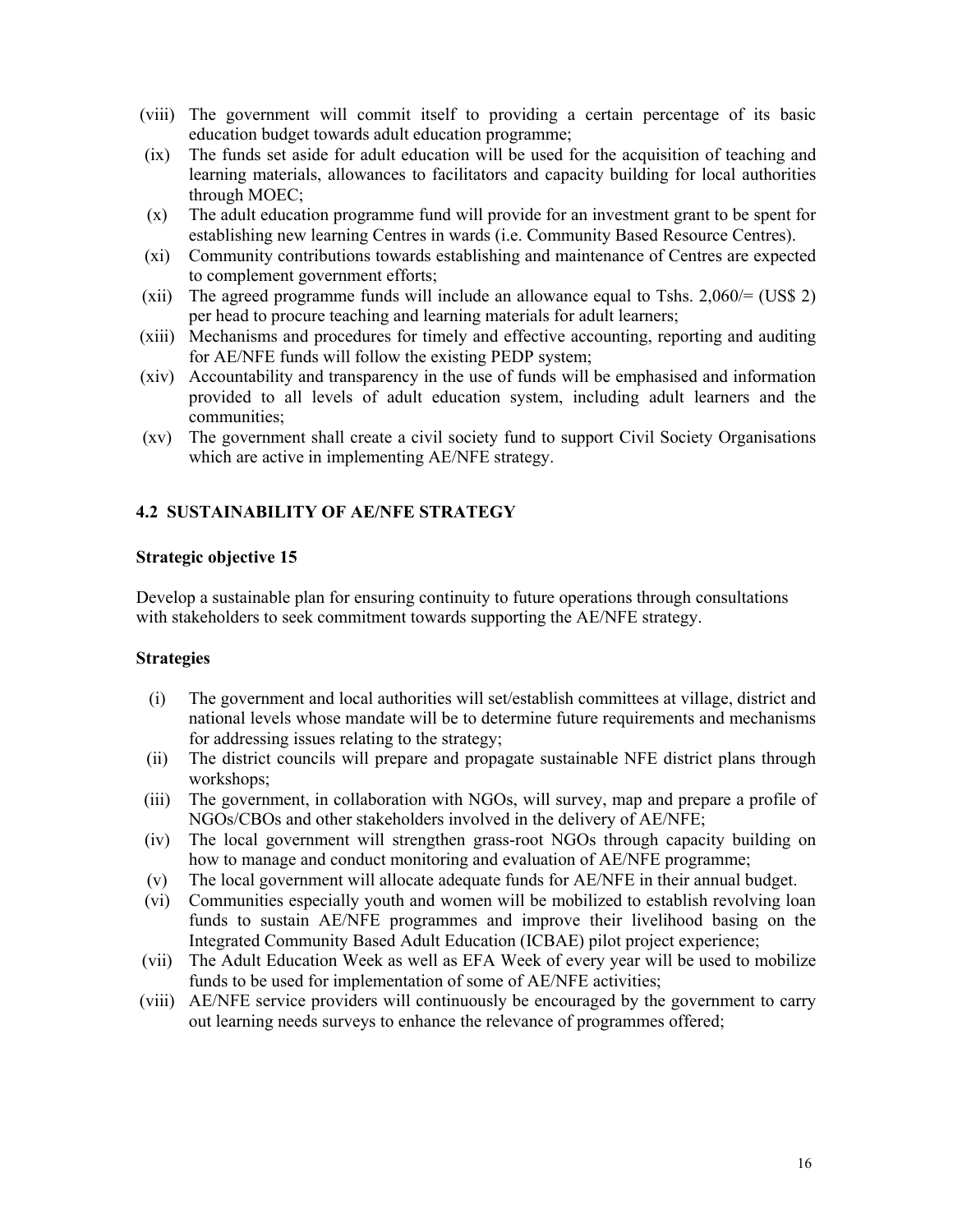(viii) The government will commit itself to providing a certain percentage of its basic education budget towards adult education programme;

(ix) The funds set aside for adult education will be used for the acquisition of teaching and learning materials, allowances to facilitators and capacity building for local authorities through MOEC;

(x) The adult education programme fund will provide for an investment grant to be spent for establishing new learning Centres in wards (i.e. Community Based Resource Centres).

(xi) Community contributions towards establishing and maintenance of Centres are expected to complement government efforts;

(xii) The agreed programme funds will include an allowance equal to Tshs. 2,060/= (US$ 2) per head to procure teaching and learning materials for adult learners;

(xiii) Mechanisms and procedures for timely and effective accounting, reporting and auditing for AE/NFE funds will follow the existing PEDP system;

(xiv) Accountability and transparency in the use of funds will be emphasised and information provided to all levels of adult education system, including adult learners and the communities;

(xv) The government shall create a civil society fund to support Civil Society Organisations which are active in implementing AE/NFE strategy.

## 4.2 SUSTAINABILITY OF AE/NFE STRATEGY

**Strategic objective 15**

Develop a sustainable plan for ensuring continuity to future operations through consultations with stakeholders to seek commitment towards supporting the AE/NFE strategy.

**Strategies**

(i) The government and local authorities will set/establish committees at village, district and national levels whose mandate will be to determine future requirements and mechanisms for addressing issues relating to the strategy;

(ii) The district councils will prepare and propagate sustainable NFE district plans through workshops;

(iii) The government, in collaboration with NGOs, will survey, map and prepare a profile of NGOs/CBOs and other stakeholders involved in the delivery of AE/NFE;

(iv) The local government will strengthen grass-root NGOs through capacity building on how to manage and conduct monitoring and evaluation of AE/NFE programme;

(v) The local government will allocate adequate funds for AE/NFE in their annual budget.

(vi) Communities especially youth and women will be mobilized to establish revolving loan funds to sustain AE/NFE programmes and improve their livelihood basing on the Integrated Community Based Adult Education (ICBAE) pilot project experience;

(vii) The Adult Education Week as well as EFA Week of every year will be used to mobilize funds to be used for implementation of some of AE/NFE activities;

(viii) AE/NFE service providers will continuously be encouraged by the government to carry out learning needs surveys to enhance the relevance of programmes offered;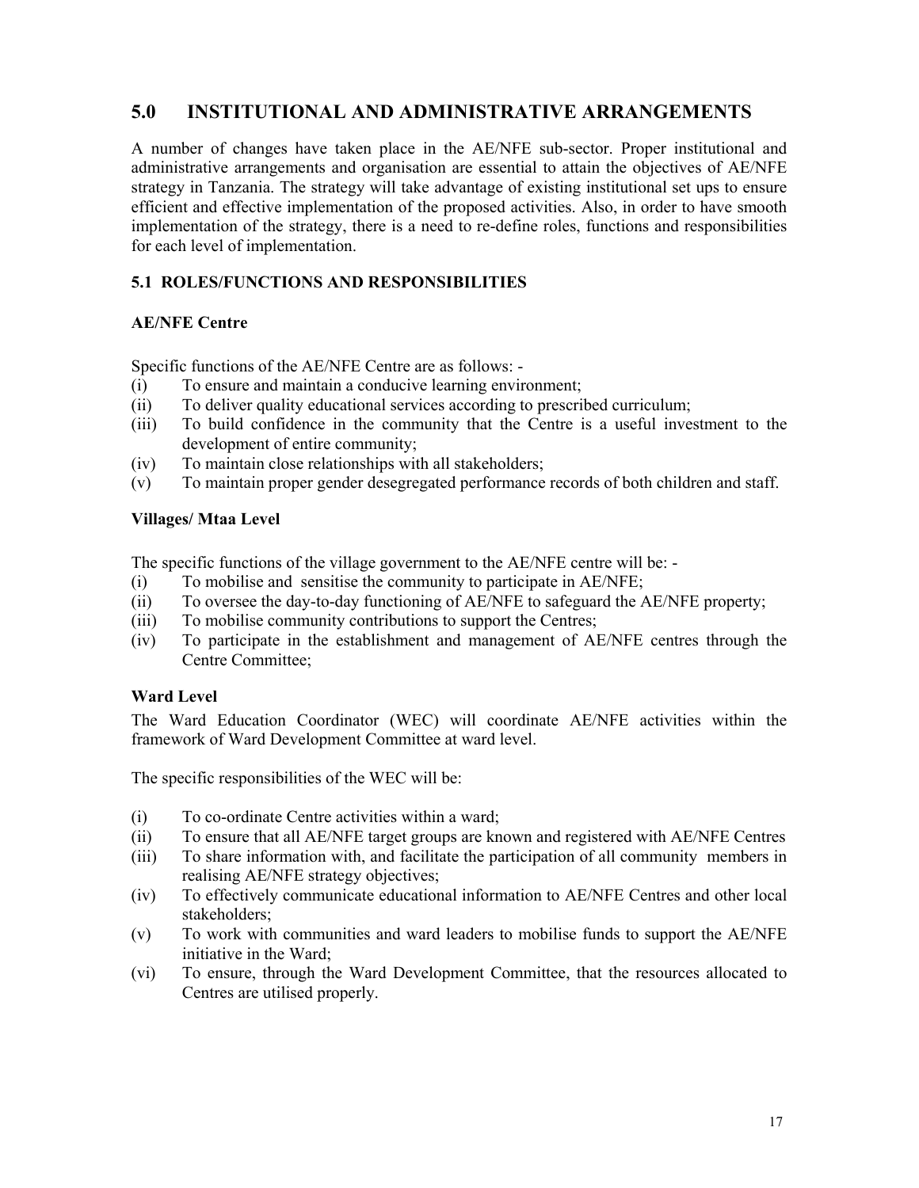## 5.0 INSTITUTIONAL AND ADMINISTRATIVE ARRANGEMENTS

A number of changes have taken place in the AE/NFE sub-sector. Proper institutional and administrative arrangements and organisation are essential to attain the objectives of AE/NFE strategy in Tanzania. The strategy will take advantage of existing institutional set ups to ensure efficient and effective implementation of the proposed activities. Also, in order to have smooth implementation of the strategy, there is a need to re-define roles, functions and responsibilities for each level of implementation.

### 5.1 ROLES/FUNCTIONS AND RESPONSIBILITIES

**AE/NFE Centre**

Specific functions of the AE/NFE Centre are as follows: -

(i) To ensure and maintain a conducive learning environment;
(ii) To deliver quality educational services according to prescribed curriculum;
(iii) To build confidence in the community that the Centre is a useful investment to the development of entire community;
(iv) To maintain close relationships with all stakeholders;
(v) To maintain proper gender desegregated performance records of both children and staff.

**Villages/ Mtaa Level**

The specific functions of the village government to the AE/NFE centre will be: -

(i) To mobilise and sensitise the community to participate in AE/NFE;
(ii) To oversee the day-to-day functioning of AE/NFE to safeguard the AE/NFE property;
(iii) To mobilise community contributions to support the Centres;
(iv) To participate in the establishment and management of AE/NFE centres through the Centre Committee;

**Ward Level**

The Ward Education Coordinator (WEC) will coordinate AE/NFE activities within the framework of Ward Development Committee at ward level.

The specific responsibilities of the WEC will be:

(i) To co-ordinate Centre activities within a ward;
(ii) To ensure that all AE/NFE target groups are known and registered with AE/NFE Centres
(iii) To share information with, and facilitate the participation of all community members in realising AE/NFE strategy objectives;
(iv) To effectively communicate educational information to AE/NFE Centres and other local stakeholders;
(v) To work with communities and ward leaders to mobilise funds to support the AE/NFE initiative in the Ward;
(vi) To ensure, through the Ward Development Committee, that the resources allocated to Centres are utilised properly.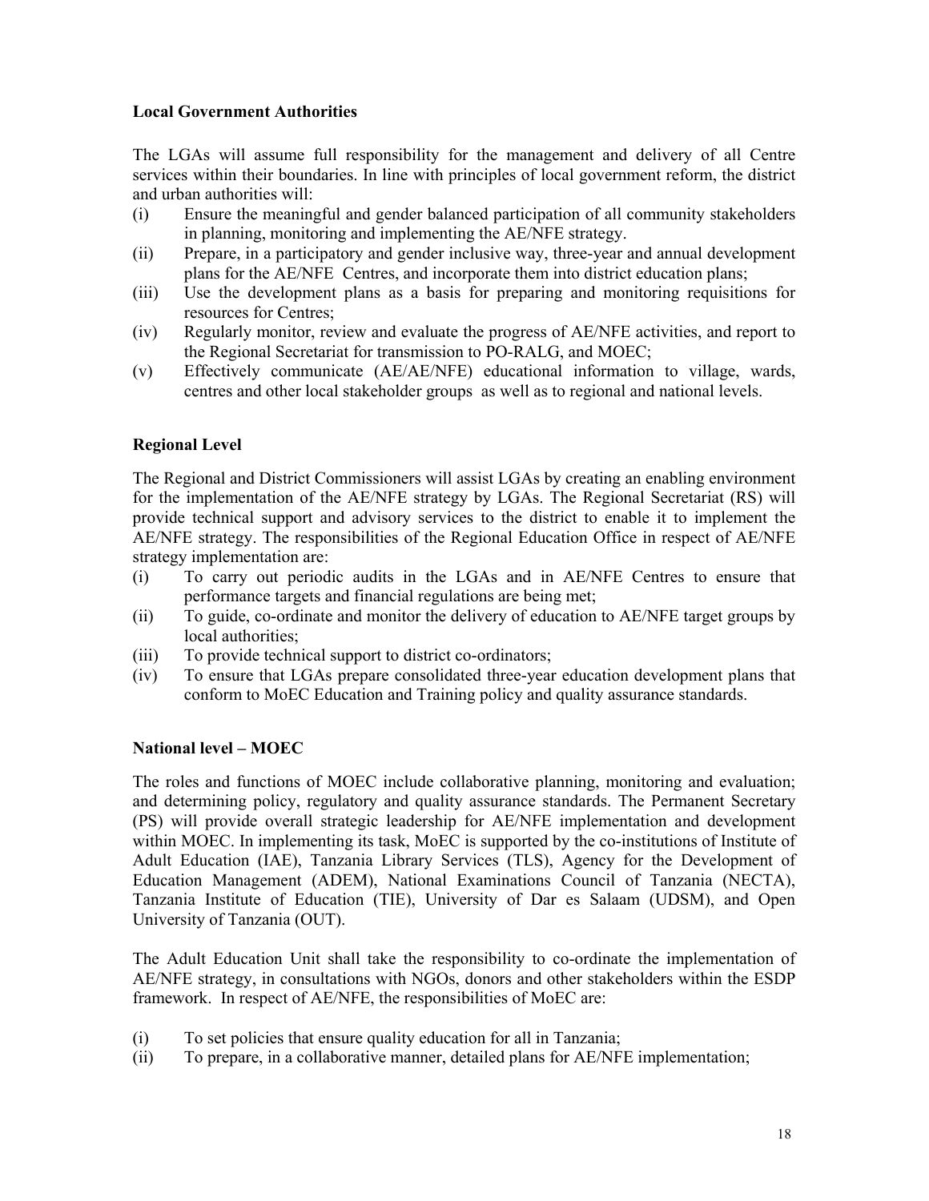**Local Government Authorities**

The LGAs will assume full responsibility for the management and delivery of all Centre services within their boundaries. In line with principles of local government reform, the district and urban authorities will:

(i) Ensure the meaningful and gender balanced participation of all community stakeholders in planning, monitoring and implementing the AE/NFE strategy.
(ii) Prepare, in a participatory and gender inclusive way, three-year and annual development plans for the AE/NFE Centres, and incorporate them into district education plans;
(iii) Use the development plans as a basis for preparing and monitoring requisitions for resources for Centres;
(iv) Regularly monitor, review and evaluate the progress of AE/NFE activities, and report to the Regional Secretariat for transmission to PO-RALG, and MOEC;
(v) Effectively communicate (AE/AE/NFE) educational information to village, wards, centres and other local stakeholder groups as well as to regional and national levels.

**Regional Level**

The Regional and District Commissioners will assist LGAs by creating an enabling environment for the implementation of the AE/NFE strategy by LGAs. The Regional Secretariat (RS) will provide technical support and advisory services to the district to enable it to implement the AE/NFE strategy. The responsibilities of the Regional Education Office in respect of AE/NFE strategy implementation are:

(i) To carry out periodic audits in the LGAs and in AE/NFE Centres to ensure that performance targets and financial regulations are being met;
(ii) To guide, co-ordinate and monitor the delivery of education to AE/NFE target groups by local authorities;
(iii) To provide technical support to district co-ordinators;
(iv) To ensure that LGAs prepare consolidated three-year education development plans that conform to MoEC Education and Training policy and quality assurance standards.

**National level – MOEC**

The roles and functions of MOEC include collaborative planning, monitoring and evaluation; and determining policy, regulatory and quality assurance standards. The Permanent Secretary (PS) will provide overall strategic leadership for AE/NFE implementation and development within MOEC. In implementing its task, MoEC is supported by the co-institutions of Institute of Adult Education (IAE), Tanzania Library Services (TLS), Agency for the Development of Education Management (ADEM), National Examinations Council of Tanzania (NECTA), Tanzania Institute of Education (TIE), University of Dar es Salaam (UDSM), and Open University of Tanzania (OUT).

The Adult Education Unit shall take the responsibility to co-ordinate the implementation of AE/NFE strategy, in consultations with NGOs, donors and other stakeholders within the ESDP framework. In respect of AE/NFE, the responsibilities of MoEC are:

(i) To set policies that ensure quality education for all in Tanzania;
(ii) To prepare, in a collaborative manner, detailed plans for AE/NFE implementation;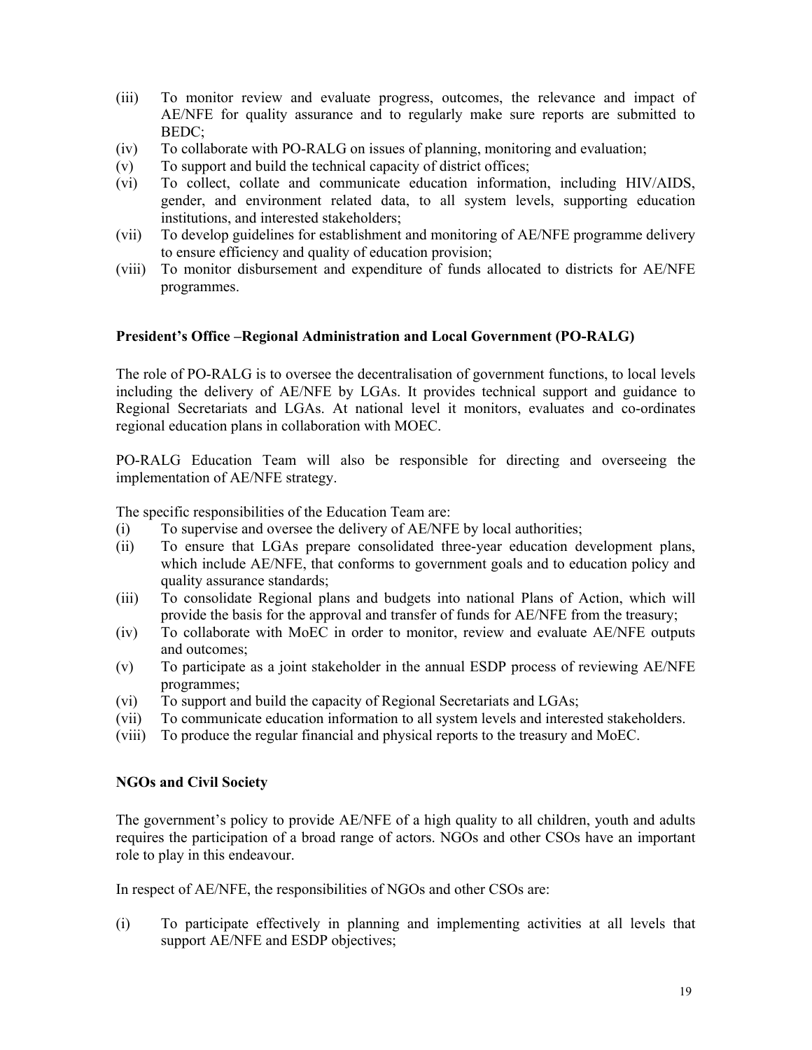(iii) To monitor review and evaluate progress, outcomes, the relevance and impact of AE/NFE for quality assurance and to regularly make sure reports are submitted to BEDC;

(iv) To collaborate with PO-RALG on issues of planning, monitoring and evaluation;

(v) To support and build the technical capacity of district offices;

(vi) To collect, collate and communicate education information, including HIV/AIDS, gender, and environment related data, to all system levels, supporting education institutions, and interested stakeholders;

(vii) To develop guidelines for establishment and monitoring of AE/NFE programme delivery to ensure efficiency and quality of education provision;

(viii) To monitor disbursement and expenditure of funds allocated to districts for AE/NFE programmes.

**President's Office –Regional Administration and Local Government (PO-RALG)**

The role of PO-RALG is to oversee the decentralisation of government functions, to local levels including the delivery of AE/NFE by LGAs. It provides technical support and guidance to Regional Secretariats and LGAs. At national level it monitors, evaluates and co-ordinates regional education plans in collaboration with MOEC.

PO-RALG Education Team will also be responsible for directing and overseeing the implementation of AE/NFE strategy.

The specific responsibilities of the Education Team are:

(i) To supervise and oversee the delivery of AE/NFE by local authorities;

(ii) To ensure that LGAs prepare consolidated three-year education development plans, which include AE/NFE, that conforms to government goals and to education policy and quality assurance standards;

(iii) To consolidate Regional plans and budgets into national Plans of Action, which will provide the basis for the approval and transfer of funds for AE/NFE from the treasury;

(iv) To collaborate with MoEC in order to monitor, review and evaluate AE/NFE outputs and outcomes;

(v) To participate as a joint stakeholder in the annual ESDP process of reviewing AE/NFE programmes;

(vi) To support and build the capacity of Regional Secretariats and LGAs;

(vii) To communicate education information to all system levels and interested stakeholders.

(viii) To produce the regular financial and physical reports to the treasury and MoEC.

**NGOs and Civil Society**

The government's policy to provide AE/NFE of a high quality to all children, youth and adults requires the participation of a broad range of actors. NGOs and other CSOs have an important role to play in this endeavour.

In respect of AE/NFE, the responsibilities of NGOs and other CSOs are:

(i) To participate effectively in planning and implementing activities at all levels that support AE/NFE and ESDP objectives;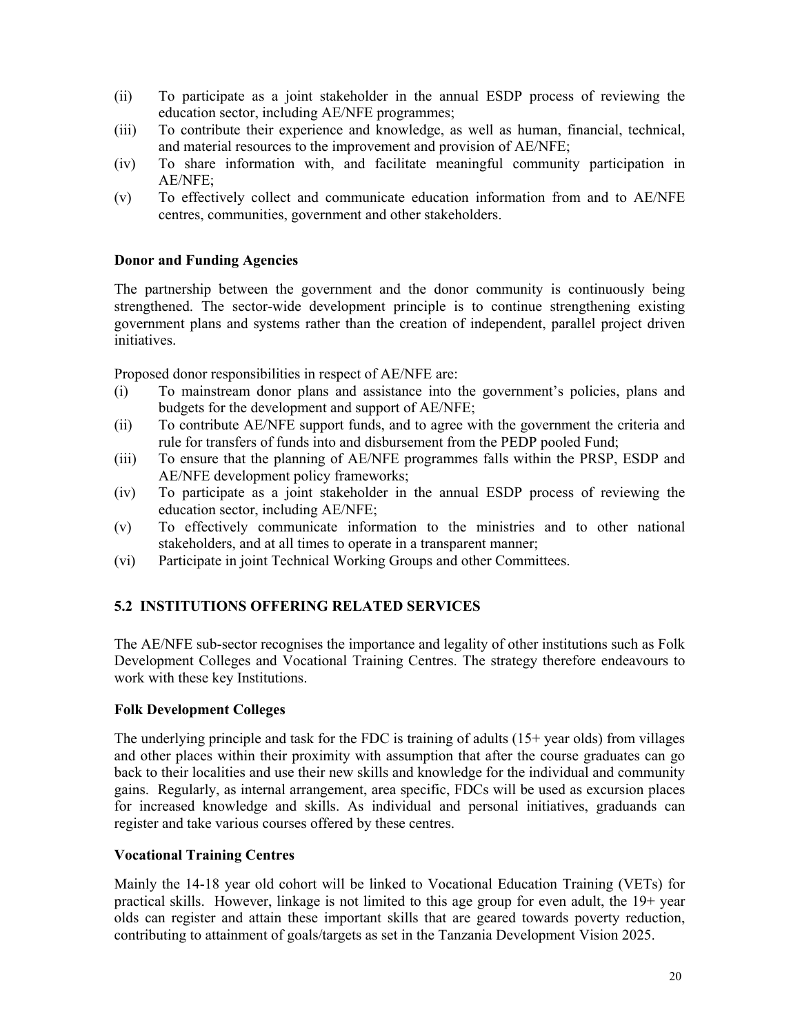(ii) To participate as a joint stakeholder in the annual ESDP process of reviewing the education sector, including AE/NFE programmes;
(iii) To contribute their experience and knowledge, as well as human, financial, technical, and material resources to the improvement and provision of AE/NFE;
(iv) To share information with, and facilitate meaningful community participation in AE/NFE;
(v) To effectively collect and communicate education information from and to AE/NFE centres, communities, government and other stakeholders.

**Donor and Funding Agencies**

The partnership between the government and the donor community is continuously being strengthened. The sector-wide development principle is to continue strengthening existing government plans and systems rather than the creation of independent, parallel project driven initiatives.

Proposed donor responsibilities in respect of AE/NFE are:
(i) To mainstream donor plans and assistance into the government's policies, plans and budgets for the development and support of AE/NFE;
(ii) To contribute AE/NFE support funds, and to agree with the government the criteria and rule for transfers of funds into and disbursement from the PEDP pooled Fund;
(iii) To ensure that the planning of AE/NFE programmes falls within the PRSP, ESDP and AE/NFE development policy frameworks;
(iv) To participate as a joint stakeholder in the annual ESDP process of reviewing the education sector, including AE/NFE;
(v) To effectively communicate information to the ministries and to other national stakeholders, and at all times to operate in a transparent manner;
(vi) Participate in joint Technical Working Groups and other Committees.

## 5.2 INSTITUTIONS OFFERING RELATED SERVICES

The AE/NFE sub-sector recognises the importance and legality of other institutions such as Folk Development Colleges and Vocational Training Centres. The strategy therefore endeavours to work with these key Institutions.

**Folk Development Colleges**

The underlying principle and task for the FDC is training of adults (15+ year olds) from villages and other places within their proximity with assumption that after the course graduates can go back to their localities and use their new skills and knowledge for the individual and community gains. Regularly, as internal arrangement, area specific, FDCs will be used as excursion places for increased knowledge and skills. As individual and personal initiatives, graduands can register and take various courses offered by these centres.

**Vocational Training Centres**

Mainly the 14-18 year old cohort will be linked to Vocational Education Training (VETs) for practical skills. However, linkage is not limited to this age group for even adult, the 19+ year olds can register and attain these important skills that are geared towards poverty reduction, contributing to attainment of goals/targets as set in the Tanzania Development Vision 2025.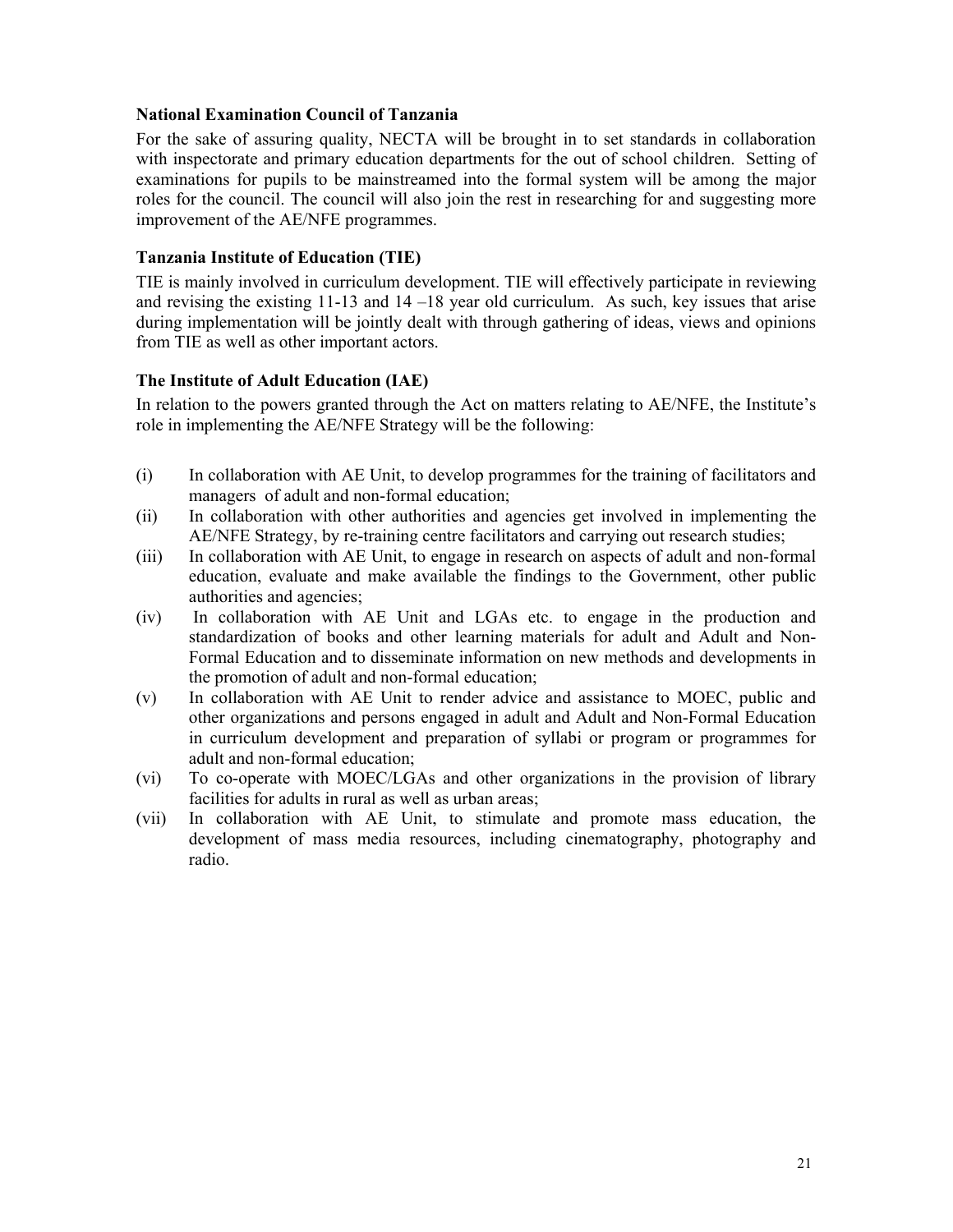### National Examination Council of Tanzania

For the sake of assuring quality, NECTA will be brought in to set standards in collaboration with inspectorate and primary education departments for the out of school children. Setting of examinations for pupils to be mainstreamed into the formal system will be among the major roles for the council. The council will also join the rest in researching for and suggesting more improvement of the AE/NFE programmes.

### Tanzania Institute of Education (TIE)

TIE is mainly involved in curriculum development. TIE will effectively participate in reviewing and revising the existing 11-13 and 14 –18 year old curriculum. As such, key issues that arise during implementation will be jointly dealt with through gathering of ideas, views and opinions from TIE as well as other important actors.

### The Institute of Adult Education (IAE)

In relation to the powers granted through the Act on matters relating to AE/NFE, the Institute's role in implementing the AE/NFE Strategy will be the following:

(i) In collaboration with AE Unit, to develop programmes for the training of facilitators and managers of adult and non-formal education;

(ii) In collaboration with other authorities and agencies get involved in implementing the AE/NFE Strategy, by re-training centre facilitators and carrying out research studies;

(iii) In collaboration with AE Unit, to engage in research on aspects of adult and non-formal education, evaluate and make available the findings to the Government, other public authorities and agencies;

(iv) In collaboration with AE Unit and LGAs etc. to engage in the production and standardization of books and other learning materials for adult and Adult and Non-Formal Education and to disseminate information on new methods and developments in the promotion of adult and non-formal education;

(v) In collaboration with AE Unit to render advice and assistance to MOEC, public and other organizations and persons engaged in adult and Adult and Non-Formal Education in curriculum development and preparation of syllabi or program or programmes for adult and non-formal education;

(vi) To co-operate with MOEC/LGAs and other organizations in the provision of library facilities for adults in rural as well as urban areas;

(vii) In collaboration with AE Unit, to stimulate and promote mass education, the development of mass media resources, including cinematography, photography and radio.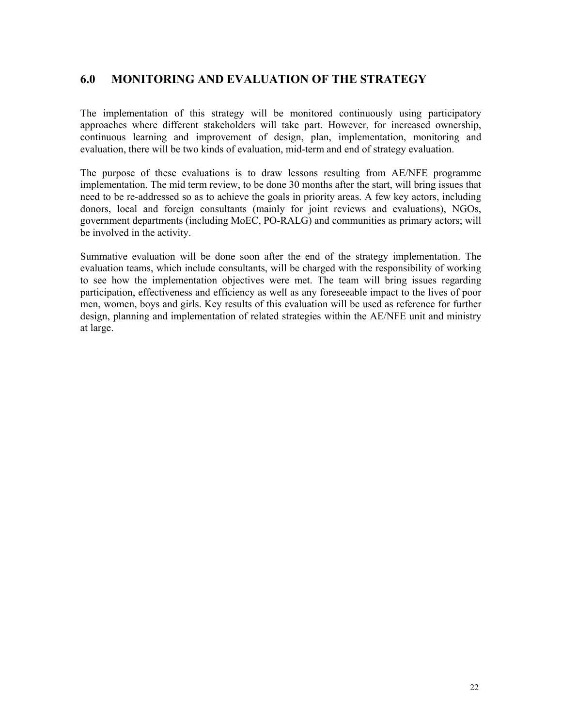## 6.0 MONITORING AND EVALUATION OF THE STRATEGY

The implementation of this strategy will be monitored continuously using participatory approaches where different stakeholders will take part. However, for increased ownership, continuous learning and improvement of design, plan, implementation, monitoring and evaluation, there will be two kinds of evaluation, mid-term and end of strategy evaluation.

The purpose of these evaluations is to draw lessons resulting from AE/NFE programme implementation. The mid term review, to be done 30 months after the start, will bring issues that need to be re-addressed so as to achieve the goals in priority areas. A few key actors, including donors, local and foreign consultants (mainly for joint reviews and evaluations), NGOs, government departments (including MoEC, PO-RALG) and communities as primary actors; will be involved in the activity.

Summative evaluation will be done soon after the end of the strategy implementation. The evaluation teams, which include consultants, will be charged with the responsibility of working to see how the implementation objectives were met. The team will bring issues regarding participation, effectiveness and efficiency as well as any foreseeable impact to the lives of poor men, women, boys and girls. Key results of this evaluation will be used as reference for further design, planning and implementation of related strategies within the AE/NFE unit and ministry at large.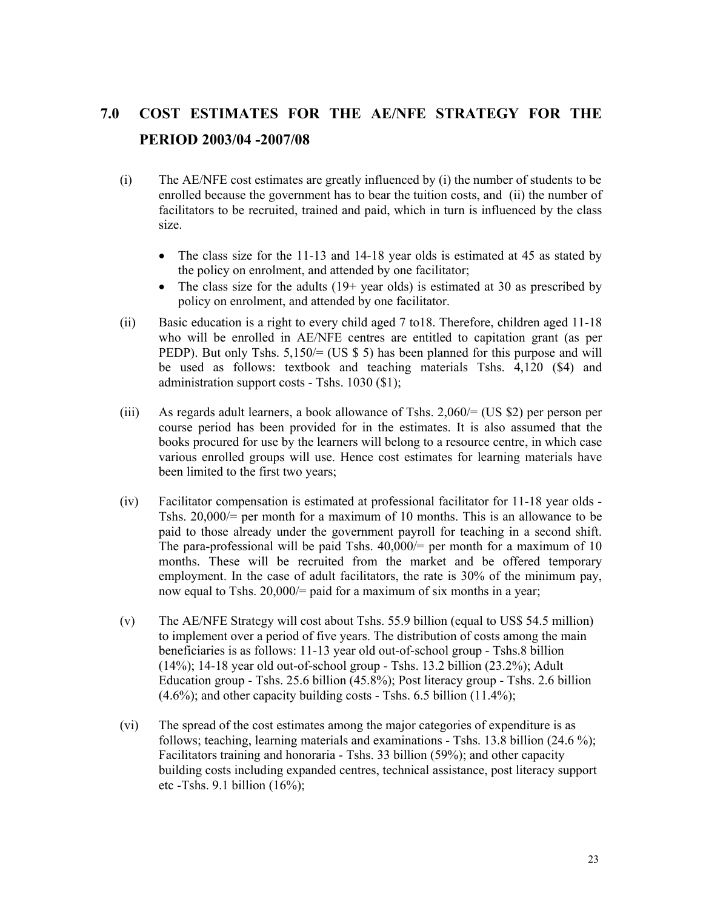# 7.0 COST ESTIMATES FOR THE AE/NFE STRATEGY FOR THE PERIOD 2003/04 -2007/08

(i) The AE/NFE cost estimates are greatly influenced by (i) the number of students to be enrolled because the government has to bear the tuition costs, and (ii) the number of facilitators to be recruited, trained and paid, which in turn is influenced by the class size.

- The class size for the 11-13 and 14-18 year olds is estimated at 45 as stated by the policy on enrolment, and attended by one facilitator;
- The class size for the adults (19+ year olds) is estimated at 30 as prescribed by policy on enrolment, and attended by one facilitator.

(ii) Basic education is a right to every child aged 7 to18. Therefore, children aged 11-18 who will be enrolled in AE/NFE centres are entitled to capitation grant (as per PEDP). But only Tshs. 5,150/= (US $ 5) has been planned for this purpose and will be used as follows: textbook and teaching materials Tshs. 4,120 ($4) and administration support costs - Tshs. 1030 ($1);

(iii) As regards adult learners, a book allowance of Tshs. 2,060/= (US $2) per person per course period has been provided for in the estimates. It is also assumed that the books procured for use by the learners will belong to a resource centre, in which case various enrolled groups will use. Hence cost estimates for learning materials have been limited to the first two years;

(iv) Facilitator compensation is estimated at professional facilitator for 11-18 year olds - Tshs. 20,000/= per month for a maximum of 10 months. This is an allowance to be paid to those already under the government payroll for teaching in a second shift. The para-professional will be paid Tshs. 40,000/= per month for a maximum of 10 months. These will be recruited from the market and be offered temporary employment. In the case of adult facilitators, the rate is 30% of the minimum pay, now equal to Tshs. 20,000/= paid for a maximum of six months in a year;

(v) The AE/NFE Strategy will cost about Tshs. 55.9 billion (equal to US$ 54.5 million) to implement over a period of five years. The distribution of costs among the main beneficiaries is as follows: 11-13 year old out-of-school group - Tshs.8 billion (14%); 14-18 year old out-of-school group - Tshs. 13.2 billion (23.2%); Adult Education group - Tshs. 25.6 billion (45.8%); Post literacy group - Tshs. 2.6 billion (4.6%); and other capacity building costs - Tshs. 6.5 billion (11.4%);

(vi) The spread of the cost estimates among the major categories of expenditure is as follows; teaching, learning materials and examinations - Tshs. 13.8 billion (24.6 %); Facilitators training and honoraria - Tshs. 33 billion (59%); and other capacity building costs including expanded centres, technical assistance, post literacy support etc -Tshs. 9.1 billion (16%);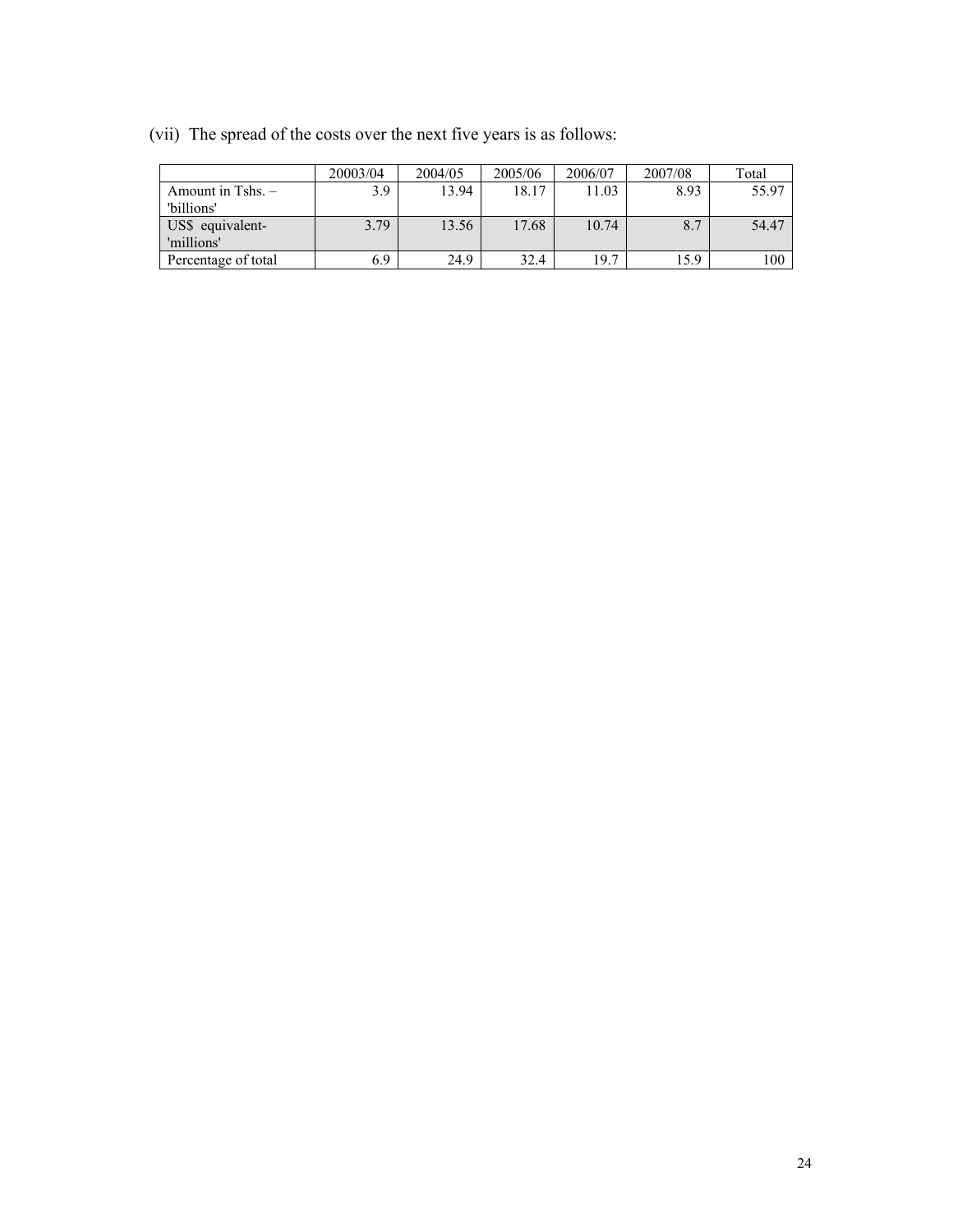(vii) The spread of the costs over the next five years is as follows:

| | 20003/04 | 2004/05 | 2005/06 | 2006/07 | 2007/08 | Total |
|---|---|---|---|---|---|---|
| Amount in Tshs. – 'billions' | 3.9 | 13.94 | 18.17 | 11.03 | 8.93 | 55.97 |
| US$ equivalent- 'millions' | 3.79 | 13.56 | 17.68 | 10.74 | 8.7 | 54.47 |
| Percentage of total | 6.9 | 24.9 | 32.4 | 19.7 | 15.9 | 100 |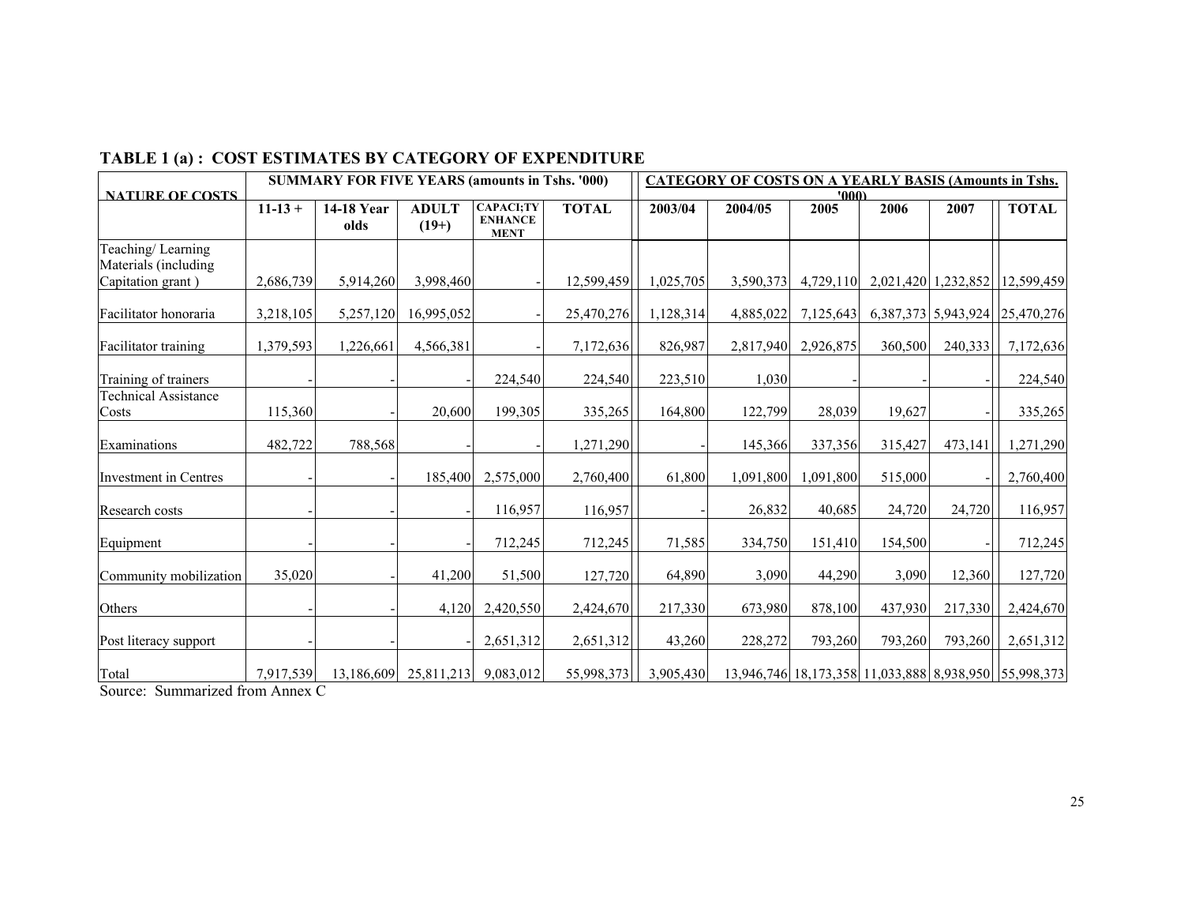## TABLE 1 (a) : COST ESTIMATES BY CATEGORY OF EXPENDITURE

| NATURE OF COSTS | SUMMARY FOR FIVE YEARS (amounts in Tshs. '000) | | | | | CATEGORY OF COSTS ON A YEARLY BASIS (Amounts in Tshs. '000) | | | | | |
|---|---|---|---|---|---|---|---|---|---|---|---|
| | 11-13 + | 14-18 Year olds | ADULT (19+) | CAPACI;TY ENHANCE MENT | TOTAL | 2003/04 | 2004/05 | 2005 | 2006 | 2007 | TOTAL |
| Teaching/ Learning Materials (including Capitation grant ) | 2,686,739 | 5,914,260 | 3,998,460 | - | 12,599,459 | 1,025,705 | 3,590,373 | 4,729,110 | 2,021,420 | 1,232,852 | 12,599,459 |
| Facilitator honoraria | 3,218,105 | 5,257,120 | 16,995,052 | - | 25,470,276 | 1,128,314 | 4,885,022 | 7,125,643 | 6,387,373 | 5,943,924 | 25,470,276 |
| Facilitator training | 1,379,593 | 1,226,661 | 4,566,381 | - | 7,172,636 | 826,987 | 2,817,940 | 2,926,875 | 360,500 | 240,333 | 7,172,636 |
| Training of trainers | - | - | - | 224,540 | 224,540 | 223,510 | 1,030 | - | - | - | 224,540 |
| Technical Assistance Costs | 115,360 | - | 20,600 | 199,305 | 335,265 | 164,800 | 122,799 | 28,039 | 19,627 | - | 335,265 |
| Examinations | 482,722 | 788,568 | - | - | 1,271,290 | - | 145,366 | 337,356 | 315,427 | 473,141 | 1,271,290 |
| Investment in Centres | - | - | 185,400 | 2,575,000 | 2,760,400 | 61,800 | 1,091,800 | 1,091,800 | 515,000 | - | 2,760,400 |
| Research costs | - | - | - | 116,957 | 116,957 | - | 26,832 | 40,685 | 24,720 | 24,720 | 116,957 |
| Equipment | - | - | - | 712,245 | 712,245 | 71,585 | 334,750 | 151,410 | 154,500 | - | 712,245 |
| Community mobilization | 35,020 | - | 41,200 | 51,500 | 127,720 | 64,890 | 3,090 | 44,290 | 3,090 | 12,360 | 127,720 |
| Others | - | - | 4,120 | 2,420,550 | 2,424,670 | 217,330 | 673,980 | 878,100 | 437,930 | 217,330 | 2,424,670 |
| Post literacy support | - | - | - | 2,651,312 | 2,651,312 | 43,260 | 228,272 | 793,260 | 793,260 | 793,260 | 2,651,312 |
| Total | 7,917,539 | 13,186,609 | 25,811,213 | 9,083,012 | 55,998,373 | 3,905,430 | 13,946,746 | 18,173,358 | 11,033,888 | 8,938,950 | 55,998,373 |

Source: Summarized from Annex C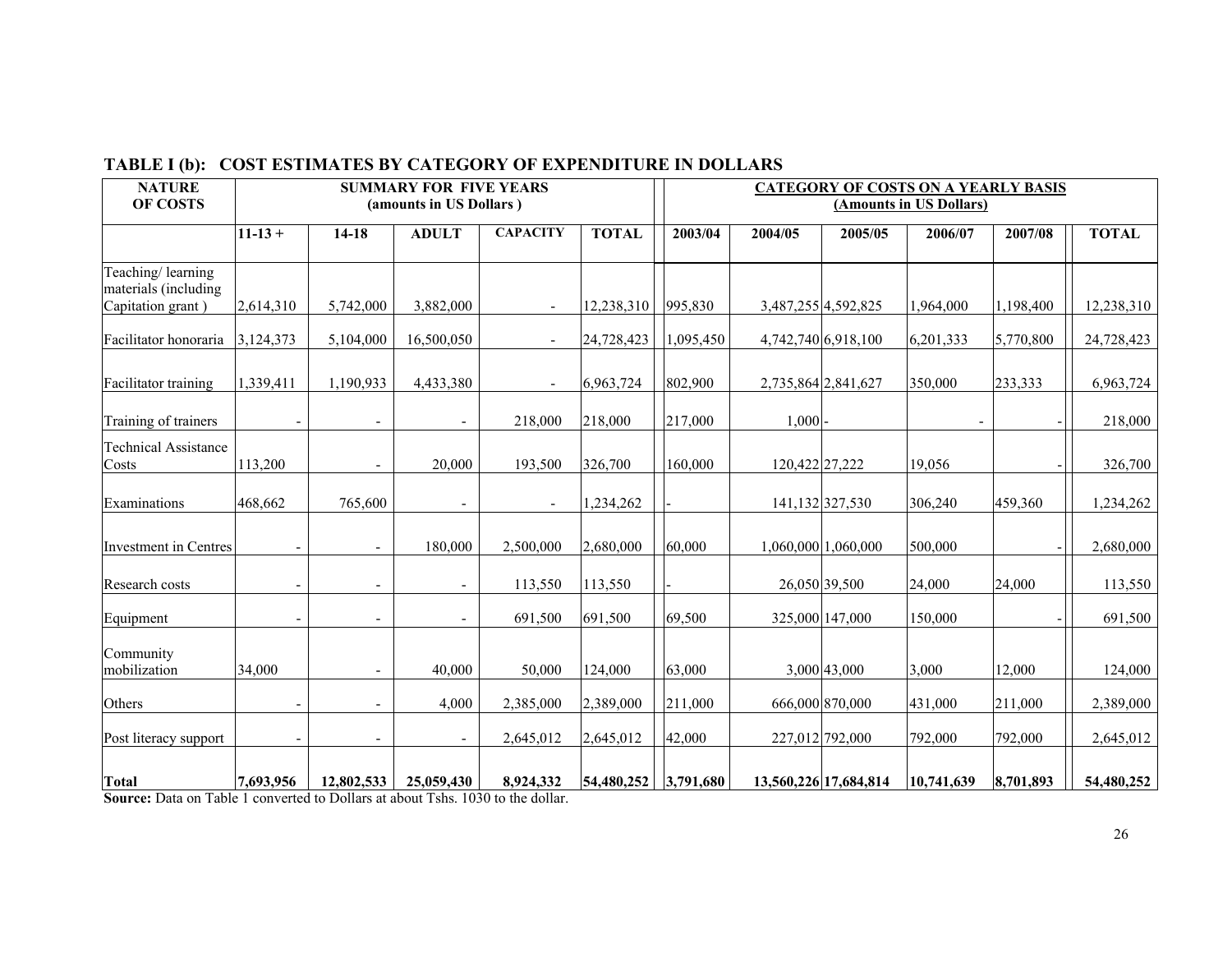## TABLE I (b): COST ESTIMATES BY CATEGORY OF EXPENDITURE IN DOLLARS

| NATURE OF COSTS | SUMMARY FOR FIVE YEARS (amounts in US Dollars ) | | | | | CATEGORY OF COSTS ON A YEARLY BASIS (Amounts in US Dollars) | | | | | |
|---|---|---|---|---|---|---|---|---|---|---|---|
| | 11-13 + | 14-18 | ADULT | CAPACITY | TOTAL | 2003/04 | 2004/05 | 2005/05 | 2006/07 | 2007/08 | TOTAL |
| Teaching/ learning materials (including Capitation grant ) | 2,614,310 | 5,742,000 | 3,882,000 | - | 12,238,310 | 995,830 | 3,487,255 | 4,592,825 | 1,964,000 | 1,198,400 | 12,238,310 |
| Facilitator honoraria | 3,124,373 | 5,104,000 | 16,500,050 | - | 24,728,423 | 1,095,450 | 4,742,740 | 6,918,100 | 6,201,333 | 5,770,800 | 24,728,423 |
| Facilitator training | 1,339,411 | 1,190,933 | 4,433,380 | - | 6,963,724 | 802,900 | 2,735,864 | 2,841,627 | 350,000 | 233,333 | 6,963,724 |
| Training of trainers | - | - | - | 218,000 | 218,000 | 217,000 | 1,000 | - | - | - | 218,000 |
| Technical Assistance Costs | 113,200 | - | 20,000 | 193,500 | 326,700 | 160,000 | 120,422 | 27,222 | 19,056 | - | 326,700 |
| Examinations | 468,662 | 765,600 | - | - | 1,234,262 | - | 141,132 | 327,530 | 306,240 | 459,360 | 1,234,262 |
| Investment in Centres | - | - | 180,000 | 2,500,000 | 2,680,000 | 60,000 | 1,060,000 | 1,060,000 | 500,000 | - | 2,680,000 |
| Research costs | - | - | - | 113,550 | 113,550 | - | 26,050 | 39,500 | 24,000 | 24,000 | 113,550 |
| Equipment | - | - | - | 691,500 | 691,500 | 69,500 | 325,000 | 147,000 | 150,000 | - | 691,500 |
| Community mobilization | 34,000 | - | 40,000 | 50,000 | 124,000 | 63,000 | 3,000 | 43,000 | 3,000 | 12,000 | 124,000 |
| Others | - | - | 4,000 | 2,385,000 | 2,389,000 | 211,000 | 666,000 | 870,000 | 431,000 | 211,000 | 2,389,000 |
| Post literacy support | - | - | - | 2,645,012 | 2,645,012 | 42,000 | 227,012 | 792,000 | 792,000 | 792,000 | 2,645,012 |
| **Total** | **7,693,956** | **12,802,533** | **25,059,430** | **8,924,332** | **54,480,252** | **3,791,680** | **13,560,226** | **17,684,814** | **10,741,639** | **8,701,893** | **54,480,252** |

**Source:** Data on Table 1 converted to Dollars at about Tshs. 1030 to the dollar.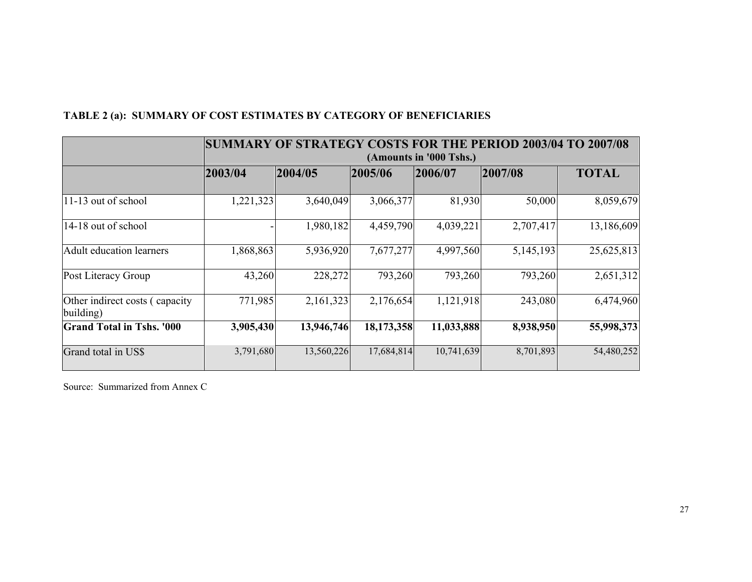**TABLE 2 (a): SUMMARY OF COST ESTIMATES BY CATEGORY OF BENEFICIARIES**

| | SUMMARY OF STRATEGY COSTS FOR THE PERIOD 2003/04 TO 2007/08 (Amounts in '000 Tshs.) | | | | | |
|---|---|---|---|---|---|---|
| | 2003/04 | 2004/05 | 2005/06 | 2006/07 | 2007/08 | TOTAL |
| 11-13 out of school | 1,221,323 | 3,640,049 | 3,066,377 | 81,930 | 50,000 | 8,059,679 |
| 14-18 out of school | - | 1,980,182 | 4,459,790 | 4,039,221 | 2,707,417 | 13,186,609 |
| Adult education learners | 1,868,863 | 5,936,920 | 7,677,277 | 4,997,560 | 5,145,193 | 25,625,813 |
| Post Literacy Group | 43,260 | 228,272 | 793,260 | 793,260 | 793,260 | 2,651,312 |
| Other indirect costs ( capacity building) | 771,985 | 2,161,323 | 2,176,654 | 1,121,918 | 243,080 | 6,474,960 |
| **Grand Total in Tshs. '000** | **3,905,430** | **13,946,746** | **18,173,358** | **11,033,888** | **8,938,950** | **55,998,373** |
| Grand total in US$ | 3,791,680 | 13,560,226 | 17,684,814 | 10,741,639 | 8,701,893 | 54,480,252 |

Source: Summarized from Annex C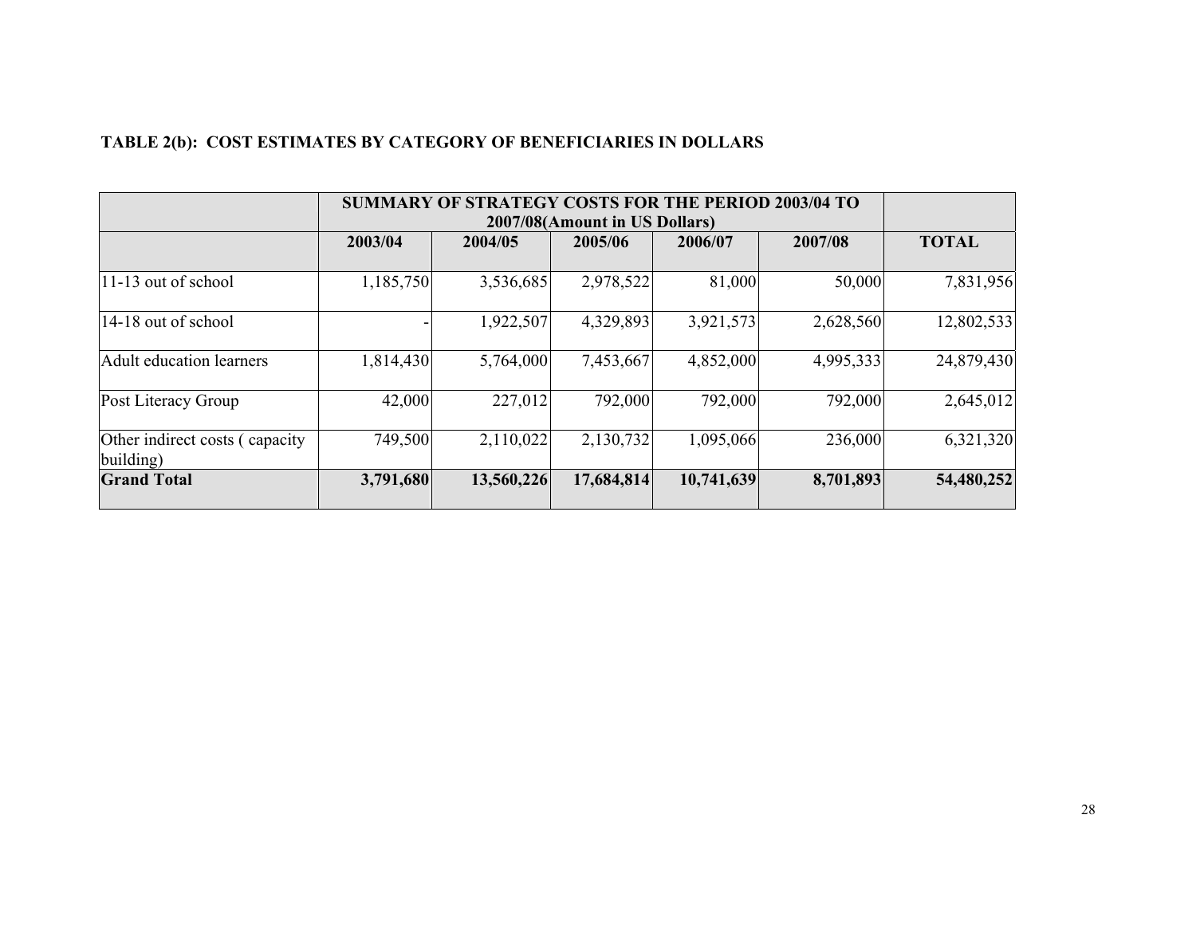**TABLE 2(b): COST ESTIMATES BY CATEGORY OF BENEFICIARIES IN DOLLARS**

| | SUMMARY OF STRATEGY COSTS FOR THE PERIOD 2003/04 TO 2007/08(Amount in US Dollars) | | | | | |
|---|---|---|---|---|---|---|
| | **2003/04** | **2004/05** | **2005/06** | **2006/07** | **2007/08** | **TOTAL** |
| 11-13 out of school | 1,185,750 | 3,536,685 | 2,978,522 | 81,000 | 50,000 | 7,831,956 |
| 14-18 out of school | - | 1,922,507 | 4,329,893 | 3,921,573 | 2,628,560 | 12,802,533 |
| Adult education learners | 1,814,430 | 5,764,000 | 7,453,667 | 4,852,000 | 4,995,333 | 24,879,430 |
| Post Literacy Group | 42,000 | 227,012 | 792,000 | 792,000 | 792,000 | 2,645,012 |
| Other indirect costs ( capacity building) | 749,500 | 2,110,022 | 2,130,732 | 1,095,066 | 236,000 | 6,321,320 |
| **Grand Total** | **3,791,680** | **13,560,226** | **17,684,814** | **10,741,639** | **8,701,893** | **54,480,252** |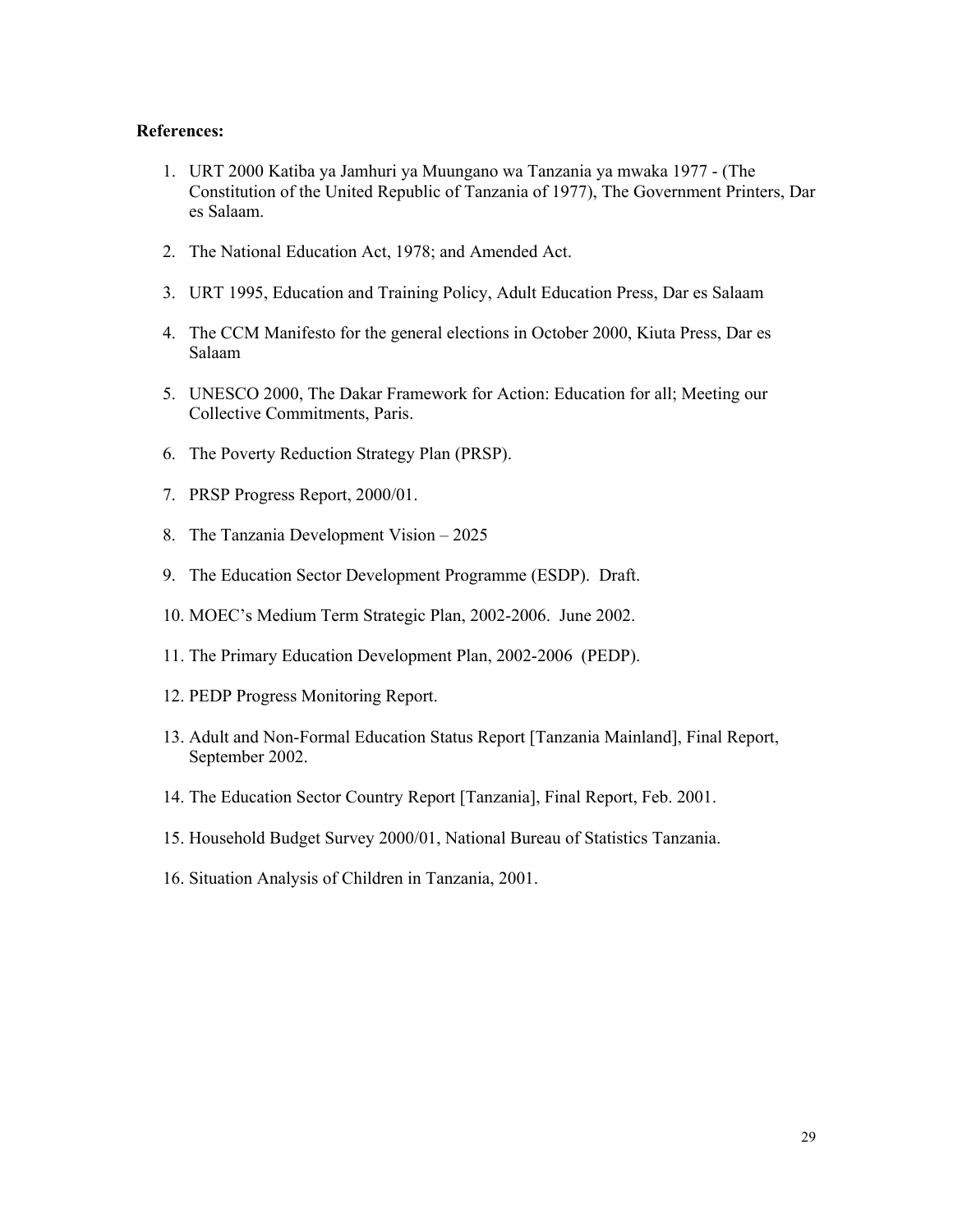**References:**

1. URT 2000 Katiba ya Jamhuri ya Muungano wa Tanzania ya mwaka 1977 - (The Constitution of the United Republic of Tanzania of 1977), The Government Printers, Dar es Salaam.

2. The National Education Act, 1978; and Amended Act.

3. URT 1995, Education and Training Policy, Adult Education Press, Dar es Salaam

4. The CCM Manifesto for the general elections in October 2000, Kiuta Press, Dar es Salaam

5. UNESCO 2000, The Dakar Framework for Action: Education for all; Meeting our Collective Commitments, Paris.

6. The Poverty Reduction Strategy Plan (PRSP).

7. PRSP Progress Report, 2000/01.

8. The Tanzania Development Vision – 2025

9. The Education Sector Development Programme (ESDP). Draft.

10. MOEC's Medium Term Strategic Plan, 2002-2006. June 2002.

11. The Primary Education Development Plan, 2002-2006 (PEDP).

12. PEDP Progress Monitoring Report.

13. Adult and Non-Formal Education Status Report [Tanzania Mainland], Final Report, September 2002.

14. The Education Sector Country Report [Tanzania], Final Report, Feb. 2001.

15. Household Budget Survey 2000/01, National Bureau of Statistics Tanzania.

16. Situation Analysis of Children in Tanzania, 2001.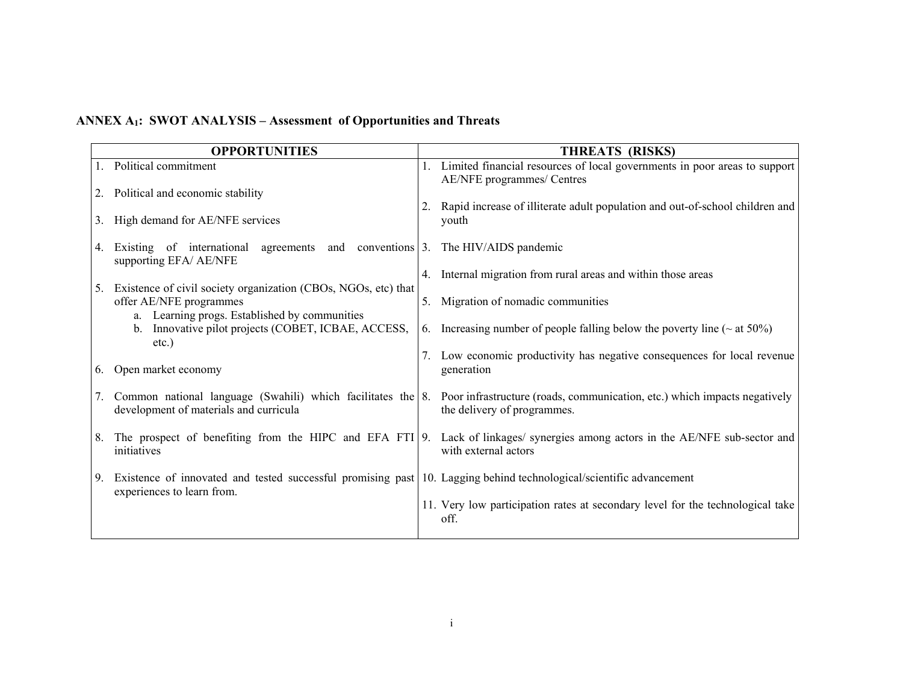**ANNEX $A_1$: SWOT ANALYSIS – Assessment of Opportunities and Threats**

| OPPORTUNITIES | THREATS (RISKS) |
|---|---|
| 1. Political commitment<br><br>2. Political and economic stability<br><br>3. High demand for AE/NFE services<br><br>4. Existing of international agreements and conventions supporting EFA/ AE/NFE<br><br>5. Existence of civil society organization (CBOs, NGOs, etc) that offer AE/NFE programmes<br>a. Learning progs. Established by communities<br>b. Innovative pilot projects (COBET, ICBAE, ACCESS, etc.)<br><br>6. Open market economy<br><br>7. Common national language (Swahili) which facilitates the development of materials and curricula<br><br>8. The prospect of benefiting from the HIPC and EFA FTI initiatives<br><br>9. Existence of innovated and tested successful promising past experiences to learn from. | 1. Limited financial resources of local governments in poor areas to support AE/NFE programmes/ Centres<br><br>2. Rapid increase of illiterate adult population and out-of-school children and youth<br><br>3. The HIV/AIDS pandemic<br><br>4. Internal migration from rural areas and within those areas<br><br>5. Migration of nomadic communities<br><br>6. Increasing number of people falling below the poverty line (~ at 50%)<br><br>7. Low economic productivity has negative consequences for local revenue generation<br><br>8. Poor infrastructure (roads, communication, etc.) which impacts negatively the delivery of programmes.<br><br>9. Lack of linkages/ synergies among actors in the AE/NFE sub-sector and with external actors<br><br>10. Lagging behind technological/scientific advancement<br><br>11. Very low participation rates at secondary level for the technological take off. |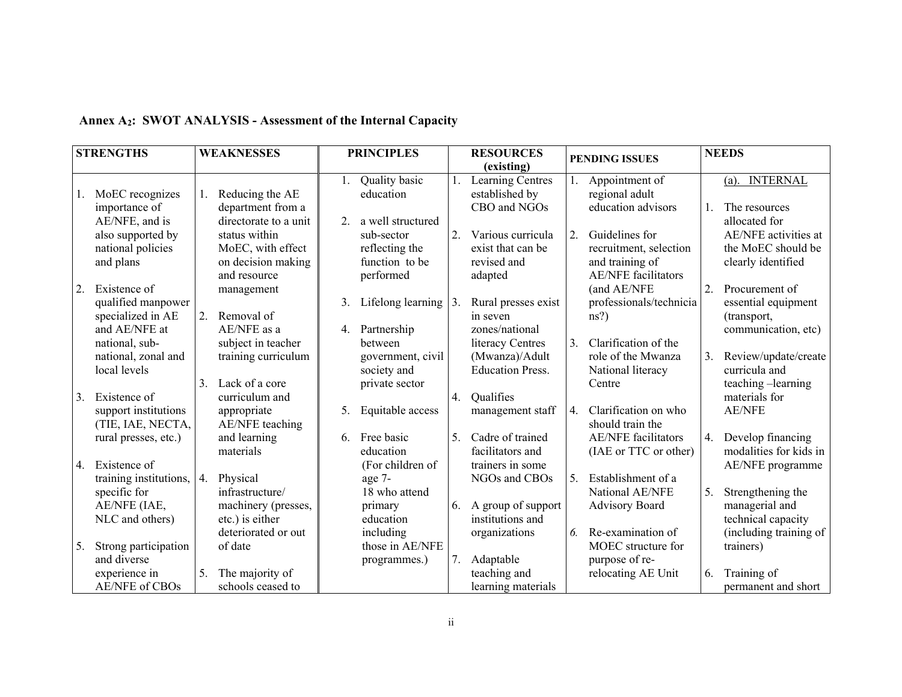**Annex $A_2$: SWOT ANALYSIS - Assessment of the Internal Capacity**

| STRENGTHS | WEAKNESSES | PRINCIPLES | RESOURCES (existing) | PENDING ISSUES | NEEDS |
|---|---|---|---|---|---|
| 1. MoEC recognizes importance of AE/NFE, and is also supported by national policies and plans<br><br>2. Existence of qualified manpower specialized in AE and AE/NFE at national, sub-national, zonal and local levels<br><br>3. Existence of support institutions (TIE, IAE, NECTA, rural presses, etc.)<br><br>4. Existence of training institutions, specific for AE/NFE (IAE, NLC and others)<br><br>5. Strong participation and diverse experience in AE/NFE of CBOs | 1. Reducing the AE department from a directorate to a unit status within MoEC, with effect on decision making and resource management<br><br>2. Removal of AE/NFE as a subject in teacher training curriculum<br><br>3. Lack of a core curriculum and appropriate AE/NFE teaching and learning materials<br><br>4. Physical infrastructure/ machinery (presses, etc.) is either deteriorated or out of date<br><br>5. The majority of schools ceased to | 1. Quality basic education<br><br>2. a well structured sub-sector reflecting the function to be performed<br><br>3. Lifelong learning<br><br>4. Partnership between government, civil society and private sector<br><br>5. Equitable access<br><br>6. Free basic education (For children of age 7-18 who attend primary education including those in AE/NFE programmes.) | 1. Learning Centres established by CBO and NGOs<br><br>2. Various curricula exist that can be revised and adapted<br><br>3. Rural presses exist in seven zones/national literacy Centres (Mwanza)/Adult Education Press.<br><br>4. Qualifies management staff<br><br>5. Cadre of trained facilitators and trainers in some NGOs and CBOs<br><br>6. A group of support institutions and organizations<br><br>7. Adaptable teaching and learning materials | 1. Appointment of regional adult education advisors<br><br>2. Guidelines for recruitment, selection and training of AE/NFE facilitators (and AE/NFE professionals/technicians?)<br><br>3. Clarification of the role of the Mwanza National literacy Centre<br><br>4. Clarification on who should train the AE/NFE facilitators (IAE or TTC or other)<br><br>5. Establishment of a National AE/NFE Advisory Board<br><br>*6.* Re-examination of MOEC structure for purpose of re-relocating AE Unit | (a). INTERNAL<br><br>1. The resources allocated for AE/NFE activities at the MoEC should be clearly identified<br><br>2. Procurement of essential equipment (transport, communication, etc)<br><br>3. Review/update/create curricula and teaching –learning materials for AE/NFE<br><br>4. Develop financing modalities for kids in AE/NFE programme<br><br>5. Strengthening the managerial and technical capacity (including training of trainers)<br><br>6. Training of permanent and short |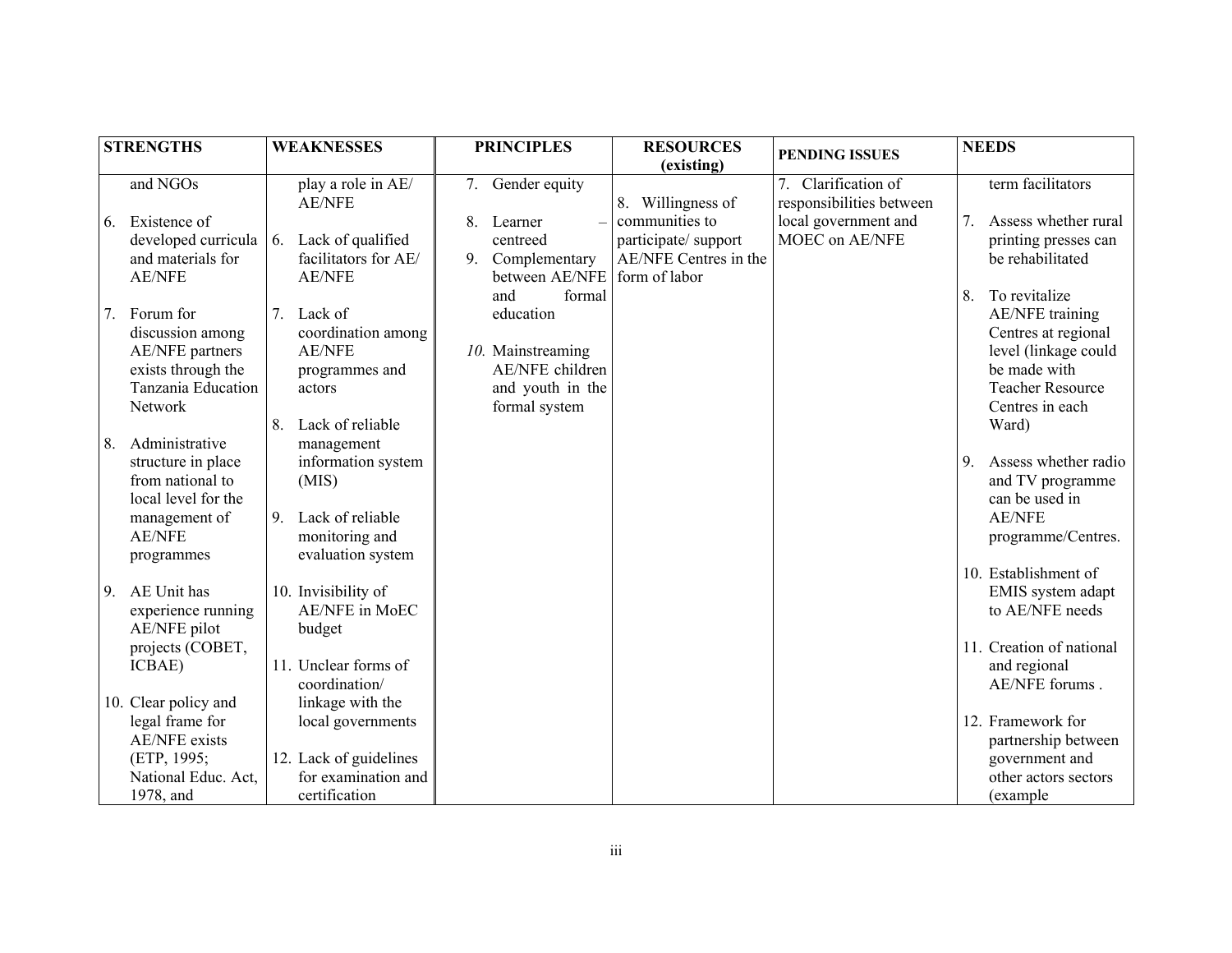| STRENGTHS | WEAKNESSES | PRINCIPLES | RESOURCES (existing) | PENDING ISSUES | NEEDS |
|---|---|---|---|---|---|
| and NGOs<br><br>6. Existence of developed curricula and materials for AE/NFE<br><br>7. Forum for discussion among AE/NFE partners exists through the Tanzania Education Network<br><br>8. Administrative structure in place from national to local level for the management of AE/NFE programmes<br><br>9. AE Unit has experience running AE/NFE pilot projects (COBET, ICBAE)<br><br>10. Clear policy and legal frame for AE/NFE exists (ETP, 1995; National Educ. Act, 1978, and | play a role in AE/ AE/NFE<br><br>6. Lack of qualified facilitators for AE/ AE/NFE<br><br>7. Lack of coordination among AE/NFE programmes and actors<br><br>8. Lack of reliable management information system (MIS)<br><br>9. Lack of reliable monitoring and evaluation system<br><br>10. Invisibility of AE/NFE in MoEC budget<br><br>11. Unclear forms of coordination/ linkage with the local governments<br><br>12. Lack of guidelines for examination and certification | 7. Gender equity<br><br>8. Learner – centreed<br><br>9. Complementary between AE/NFE and formal education<br><br>*10.* Mainstreaming AE/NFE children and youth in the formal system | 8. Willingness of communities to participate/ support AE/NFE Centres in the form of labor | 7. Clarification of responsibilities between local government and MOEC on AE/NFE | term facilitators<br><br>7. Assess whether rural printing presses can be rehabilitated<br><br>8. To revitalize AE/NFE training Centres at regional level (linkage could be made with Teacher Resource Centres in each Ward)<br><br>9. Assess whether radio and TV programme can be used in AE/NFE programme/Centres.<br><br>10. Establishment of EMIS system adapt to AE/NFE needs<br><br>11. Creation of national and regional AE/NFE forums .<br><br>12. Framework for partnership between government and other actors sectors (example |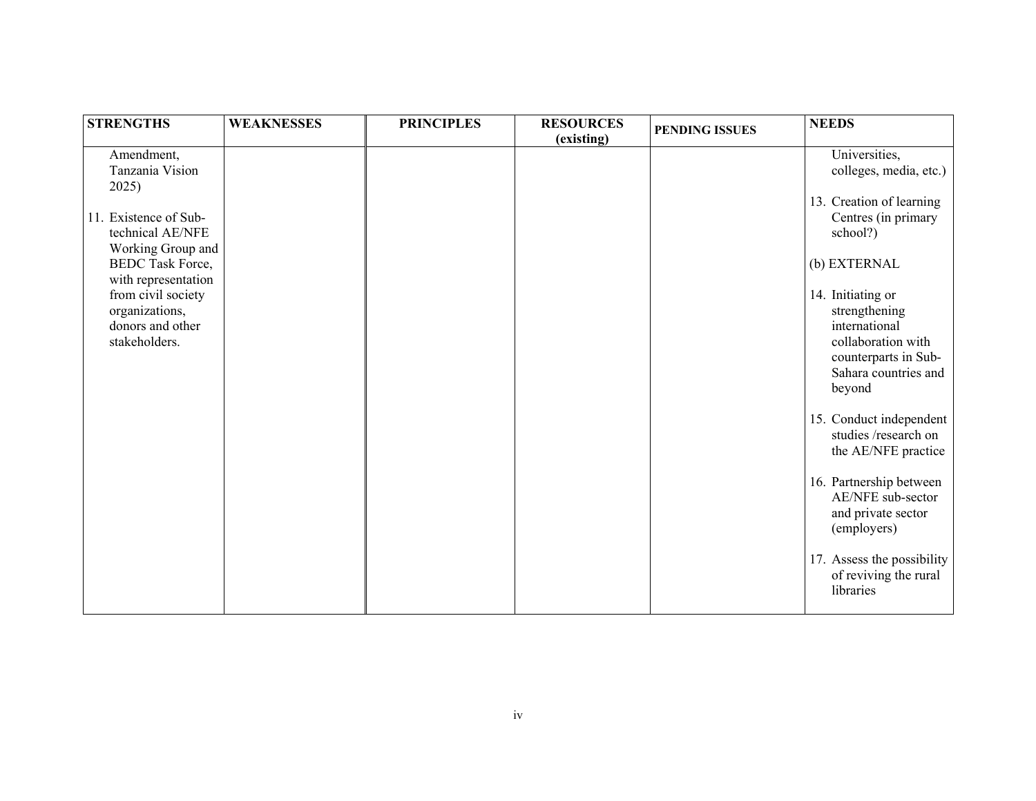| STRENGTHS | WEAKNESSES | PRINCIPLES | RESOURCES (existing) | PENDING ISSUES | NEEDS |
|---|---|---|---|---|---|
| Amendment, Tanzania Vision 2025)<br><br>11. Existence of Sub-technical AE/NFE Working Group and BEDC Task Force, with representation from civil society organizations, donors and other stakeholders. | | | | | Universities, colleges, media, etc.)<br><br>13. Creation of learning Centres (in primary school?)<br><br>(b) EXTERNAL<br><br>14. Initiating or strengthening international collaboration with counterparts in Sub-Sahara countries and beyond<br><br>15. Conduct independent studies /research on the AE/NFE practice<br><br>16. Partnership between AE/NFE sub-sector and private sector (employers)<br><br>17. Assess the possibility of reviving the rural libraries |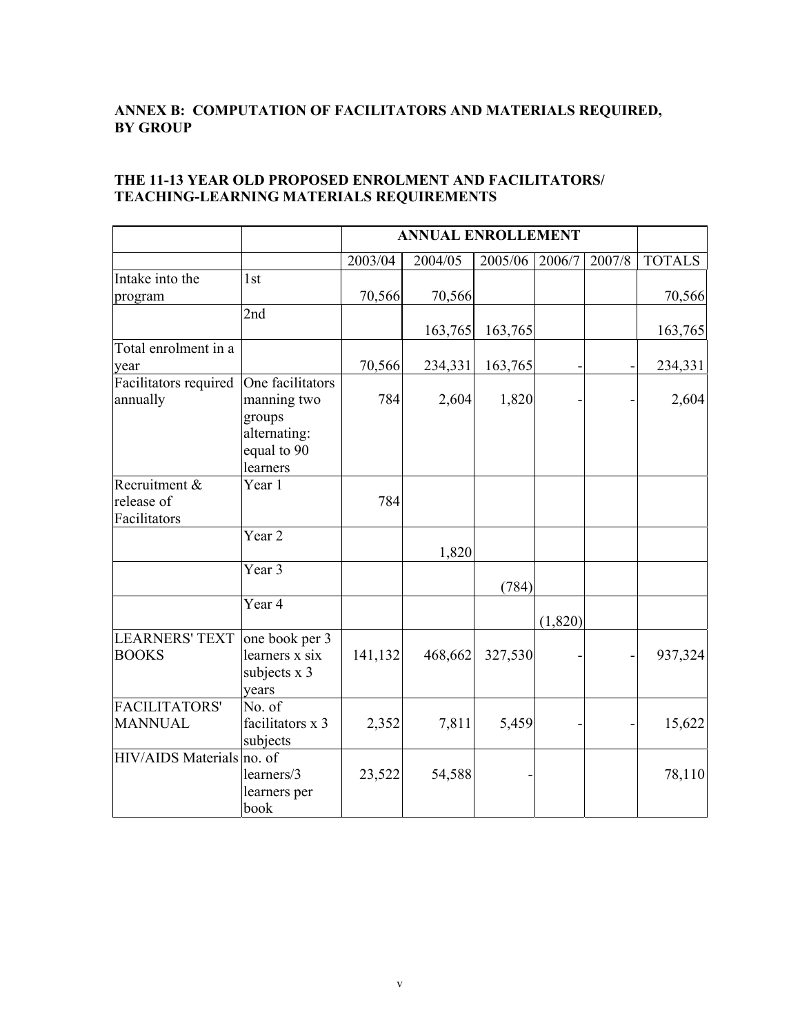**ANNEX B: COMPUTATION OF FACILITATORS AND MATERIALS REQUIRED, BY GROUP**

**THE 11-13 YEAR OLD PROPOSED ENROLMENT AND FACILITATORS/ TEACHING-LEARNING MATERIALS REQUIREMENTS**

| | | ANNUAL ENROLLEMENT | | | | | |
|---|---|---|---|---|---|---|---|
| | | 2003/04 | 2004/05 | 2005/06 | 2006/7 | 2007/8 | TOTALS |
| Intake into the program | 1st | 70,566 | 70,566 | | | | 70,566 |
| | 2nd | | 163,765 | 163,765 | | | 163,765 |
| Total enrolment in a year | | 70,566 | 234,331 | 163,765 | - | - | 234,331 |
| Facilitators required annually | One facilitators manning two groups alternating: equal to 90 learners | 784 | 2,604 | 1,820 | - | - | 2,604 |
| Recruitment & release of Facilitators | Year 1 | 784 | | | | | |
| | Year 2 | | 1,820 | | | | |
| | Year 3 | | | (784) | | | |
| | Year 4 | | | | (1,820) | | |
| LEARNERS' TEXT BOOKS | one book per 3 learners x six subjects x 3 years | 141,132 | 468,662 | 327,530 | - | - | 937,324 |
| FACILITATORS' MANNUAL | No. of facilitators x 3 subjects | 2,352 | 7,811 | 5,459 | - | - | 15,622 |
| HIV/AIDS Materials | no. of learners/3 learners per book | 23,522 | 54,588 | - | | | 78,110 |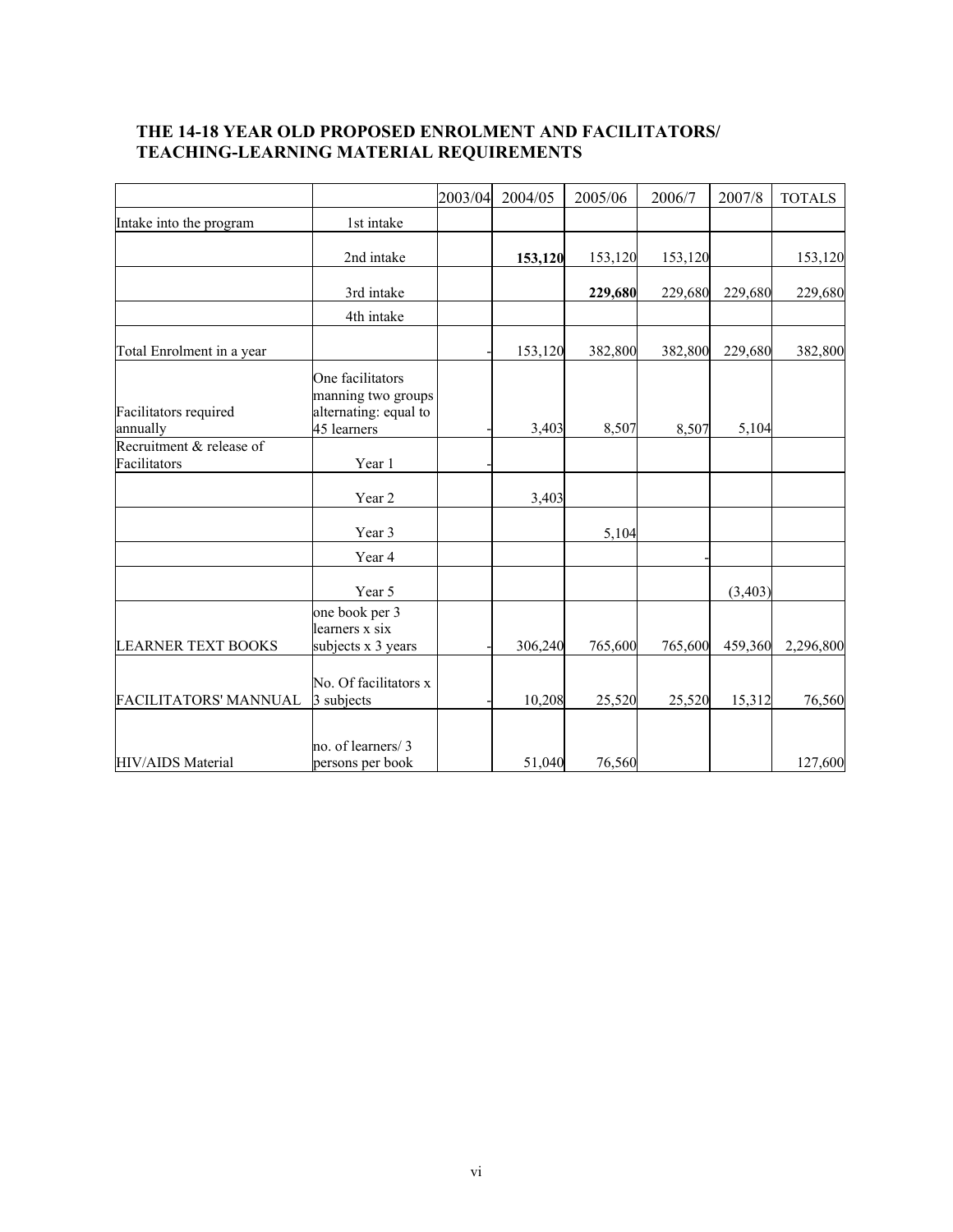## THE 14-18 YEAR OLD PROPOSED ENROLMENT AND FACILITATORS/ TEACHING-LEARNING MATERIAL REQUIREMENTS

| | | 2003/04 | 2004/05 | 2005/06 | 2006/7 | 2007/8 | TOTALS |
|---|---|---|---|---|---|---|---|
| Intake into the program | 1st intake | | | | | | |
| | 2nd intake | | **153,120** | 153,120 | 153,120 | | 153,120 |
| | 3rd intake | | | **229,680** | 229,680 | 229,680 | 229,680 |
| | 4th intake | | | | | | |
| Total Enrolment in a year | | - | 153,120 | 382,800 | 382,800 | 229,680 | 382,800 |
| Facilitators required annually | One facilitators manning two groups alternating: equal to 45 learners | - | 3,403 | 8,507 | 8,507 | 5,104 | |
| Recruitment & release of Facilitators | Year 1 | - | | | | | |
| | Year 2 | | 3,403 | | | | |
| | Year 3 | | | 5,104 | | | |
| | Year 4 | | | | - | | |
| | Year 5 | | | | | (3,403) | |
| LEARNER TEXT BOOKS | one book per 3 learners x six subjects x 3 years | - | 306,240 | 765,600 | 765,600 | 459,360 | 2,296,800 |
| FACILITATORS' MANNUAL | No. Of facilitators x 3 subjects | - | 10,208 | 25,520 | 25,520 | 15,312 | 76,560 |
| HIV/AIDS Material | no. of learners/ 3 persons per book | | 51,040 | 76,560 | | | 127,600 |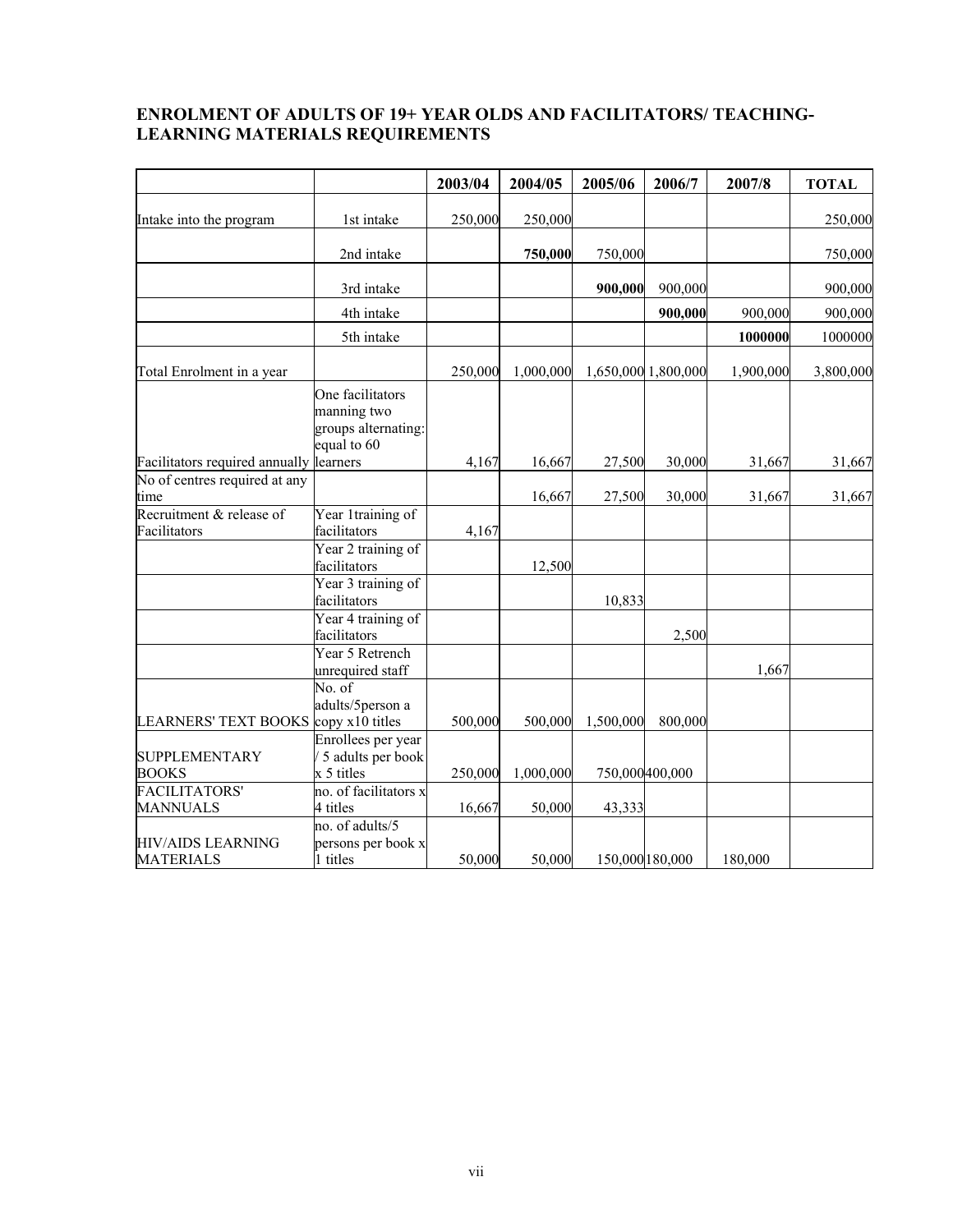## ENROLMENT OF ADULTS OF 19+ YEAR OLDS AND FACILITATORS/ TEACHING-LEARNING MATERIALS REQUIREMENTS

| | | 2003/04 | 2004/05 | 2005/06 | 2006/7 | 2007/8 | TOTAL |
|---|---|---|---|---|---|---|---|
| Intake into the program | 1st intake | 250,000 | 250,000 | | | | 250,000 |
| | 2nd intake | | **750,000** | 750,000 | | | 750,000 |
| | 3rd intake | | | **900,000** | 900,000 | | 900,000 |
| | 4th intake | | | | **900,000** | 900,000 | 900,000 |
| | 5th intake | | | | | **1000000** | 1000000 |
| Total Enrolment in a year | | 250,000 | 1,000,000 | 1,650,000 | 1,800,000 | 1,900,000 | 3,800,000 |
| Facilitators required annually | One facilitators manning two groups alternating: equal to 60 learners | 4,167 | 16,667 | 27,500 | 30,000 | 31,667 | 31,667 |
| No of centres required at any time | | | 16,667 | 27,500 | 30,000 | 31,667 | 31,667 |
| Recruitment & release of Facilitators | Year 1training of facilitators | 4,167 | | | | | |
| | Year 2 training of facilitators | | 12,500 | | | | |
| | Year 3 training of facilitators | | | 10,833 | | | |
| | Year 4 training of facilitators | | | | 2,500 | | |
| | Year 5 Retrench unrequired staff | | | | | 1,667 | |
| LEARNERS' TEXT BOOKS | No. of adults/5person a copy x10 titles | 500,000 | 500,000 | 1,500,000 | 800,000 | | |
| SUPPLEMENTARY BOOKS | Enrollees per year / 5 adults per book x 5 titles | 250,000 | 1,000,000 | 750,000 | 400,000 | | |
| FACILITATORS' MANNUALS | no. of facilitators x 4 titles | 16,667 | 50,000 | 43,333 | | | |
| HIV/AIDS LEARNING MATERIALS | no. of adults/5 persons per book x 1 titles | 50,000 | 50,000 | 150,000 | 180,000 | 180,000 | |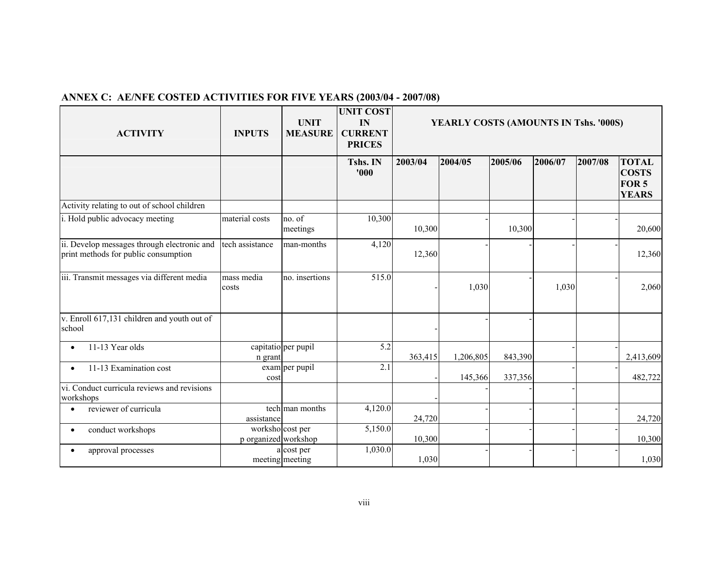## ANNEX C: AE/NFE COSTED ACTIVITIES FOR FIVE YEARS (2003/04 - 2007/08)

| ACTIVITY | INPUTS | UNIT MEASURE | UNIT COST IN CURRENT PRICES | YEARLY COSTS (AMOUNTS IN Tshs. '000S) | | | | | |
|---|---|---|---|---|---|---|---|---|---|
| | | | Tshs. IN '000 | 2003/04 | 2004/05 | 2005/06 | 2006/07 | 2007/08 | TOTAL COSTS FOR 5 YEARS |
| Activity relating to out of school children | | | | | | | | | |
| i. Hold public advocacy meeting | material costs | no. of meetings | 10,300 | 10,300 | - | 10,300 | - | - | 20,600 |
| ii. Develop messages through electronic and print methods for public consumption | tech assistance | man-months | 4,120 | 12,360 | - | - | - | - | 12,360 |
| iii. Transmit messages via different media | mass media costs | no. insertions | 515.0 | - | 1,030 | - | 1,030 | - | 2,060 |
| v. Enroll 617,131 children and youth out of school | | | | - | - | - | | | |
| • 11-13 Year olds | capitation grant | per pupil | 5.2 | 363,415 | 1,206,805 | 843,390 | - | - | 2,413,609 |
| • 11-13 Examination cost | exam cost | per pupil | 2.1 | - | 145,366 | 337,356 | - | - | 482,722 |
| vi. Conduct curricula reviews and revisions workshops | | | | - | - | - | - | | |
| • reviewer of curricula | tech assistance | man months | 4,120.0 | 24,720 | - | - | - | - | 24,720 |
| • conduct workshops | workshop organized | cost per workshop | 5,150.0 | 10,300 | - | - | - | - | 10,300 |
| • approval processes | a meeting | cost per meeting | 1,030.0 | 1,030 | - | - | - | - | 1,030 |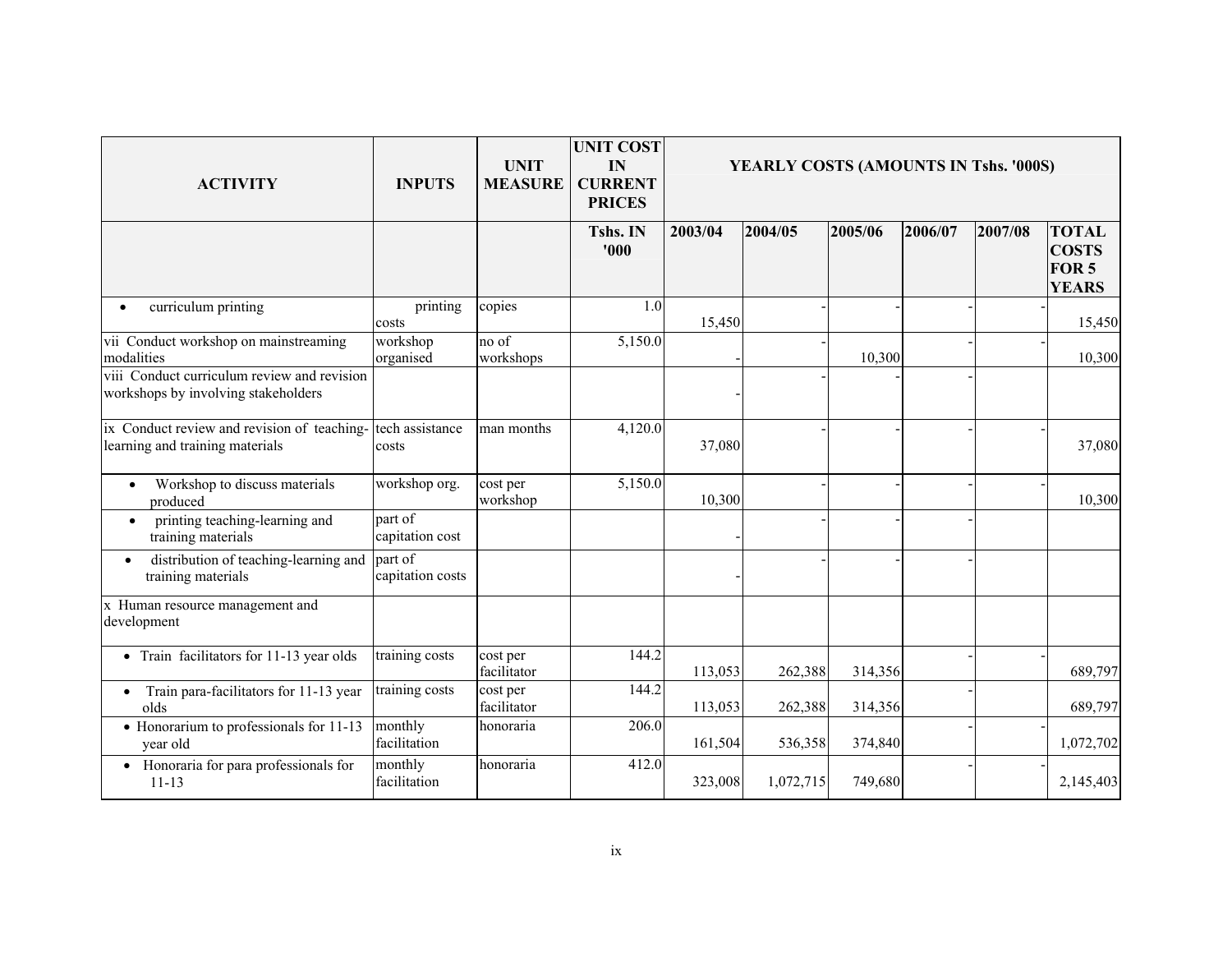| ACTIVITY | INPUTS | UNIT MEASURE | UNIT COST IN CURRENT PRICES | YEARLY COSTS (AMOUNTS IN Tshs. '000S) | | | | | |
|---|---|---|---|---|---|---|---|---|---|
| | | | Tshs. IN '000 | 2003/04 | 2004/05 | 2005/06 | 2006/07 | 2007/08 | TOTAL COSTS FOR 5 YEARS |
| • curriculum printing | printing costs | copies | 1.0 | 15,450 | - | - | - | - | 15,450 |
| vii Conduct workshop on mainstreaming modalities | workshop organised | no of workshops | 5,150.0 | - | - | 10,300 | - | - | 10,300 |
| viii Conduct curriculum review and revision workshops by involving stakeholders | | | | - | - | - | - | | |
| ix Conduct review and revision of teaching-learning and training materials | tech assistance costs | man months | 4,120.0 | 37,080 | - | - | - | - | 37,080 |
| • Workshop to discuss materials produced | workshop org. | cost per workshop | 5,150.0 | 10,300 | - | - | - | - | 10,300 |
| • printing teaching-learning and training materials | part of capitation cost | | | - | - | - | - | | |
| • distribution of teaching-learning and training materials | part of capitation costs | | | - | - | - | - | | |
| x Human resource management and development | | | | | | | | | |
| • Train facilitators for 11-13 year olds | training costs | cost per facilitator | 144.2 | 113,053 | 262,388 | 314,356 | - | - | 689,797 |
| • Train para-facilitators for 11-13 year olds | training costs | cost per facilitator | 144.2 | 113,053 | 262,388 | 314,356 | - | | 689,797 |
| • Honorarium to professionals for 11-13 year old | monthly facilitation | honoraria | 206.0 | 161,504 | 536,358 | 374,840 | - | - | 1,072,702 |
| • Honoraria for para professionals for 11-13 | monthly facilitation | honoraria | 412.0 | 323,008 | 1,072,715 | 749,680 | - | - | 2,145,403 |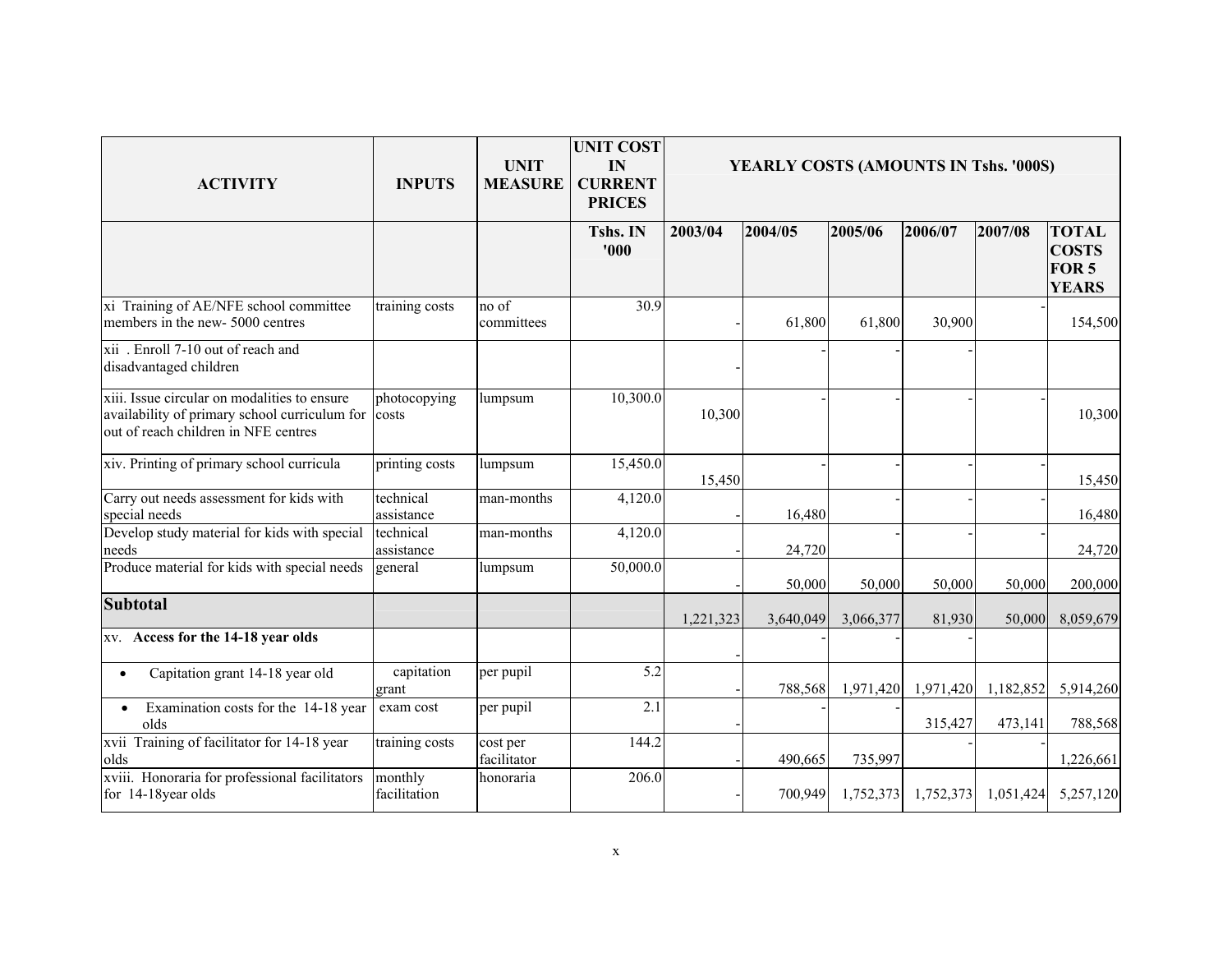| ACTIVITY | INPUTS | UNIT MEASURE | UNIT COST IN CURRENT PRICES | YEARLY COSTS (AMOUNTS IN Tshs. '000S) | | | | | |
|---|---|---|---|---|---|---|---|---|---|
| | | | Tshs. IN '000 | 2003/04 | 2004/05 | 2005/06 | 2006/07 | 2007/08 | TOTAL COSTS FOR 5 YEARS |
| xi Training of AE/NFE school committee members in the new- 5000 centres | training costs | no of committees | 30.9 | - | 61,800 | 61,800 | 30,900 | - | 154,500 |
| xii . Enroll 7-10 out of reach and disadvantaged children | | | | - | - | - | - | | |
| xiii. Issue circular on modalities to ensure availability of primary school curriculum for out of reach children in NFE centres | photocopying costs | lumpsum | 10,300.0 | 10,300 | - | - | - | - | 10,300 |
| xiv. Printing of primary school curricula | printing costs | lumpsum | 15,450.0 | 15,450 | - | - | - | - | 15,450 |
| Carry out needs assessment for kids with special needs | technical assistance | man-months | 4,120.0 | - | 16,480 | - | - | - | 16,480 |
| Develop study material for kids with special needs | technical assistance | man-months | 4,120.0 | - | 24,720 | - | - | - | 24,720 |
| Produce material for kids with special needs | general | lumpsum | 50,000.0 | - | 50,000 | 50,000 | 50,000 | 50,000 | 200,000 |
| **Subtotal** | | | | 1,221,323 | 3,640,049 | 3,066,377 | 81,930 | 50,000 | 8,059,679 |
| xv. **Access for the 14-18 year olds** | | | | - | - | - | - | | |
| • Capitation grant 14-18 year old | capitation grant | per pupil | 5.2 | - | 788,568 | 1,971,420 | 1,971,420 | 1,182,852 | 5,914,260 |
| • Examination costs for the 14-18 year olds | exam cost | per pupil | 2.1 | - | - | - | 315,427 | 473,141 | 788,568 |
| xvii Training of facilitator for 14-18 year olds | training costs | cost per facilitator | 144.2 | - | 490,665 | 735,997 | - | - | 1,226,661 |
| xviii. Honoraria for professional facilitators for 14-18year olds | monthly facilitation | honoraria | 206.0 | - | 700,949 | 1,752,373 | 1,752,373 | 1,051,424 | 5,257,120 |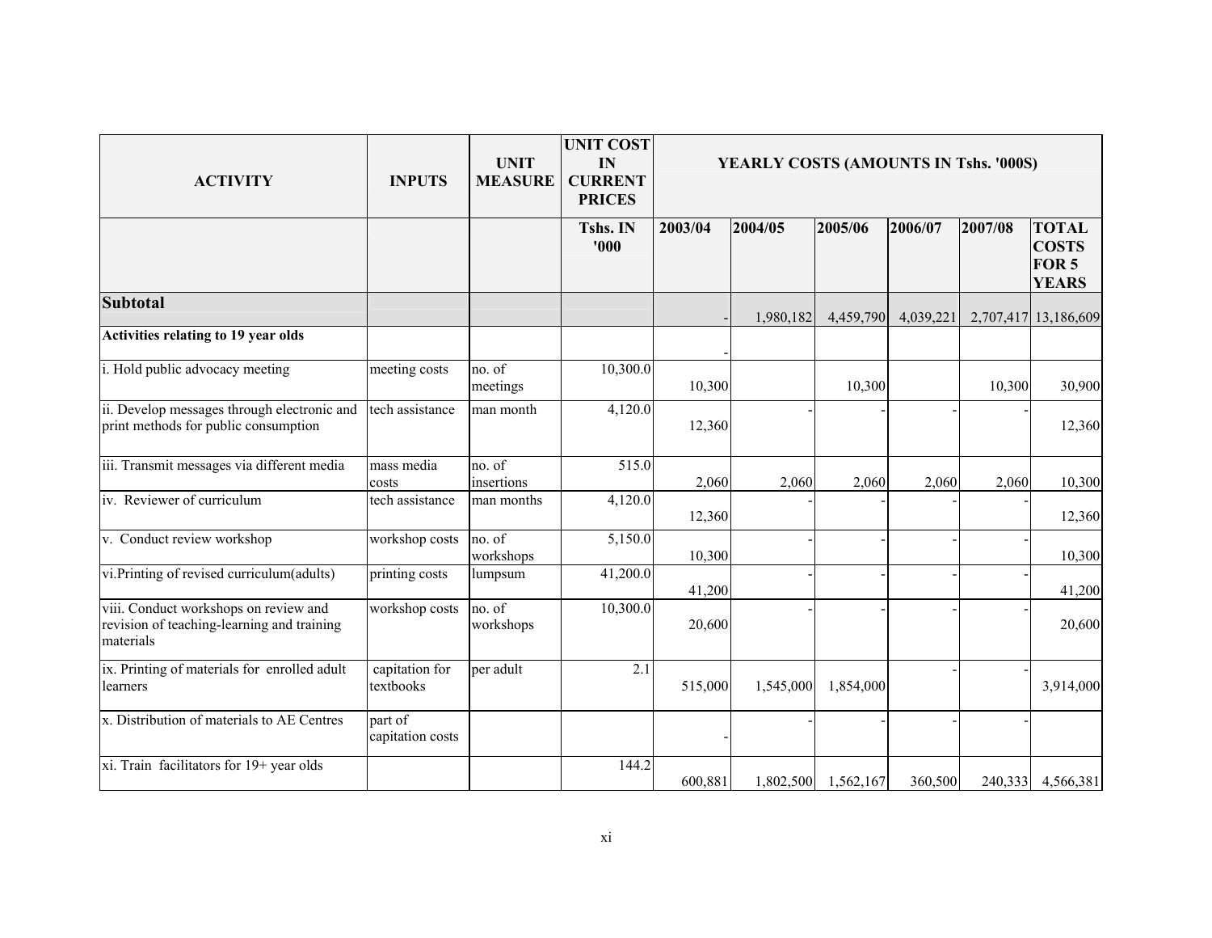| ACTIVITY | INPUTS | UNIT MEASURE | UNIT COST IN CURRENT PRICES | YEARLY COSTS (AMOUNTS IN Tshs. '000S) | | | | | |
|---|---|---|---|---|---|---|---|---|---|
| | | | Tshs. IN '000 | 2003/04 | 2004/05 | 2005/06 | 2006/07 | 2007/08 | TOTAL COSTS FOR 5 YEARS |
| **Subtotal** | | | | - | 1,980,182 | 4,459,790 | 4,039,221 | 2,707,417 | 13,186,609 |
| **Activities relating to 19 year olds** | | | | - | | | | | |
| i. Hold public advocacy meeting | meeting costs | no. of meetings | 10,300.0 | 10,300 | | 10,300 | | 10,300 | 30,900 |
| ii. Develop messages through electronic and print methods for public consumption | tech assistance | man month | 4,120.0 | 12,360 | - | - | - | - | 12,360 |
| iii. Transmit messages via different media | mass media costs | no. of insertions | 515.0 | 2,060 | 2,060 | 2,060 | 2,060 | 2,060 | 10,300 |
| iv. Reviewer of curriculum | tech assistance | man months | 4,120.0 | 12,360 | - | - | - | - | 12,360 |
| v. Conduct review workshop | workshop costs | no. of workshops | 5,150.0 | 10,300 | - | - | - | - | 10,300 |
| vi.Printing of revised curriculum(adults) | printing costs | lumpsum | 41,200.0 | 41,200 | - | - | - | - | 41,200 |
| viii. Conduct workshops on review and revision of teaching-learning and training materials | workshop costs | no. of workshops | 10,300.0 | 20,600 | - | - | - | - | 20,600 |
| ix. Printing of materials for enrolled adult learners | capitation for textbooks | per adult | 2.1 | 515,000 | 1,545,000 | 1,854,000 | - | - | 3,914,000 |
| x. Distribution of materials to AE Centres | part of capitation costs | | | - | - | - | - | - | |
| xi. Train facilitators for 19+ year olds | | | 144.2 | 600,881 | 1,802,500 | 1,562,167 | 360,500 | 240,333 | 4,566,381 |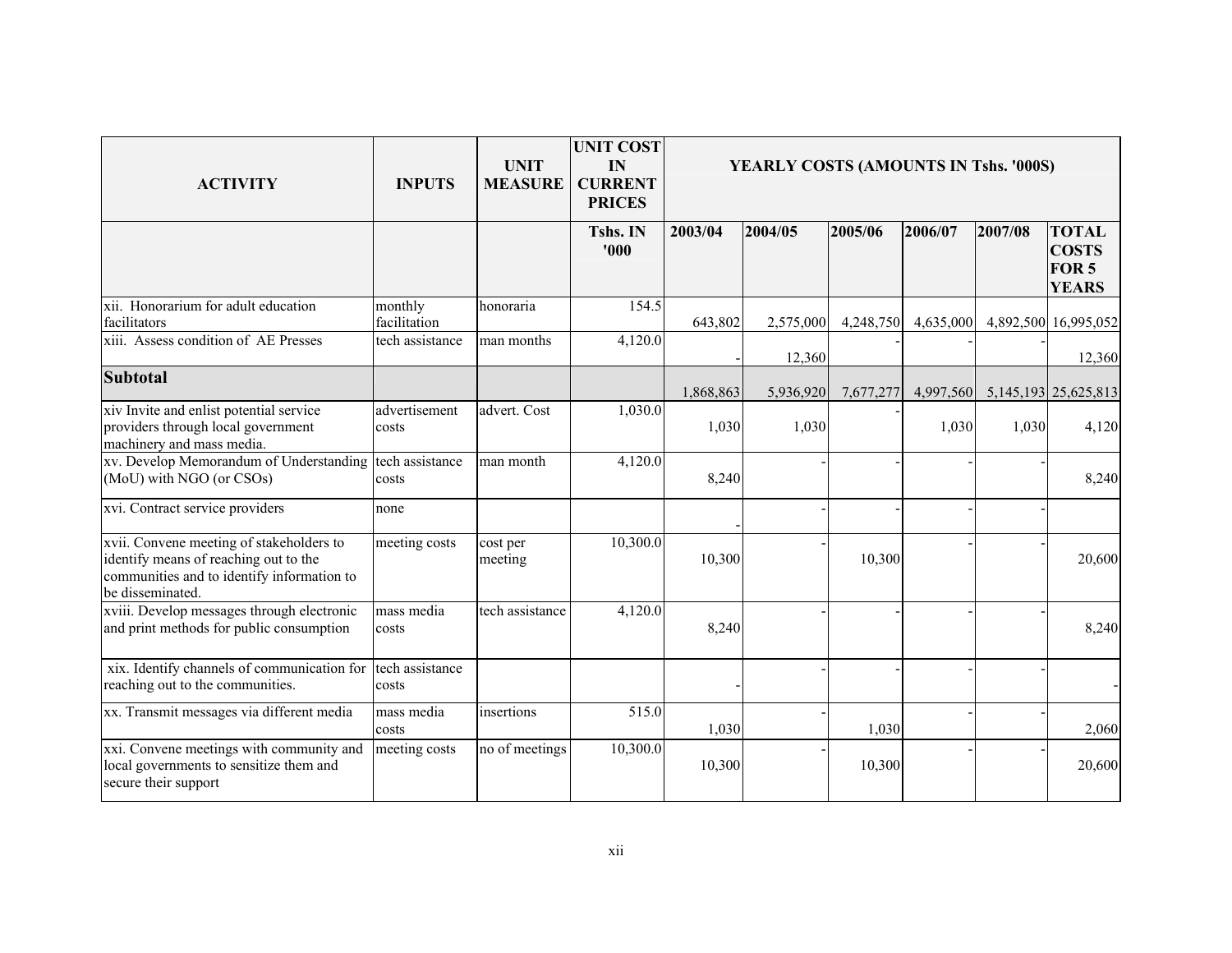| ACTIVITY | INPUTS | UNIT MEASURE | UNIT COST IN CURRENT PRICES | YEARLY COSTS (AMOUNTS IN Tshs. '000S) | | | | | |
|---|---|---|---|---|---|---|---|---|---|
| | | | Tshs. IN '000 | 2003/04 | 2004/05 | 2005/06 | 2006/07 | 2007/08 | TOTAL COSTS FOR 5 YEARS |
| xii. Honorarium for adult education facilitators | monthly facilitation | honoraria | 154.5 | 643,802 | 2,575,000 | 4,248,750 | 4,635,000 | 4,892,500 | 16,995,052 |
| xiii. Assess condition of AE Presses | tech assistance | man months | 4,120.0 | - | 12,360 | - | - | - | 12,360 |
| **Subtotal** | | | | 1,868,863 | 5,936,920 | 7,677,277 | 4,997,560 | 5,145,193 | 25,625,813 |
| xiv Invite and enlist potential service providers through local government machinery and mass media. | advertisement costs | advert. Cost | 1,030.0 | 1,030 | 1,030 | - | 1,030 | 1,030 | 4,120 |
| xv. Develop Memorandum of Understanding (MoU) with NGO (or CSOs) | tech assistance costs | man month | 4,120.0 | 8,240 | - | - | - | - | 8,240 |
| xvi. Contract service providers | none | | | - | - | - | - | - | |
| xvii. Convene meeting of stakeholders to identify means of reaching out to the communities and to identify information to be disseminated. | meeting costs | cost per meeting | 10,300.0 | 10,300 | - | 10,300 | - | - | 20,600 |
| xviii. Develop messages through electronic and print methods for public consumption | mass media costs | tech assistance | 4,120.0 | 8,240 | - | - | - | - | 8,240 |
| xix. Identify channels of communication for reaching out to the communities. | tech assistance costs | | | - | - | - | - | - | - |
| xx. Transmit messages via different media | mass media costs | insertions | 515.0 | 1,030 | - | 1,030 | - | - | 2,060 |
| xxi. Convene meetings with community and local governments to sensitize them and secure their support | meeting costs | no of meetings | 10,300.0 | 10,300 | - | 10,300 | - | - | 20,600 |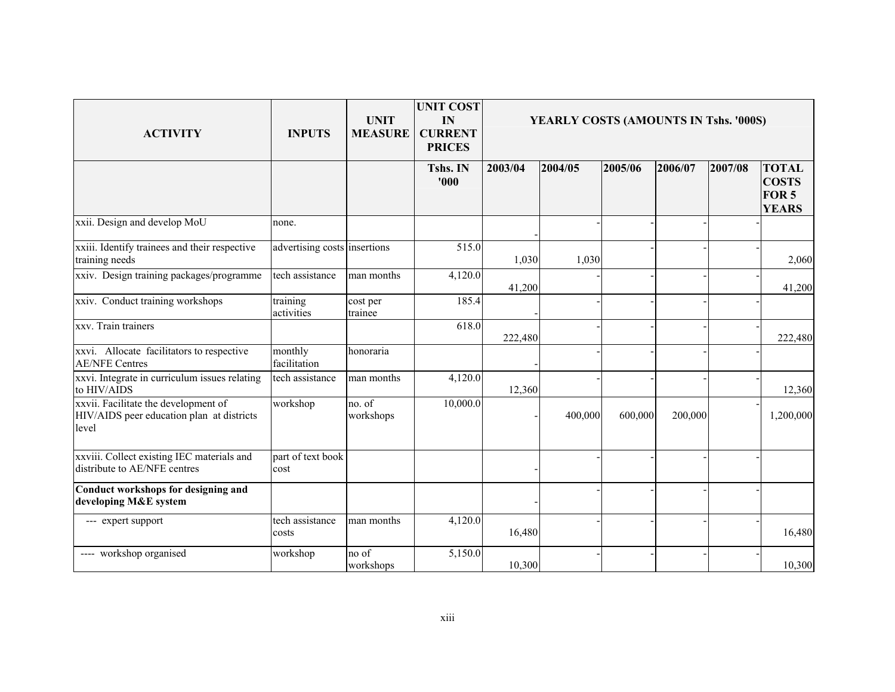| ACTIVITY | INPUTS | UNIT MEASURE | UNIT COST IN CURRENT PRICES | YEARLY COSTS (AMOUNTS IN Tshs. '000S) | | | | | |
|---|---|---|---|---|---|---|---|---|---|
| | | | Tshs. IN '000 | 2003/04 | 2004/05 | 2005/06 | 2006/07 | 2007/08 | TOTAL COSTS FOR 5 YEARS |
| xxii. Design and develop MoU | none. | | | - | - | - | - | - | |
| xxiii. Identify trainees and their respective training needs | advertising costs | insertions | 515.0 | 1,030 | 1,030 | - | - | - | 2,060 |
| xxiv. Design training packages/programme | tech assistance | man months | 4,120.0 | 41,200 | - | - | - | - | 41,200 |
| xxiv. Conduct training workshops | training activities | cost per trainee | 185.4 | - | - | - | - | - | |
| xxv. Train trainers | | | 618.0 | 222,480 | - | - | - | - | 222,480 |
| xxvi. Allocate facilitators to respective AE/NFE Centres | monthly facilitation | honoraria | | - | - | - | - | - | |
| xxvi. Integrate in curriculum issues relating to HIV/AIDS | tech assistance | man months | 4,120.0 | 12,360 | - | - | - | - | 12,360 |
| xxvii. Facilitate the development of HIV/AIDS peer education plan at districts level | workshop | no. of workshops | 10,000.0 | - | 400,000 | 600,000 | 200,000 | - | 1,200,000 |
| xxviii. Collect existing IEC materials and distribute to AE/NFE centres | part of text book cost | | | - | - | - | - | - | |
| **Conduct workshops for designing and developing M&E system** | | | | - | - | - | - | - | |
| --- expert support | tech assistance costs | man months | 4,120.0 | 16,480 | - | - | - | - | 16,480 |
| ---- workshop organised | workshop | no of workshops | 5,150.0 | 10,300 | - | - | - | - | 10,300 |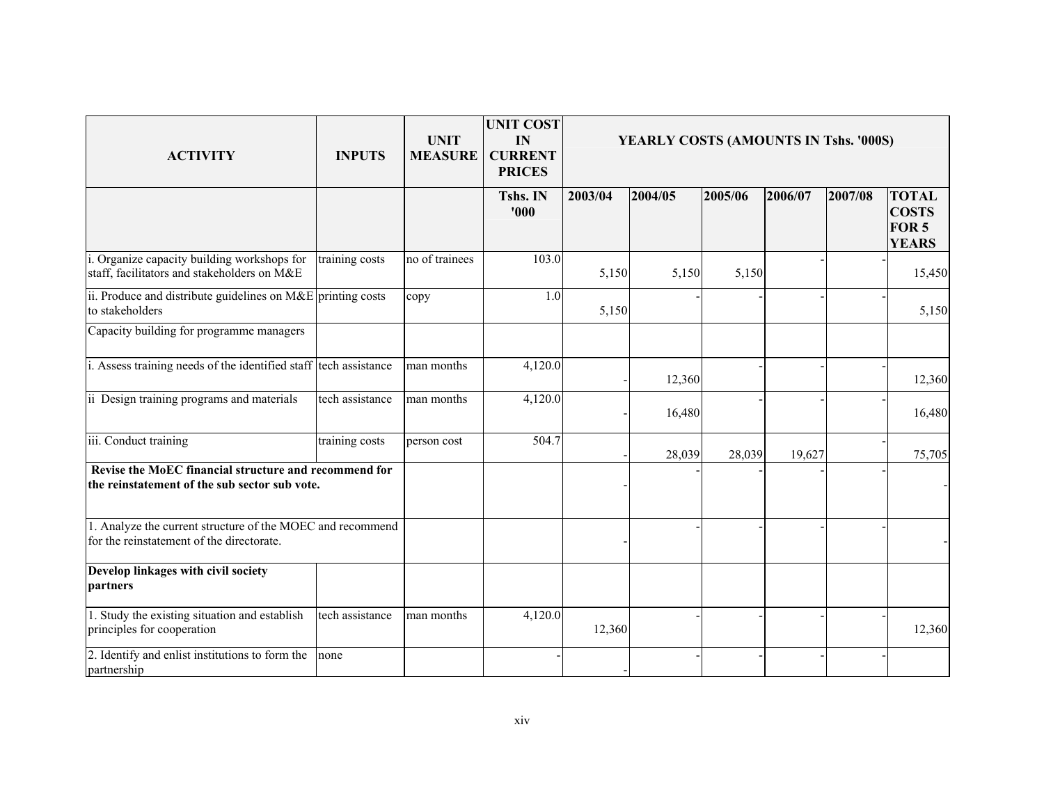| ACTIVITY | INPUTS | UNIT MEASURE | UNIT COST IN CURRENT PRICES | YEARLY COSTS (AMOUNTS IN Tshs. '000S) | | | | | |
|---|---|---|---|---|---|---|---|---|---|
| | | | Tshs. IN '000 | 2003/04 | 2004/05 | 2005/06 | 2006/07 | 2007/08 | TOTAL COSTS FOR 5 YEARS |
| i. Organize capacity building workshops for staff, facilitators and stakeholders on M&E | training costs | no of trainees | 103.0 | 5,150 | 5,150 | 5,150 | - | - | 15,450 |
| ii. Produce and distribute guidelines on M&E to stakeholders | printing costs | copy | 1.0 | 5,150 | - | - | - | - | 5,150 |
| Capacity building for programme managers | | | | | | | | | |
| i. Assess training needs of the identified staff | tech assistance | man months | 4,120.0 | - | 12,360 | - | - | - | 12,360 |
| ii Design training programs and materials | tech assistance | man months | 4,120.0 | - | 16,480 | - | - | - | 16,480 |
| iii. Conduct training | training costs | person cost | 504.7 | - | 28,039 | 28,039 | 19,627 | - | 75,705 |
| **Revise the MoEC financial structure and recommend for the reinstatement of the sub sector sub vote.** | | | | - | - | - | - | - | - |
| 1. Analyze the current structure of the MOEC and recommend for the reinstatement of the directorate. | | | | - | - | - | - | - | - |
| **Develop linkages with civil society partners** | | | | | | | | | |
| 1. Study the existing situation and establish principles for cooperation | tech assistance | man months | 4,120.0 | 12,360 | - | - | - | - | 12,360 |
| 2. Identify and enlist institutions to form the partnership | none | | - | - | - | - | - | - | |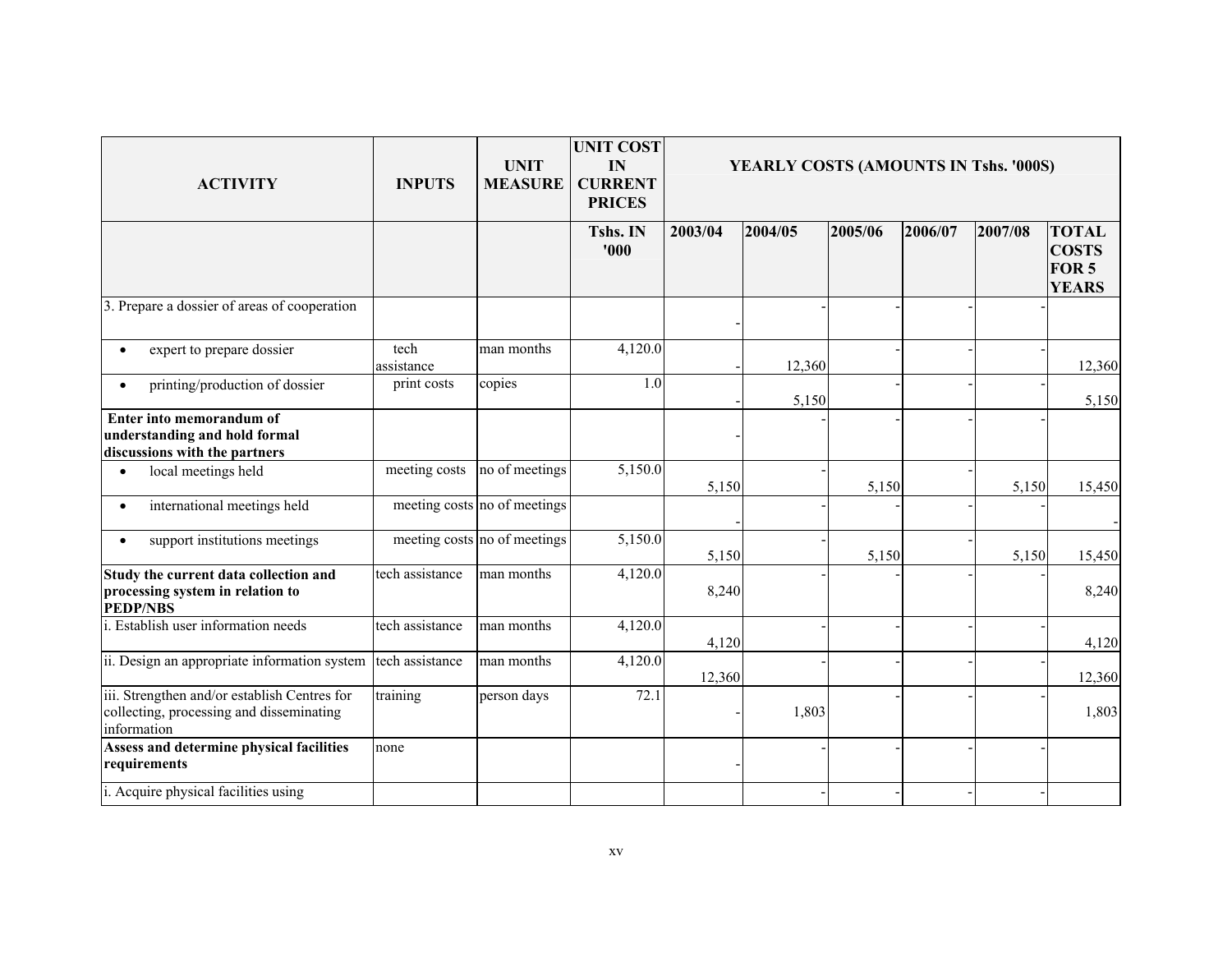| ACTIVITY | INPUTS | UNIT MEASURE | UNIT COST IN CURRENT PRICES | YEARLY COSTS (AMOUNTS IN Tshs. '000S) | | | | | |
|---|---|---|---|---|---|---|---|---|---|
| | | | Tshs. IN '000 | 2003/04 | 2004/05 | 2005/06 | 2006/07 | 2007/08 | TOTAL COSTS FOR 5 YEARS |
| 3. Prepare a dossier of areas of cooperation | | | | - | - | - | - | - | |
| • expert to prepare dossier | tech assistance | man months | 4,120.0 | - | 12,360 | - | - | - | 12,360 |
| • printing/production of dossier | print costs | copies | 1.0 | - | 5,150 | - | - | - | 5,150 |
| **Enter into memorandum of understanding and hold formal discussions with the partners** | | | | - | - | - | - | - | |
| • local meetings held | meeting costs | no of meetings | 5,150.0 | 5,150 | - | 5,150 | - | 5,150 | 15,450 |
| • international meetings held | meeting costs | no of meetings | | - | - | - | - | - | - |
| • support institutions meetings | meeting costs | no of meetings | 5,150.0 | 5,150 | - | 5,150 | - | 5,150 | 15,450 |
| **Study the current data collection and processing system in relation to PEDP/NBS** | tech assistance | man months | 4,120.0 | 8,240 | - | - | - | - | 8,240 |
| i. Establish user information needs | tech assistance | man months | 4,120.0 | 4,120 | - | - | - | - | 4,120 |
| ii. Design an appropriate information system | tech assistance | man months | 4,120.0 | 12,360 | - | - | - | - | 12,360 |
| iii. Strengthen and/or establish Centres for collecting, processing and disseminating information | training | person days | 72.1 | - | 1,803 | - | - | - | 1,803 |
| **Assess and determine physical facilities requirements** | none | | | - | - | - | - | - | |
| i. Acquire physical facilities using | | | | | - | - | - | - | |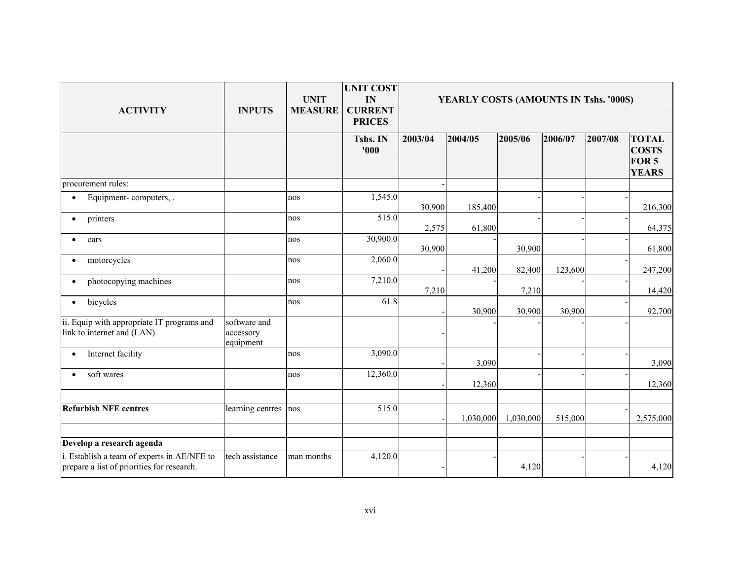| ACTIVITY | INPUTS | UNIT MEASURE | UNIT COST IN CURRENT PRICES | YEARLY COSTS (AMOUNTS IN Tshs. '000S) | | | | | |
|---|---|---|---|---|---|---|---|---|---|
| | | | Tshs. IN '000 | 2003/04 | 2004/05 | 2005/06 | 2006/07 | 2007/08 | TOTAL COSTS FOR 5 YEARS |
| procurement rules: | | | | - | | | | | |
| • Equipment- computers, . | | nos | 1,545.0 | 30,900 | 185,400 | - | - | - | 216,300 |
| • printers | | nos | 515.0 | 2,575 | 61,800 | - | - | - | 64,375 |
| • cars | | nos | 30,900.0 | 30,900 | - | 30,900 | - | - | 61,800 |
| • motorcycles | | nos | 2,060.0 | - | 41,200 | 82,400 | 123,600 | - | 247,200 |
| • photocopying machines | | nos | 7,210.0 | 7,210 | - | 7,210 | - | - | 14,420 |
| • bicycles | | nos | 61.8 | - | 30,900 | 30,900 | 30,900 | - | 92,700 |
| ii. Equip with appropriate IT programs and link to internet and (LAN). | software and accessory equipment | | | - | - | - | - | - | |
| • Internet facility | | nos | 3,090.0 | - | 3,090 | - | - | - | 3,090 |
| • soft wares | | nos | 12,360.0 | - | 12,360 | - | - | - | 12,360 |
| | | | | | | | | | |
| **Refurbish NFE centres** | learning centres | nos | 515.0 | - | 1,030,000 | 1,030,000 | 515,000 | - | 2,575,000 |
| | | | | | | | | | |
| **Develop a research agenda** | | | | | | | | | |
| i. Establish a team of experts in AE/NFE to prepare a list of priorities for research. | tech assistance | man months | 4,120.0 | - | - | 4,120 | - | - | 4,120 |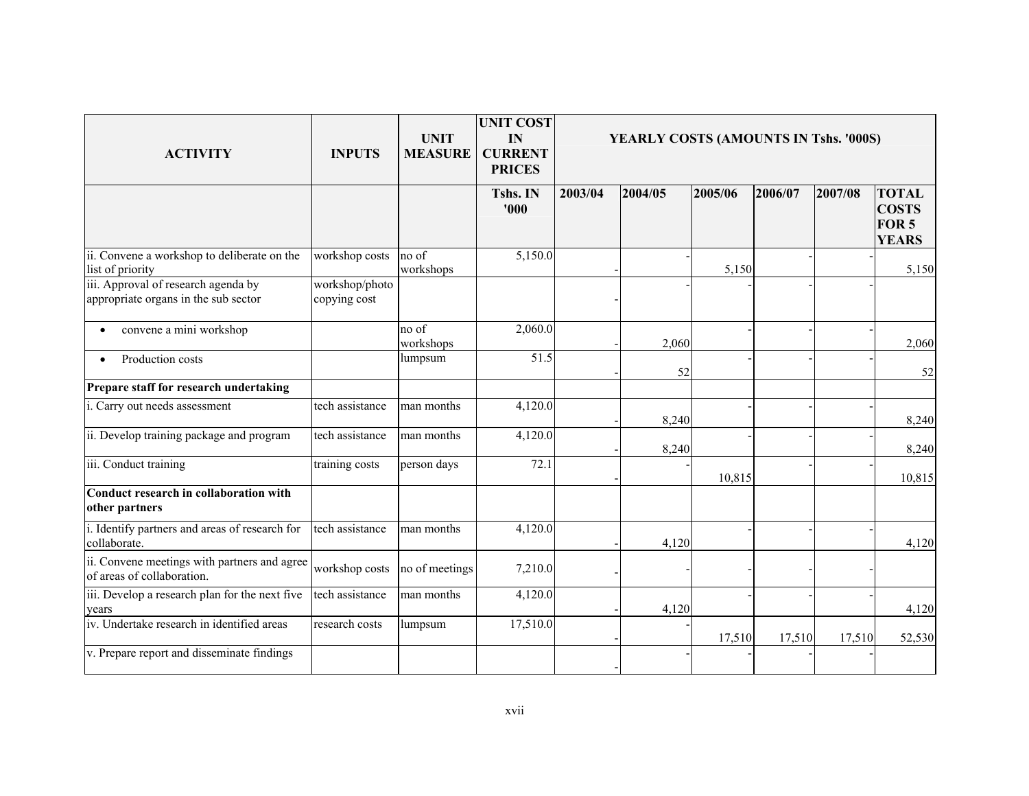| ACTIVITY | INPUTS | UNIT MEASURE | UNIT COST IN CURRENT PRICES | YEARLY COSTS (AMOUNTS IN Tshs. '000S) | | | | | |
|---|---|---|---|---|---|---|---|---|---|
| | | | Tshs. IN '000 | 2003/04 | 2004/05 | 2005/06 | 2006/07 | 2007/08 | TOTAL COSTS FOR 5 YEARS |
| ii. Convene a workshop to deliberate on the list of priority | workshop costs | no of workshops | 5,150.0 | - | - | 5,150 | - | - | 5,150 |
| iii. Approval of research agenda by appropriate organs in the sub sector | workshop/photo copying cost | | | - | - | - | - | - | |
| • convene a mini workshop | | no of workshops | 2,060.0 | - | 2,060 | - | - | - | 2,060 |
| • Production costs | | lumpsum | 51.5 | - | 52 | - | - | - | 52 |
| **Prepare staff for research undertaking** | | | | | | | | | |
| i. Carry out needs assessment | tech assistance | man months | 4,120.0 | - | 8,240 | - | - | - | 8,240 |
| ii. Develop training package and program | tech assistance | man months | 4,120.0 | - | 8,240 | - | - | - | 8,240 |
| iii. Conduct training | training costs | person days | 72.1 | - | - | 10,815 | - | - | 10,815 |
| **Conduct research in collaboration with other partners** | | | | | | | | | |
| i. Identify partners and areas of research for collaborate. | tech assistance | man months | 4,120.0 | - | 4,120 | - | - | - | 4,120 |
| ii. Convene meetings with partners and agree of areas of collaboration. | workshop costs | no of meetings | 7,210.0 | - | - | - | - | - | |
| iii. Develop a research plan for the next five years | tech assistance | man months | 4,120.0 | - | 4,120 | - | - | - | 4,120 |
| iv. Undertake research in identified areas | research costs | lumpsum | 17,510.0 | - | - | 17,510 | 17,510 | 17,510 | 52,530 |
| v. Prepare report and disseminate findings | | | | - | - | - | - | - | |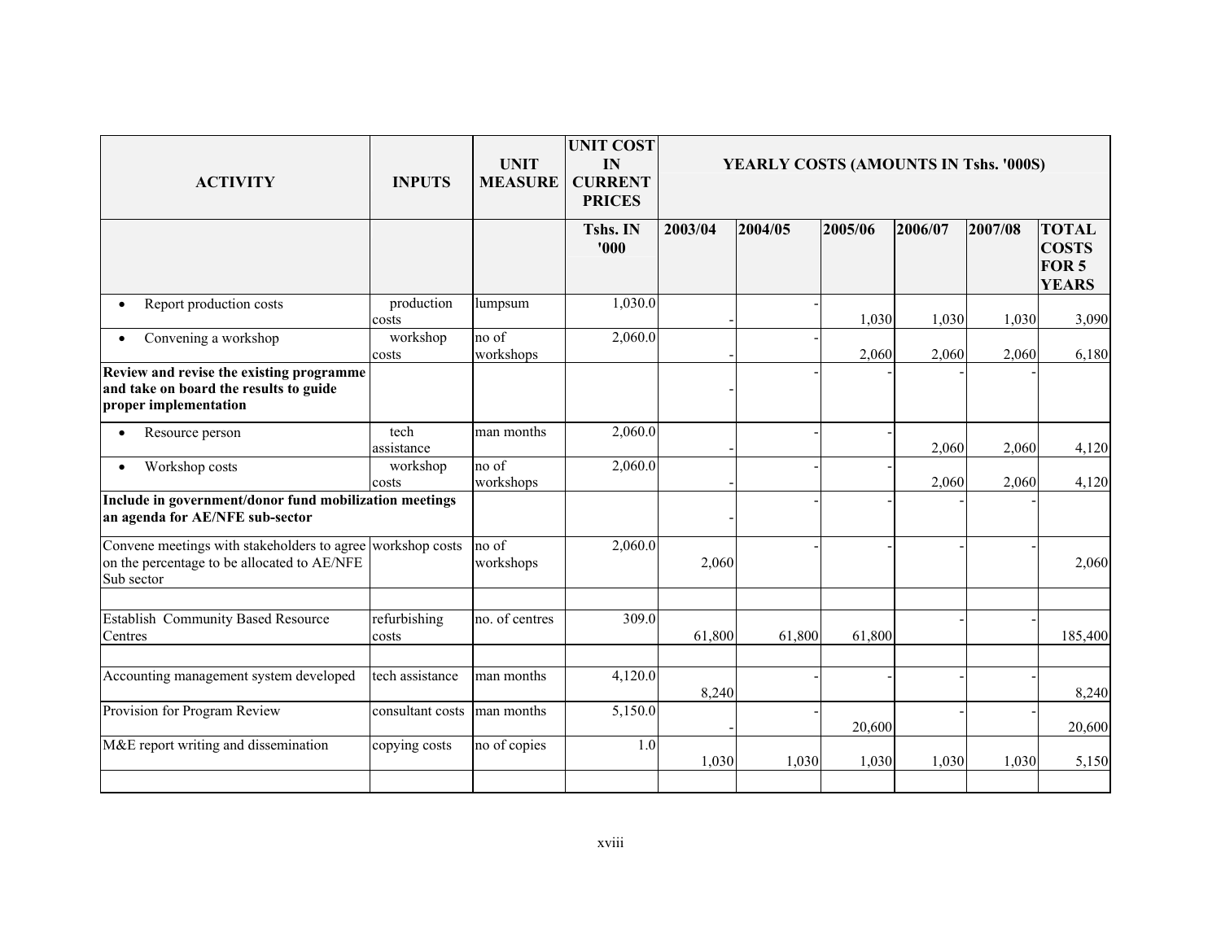| ACTIVITY | INPUTS | UNIT MEASURE | UNIT COST IN CURRENT PRICES | YEARLY COSTS (AMOUNTS IN Tshs. '000S) | | | | | |
|---|---|---|---|---|---|---|---|---|---|
| | | | Tshs. IN '000 | 2003/04 | 2004/05 | 2005/06 | 2006/07 | 2007/08 | TOTAL COSTS FOR 5 YEARS |
| • Report production costs | production costs | lumpsum | 1,030.0 | - | - | 1,030 | 1,030 | 1,030 | 3,090 |
| • Convening a workshop | workshop costs | no of workshops | 2,060.0 | - | - | 2,060 | 2,060 | 2,060 | 6,180 |
| **Review and revise the existing programme and take on board the results to guide proper implementation** | | | | - | - | - | - | - | |
| • Resource person | tech assistance | man months | 2,060.0 | - | - | - | 2,060 | 2,060 | 4,120 |
| • Workshop costs | workshop costs | no of workshops | 2,060.0 | - | - | - | 2,060 | 2,060 | 4,120 |
| **Include in government/donor fund mobilization meetings an agenda for AE/NFE sub-sector** | | | | - | - | - | - | - | |
| Convene meetings with stakeholders to agree on the percentage to be allocated to AE/NFE Sub sector | workshop costs | no of workshops | 2,060.0 | 2,060 | - | - | - | - | 2,060 |
| | | | | | | | | | |
| Establish Community Based Resource Centres | refurbishing costs | no. of centres | 309.0 | 61,800 | 61,800 | 61,800 | - | - | 185,400 |
| | | | | | | | | | |
| Accounting management system developed | tech assistance | man months | 4,120.0 | 8,240 | - | - | - | - | 8,240 |
| Provision for Program Review | consultant costs | man months | 5,150.0 | - | - | 20,600 | - | - | 20,600 |
| M&E report writing and dissemination | copying costs | no of copies | 1.0 | 1,030 | 1,030 | 1,030 | 1,030 | 1,030 | 5,150 |
| | | | | | | | | | |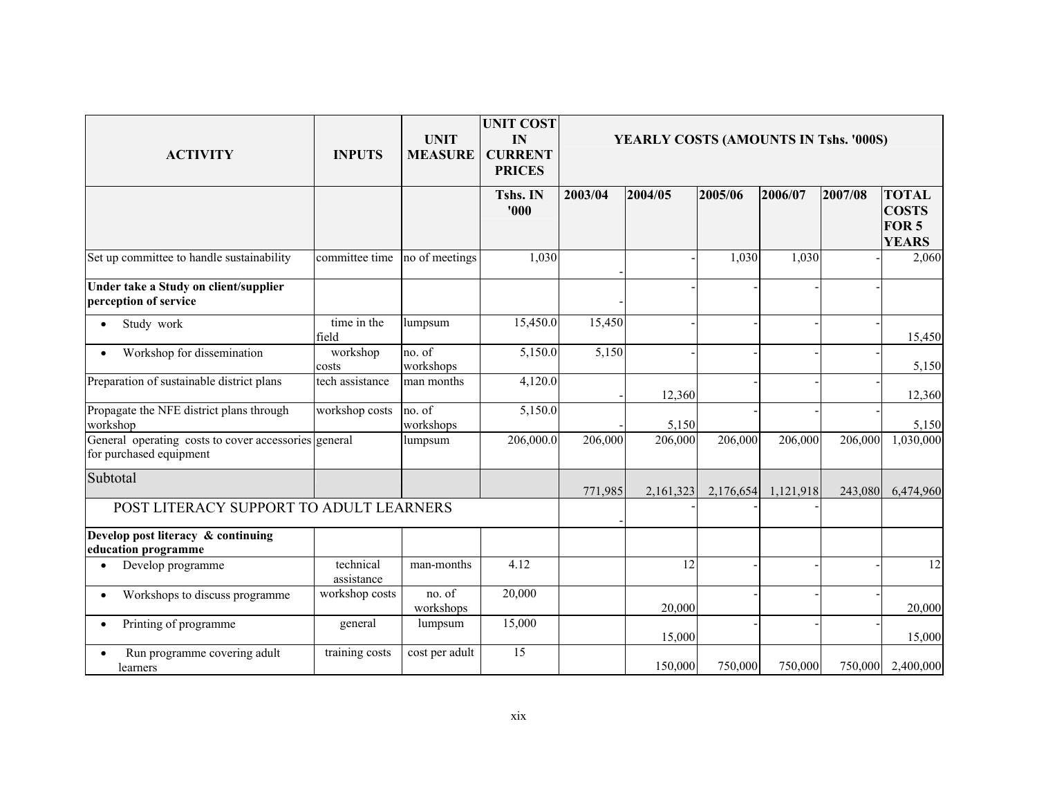| ACTIVITY | INPUTS | UNIT MEASURE | UNIT COST IN CURRENT PRICES | YEARLY COSTS (AMOUNTS IN Tshs. '000S) | | | | | |
|---|---|---|---|---|---|---|---|---|---|
| | | | Tshs. IN '000 | 2003/04 | 2004/05 | 2005/06 | 2006/07 | 2007/08 | TOTAL COSTS FOR 5 YEARS |
| Set up committee to handle sustainability | committee time | no of meetings | 1,030 | - | - | 1,030 | 1,030 | - | 2,060 |
| **Under take a Study on client/supplier perception of service** | | | | - | - | - | - | - | |
| • Study work | time in the field | lumpsum | 15,450.0 | 15,450 | - | - | - | - | 15,450 |
| • Workshop for dissemination | workshop costs | no. of workshops | 5,150.0 | 5,150 | - | - | - | - | 5,150 |
| Preparation of sustainable district plans | tech assistance | man months | 4,120.0 | - | 12,360 | - | - | - | 12,360 |
| Propagate the NFE district plans through workshop | workshop costs | no. of workshops | 5,150.0 | - | 5,150 | - | - | - | 5,150 |
| General operating costs to cover accessories for purchased equipment | general | lumpsum | 206,000.0 | 206,000 | 206,000 | 206,000 | 206,000 | 206,000 | 1,030,000 |
| Subtotal | | | | 771,985 | 2,161,323 | 2,176,654 | 1,121,918 | 243,080 | 6,474,960 |
| POST LITERACY SUPPORT TO ADULT LEARNERS | | | | - | - | - | - | | |
| **Develop post literacy & continuing education programme** | | | | | | | | | |
| • Develop programme | technical assistance | man-months | 4.12 | | 12 | - | - | - | 12 |
| • Workshops to discuss programme | workshop costs | no. of workshops | 20,000 | | 20,000 | - | - | - | 20,000 |
| • Printing of programme | general | lumpsum | 15,000 | | 15,000 | - | - | - | 15,000 |
| • Run programme covering adult learners | training costs | cost per adult | 15 | | 150,000 | 750,000 | 750,000 | 750,000 | 2,400,000 |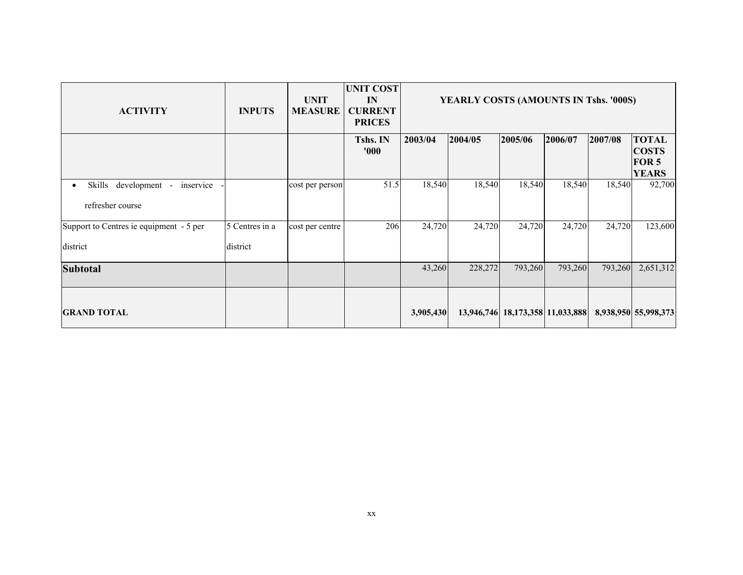| ACTIVITY | INPUTS | UNIT MEASURE | UNIT COST IN CURRENT PRICES | YEARLY COSTS (AMOUNTS IN Tshs. '000S) | | | | | |
|---|---|---|---|---|---|---|---|---|---|
| | | | Tshs. IN '000 | 2003/04 | 2004/05 | 2005/06 | 2006/07 | 2007/08 | TOTAL COSTS FOR 5 YEARS |
| • Skills development - inservice - refresher course | | cost per person | 51.5 | 18,540 | 18,540 | 18,540 | 18,540 | 18,540 | 92,700 |
| Support to Centres ie equipment - 5 per district | 5 Centres in a district | cost per centre | 206 | 24,720 | 24,720 | 24,720 | 24,720 | 24,720 | 123,600 |
| **Subtotal** | | | | 43,260 | 228,272 | 793,260 | 793,260 | 793,260 | 2,651,312 |
| **GRAND TOTAL** | | | | **3,905,430** | **13,946,746** | **18,173,358** | **11,033,888** | **8,938,950** | **55,998,373** |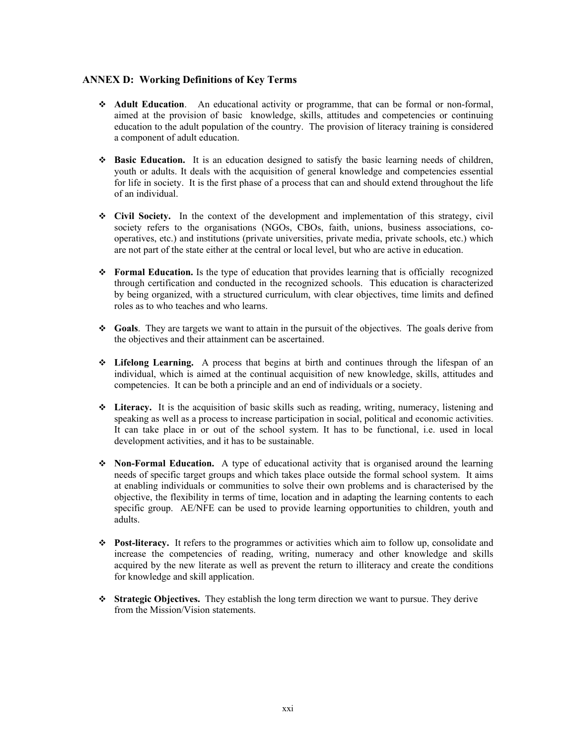## ANNEX D: Working Definitions of Key Terms

- **Adult Education**. An educational activity or programme, that can be formal or non-formal, aimed at the provision of basic knowledge, skills, attitudes and competencies or continuing education to the adult population of the country. The provision of literacy training is considered a component of adult education.

- **Basic Education.** It is an education designed to satisfy the basic learning needs of children, youth or adults. It deals with the acquisition of general knowledge and competencies essential for life in society. It is the first phase of a process that can and should extend throughout the life of an individual.

- **Civil Society.** In the context of the development and implementation of this strategy, civil society refers to the organisations (NGOs, CBOs, faith, unions, business associations, co-operatives, etc.) and institutions (private universities, private media, private schools, etc.) which are not part of the state either at the central or local level, but who are active in education.

- **Formal Education.** Is the type of education that provides learning that is officially recognized through certification and conducted in the recognized schools. This education is characterized by being organized, with a structured curriculum, with clear objectives, time limits and defined roles as to who teaches and who learns.

- **Goals**. They are targets we want to attain in the pursuit of the objectives. The goals derive from the objectives and their attainment can be ascertained.

- **Lifelong Learning.** A process that begins at birth and continues through the lifespan of an individual, which is aimed at the continual acquisition of new knowledge, skills, attitudes and competencies. It can be both a principle and an end of individuals or a society.

- **Literacy.** It is the acquisition of basic skills such as reading, writing, numeracy, listening and speaking as well as a process to increase participation in social, political and economic activities. It can take place in or out of the school system. It has to be functional, i.e. used in local development activities, and it has to be sustainable.

- **Non-Formal Education.** A type of educational activity that is organised around the learning needs of specific target groups and which takes place outside the formal school system. It aims at enabling individuals or communities to solve their own problems and is characterised by the objective, the flexibility in terms of time, location and in adapting the learning contents to each specific group. AE/NFE can be used to provide learning opportunities to children, youth and adults.

- **Post-literacy.** It refers to the programmes or activities which aim to follow up, consolidate and increase the competencies of reading, writing, numeracy and other knowledge and skills acquired by the new literate as well as prevent the return to illiteracy and create the conditions for knowledge and skill application.

- **Strategic Objectives.** They establish the long term direction we want to pursue. They derive from the Mission/Vision statements.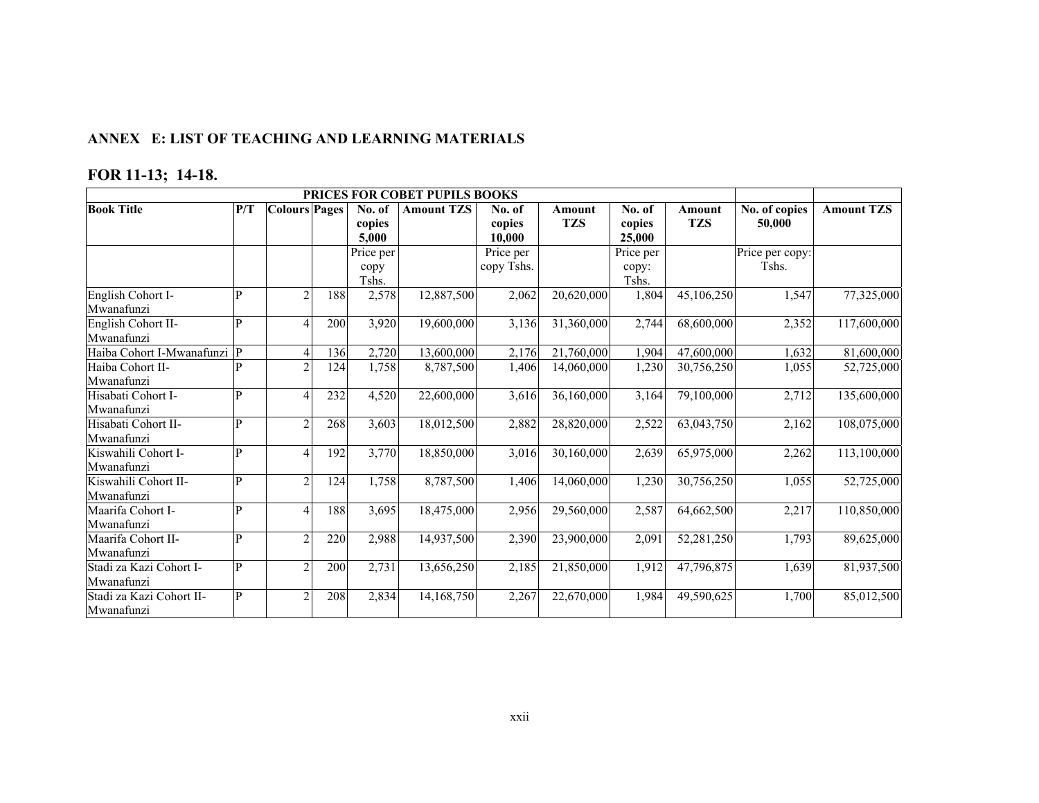## ANNEX E: LIST OF TEACHING AND LEARNING MATERIALS

## FOR 11-13; 14-18.

| PRICES FOR COBET PUPILS BOOKS | | | | | | | | | | | |
|---|---|---|---|---|---|---|---|---|---|---|---|
| **Book Title** | **P/T** | **Colours** | **Pages** | **No. of copies 5,000** | **Amount TZS** | **No. of copies 10,000** | **Amount TZS** | **No. of copies 25,000** | **Amount TZS** | **No. of copies 50,000** | **Amount TZS** |
| | | | | Price per copy Tshs. | | Price per copy Tshs. | | Price per copy: Tshs. | | Price per copy: Tshs. | |
| English Cohort I-Mwanafunzi | P | 2 | 188 | 2,578 | 12,887,500 | 2,062 | 20,620,000 | 1,804 | 45,106,250 | 1,547 | 77,325,000 |
| English Cohort II-Mwanafunzi | P | 4 | 200 | 3,920 | 19,600,000 | 3,136 | 31,360,000 | 2,744 | 68,600,000 | 2,352 | 117,600,000 |
| Haiba Cohort I-Mwanafunzi | P | 4 | 136 | 2,720 | 13,600,000 | 2,176 | 21,760,000 | 1,904 | 47,600,000 | 1,632 | 81,600,000 |
| Haiba Cohort II-Mwanafunzi | P | 2 | 124 | 1,758 | 8,787,500 | 1,406 | 14,060,000 | 1,230 | 30,756,250 | 1,055 | 52,725,000 |
| Hisabati Cohort I-Mwanafunzi | P | 4 | 232 | 4,520 | 22,600,000 | 3,616 | 36,160,000 | 3,164 | 79,100,000 | 2,712 | 135,600,000 |
| Hisabati Cohort II-Mwanafunzi | P | 2 | 268 | 3,603 | 18,012,500 | 2,882 | 28,820,000 | 2,522 | 63,043,750 | 2,162 | 108,075,000 |
| Kiswahili Cohort I-Mwanafunzi | P | 4 | 192 | 3,770 | 18,850,000 | 3,016 | 30,160,000 | 2,639 | 65,975,000 | 2,262 | 113,100,000 |
| Kiswahili Cohort II-Mwanafunzi | P | 2 | 124 | 1,758 | 8,787,500 | 1,406 | 14,060,000 | 1,230 | 30,756,250 | 1,055 | 52,725,000 |
| Maarifa Cohort I-Mwanafunzi | P | 4 | 188 | 3,695 | 18,475,000 | 2,956 | 29,560,000 | 2,587 | 64,662,500 | 2,217 | 110,850,000 |
| Maarifa Cohort II-Mwanafunzi | P | 2 | 220 | 2,988 | 14,937,500 | 2,390 | 23,900,000 | 2,091 | 52,281,250 | 1,793 | 89,625,000 |
| Stadi za Kazi Cohort I-Mwanafunzi | P | 2 | 200 | 2,731 | 13,656,250 | 2,185 | 21,850,000 | 1,912 | 47,796,875 | 1,639 | 81,937,500 |
| Stadi za Kazi Cohort II-Mwanafunzi | P | 2 | 208 | 2,834 | 14,168,750 | 2,267 | 22,670,000 | 1,984 | 49,590,625 | 1,700 | 85,012,500 |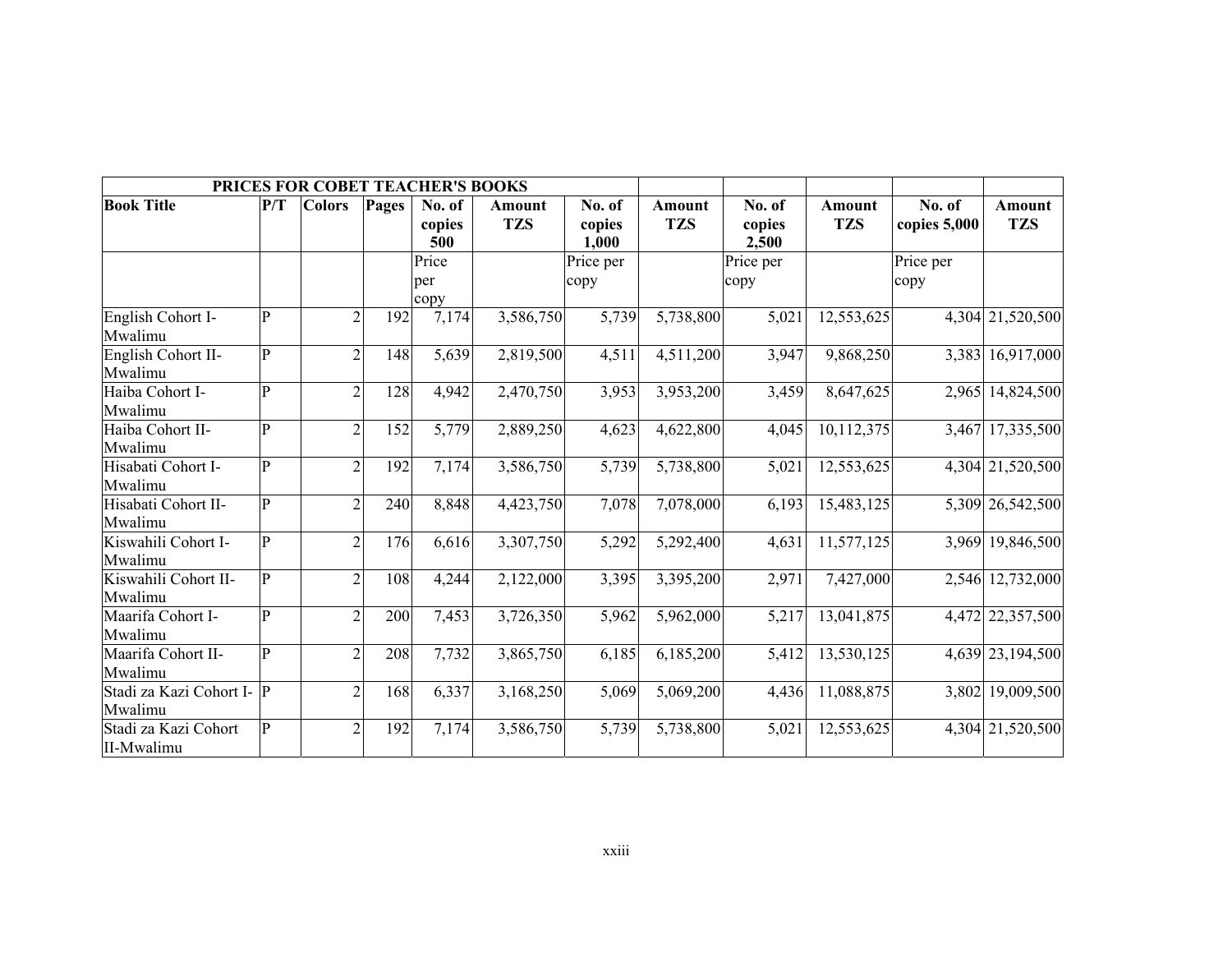| PRICES FOR COBET TEACHER'S BOOKS | | | | | | | | | | | |
|---|---|---|---|---|---|---|---|---|---|---|---|
| **Book Title** | **P/T** | **Colors** | **Pages** | **No. of copies 500** | **Amount TZS** | **No. of copies 1,000** | **Amount TZS** | **No. of copies 2,500** | **Amount TZS** | **No. of copies 5,000** | **Amount TZS** |
| | | | | Price per copy | | Price per copy | | Price per copy | | Price per copy | |
| English Cohort I-Mwalimu | P | 2 | 192 | 7,174 | 3,586,750 | 5,739 | 5,738,800 | 5,021 | 12,553,625 | 4,304 | 21,520,500 |
| English Cohort II-Mwalimu | P | 2 | 148 | 5,639 | 2,819,500 | 4,511 | 4,511,200 | 3,947 | 9,868,250 | 3,383 | 16,917,000 |
| Haiba Cohort I-Mwalimu | P | 2 | 128 | 4,942 | 2,470,750 | 3,953 | 3,953,200 | 3,459 | 8,647,625 | 2,965 | 14,824,500 |
| Haiba Cohort II-Mwalimu | P | 2 | 152 | 5,779 | 2,889,250 | 4,623 | 4,622,800 | 4,045 | 10,112,375 | 3,467 | 17,335,500 |
| Hisabati Cohort I-Mwalimu | P | 2 | 192 | 7,174 | 3,586,750 | 5,739 | 5,738,800 | 5,021 | 12,553,625 | 4,304 | 21,520,500 |
| Hisabati Cohort II-Mwalimu | P | 2 | 240 | 8,848 | 4,423,750 | 7,078 | 7,078,000 | 6,193 | 15,483,125 | 5,309 | 26,542,500 |
| Kiswahili Cohort I-Mwalimu | P | 2 | 176 | 6,616 | 3,307,750 | 5,292 | 5,292,400 | 4,631 | 11,577,125 | 3,969 | 19,846,500 |
| Kiswahili Cohort II-Mwalimu | P | 2 | 108 | 4,244 | 2,122,000 | 3,395 | 3,395,200 | 2,971 | 7,427,000 | 2,546 | 12,732,000 |
| Maarifa Cohort I-Mwalimu | P | 2 | 200 | 7,453 | 3,726,350 | 5,962 | 5,962,000 | 5,217 | 13,041,875 | 4,472 | 22,357,500 |
| Maarifa Cohort II-Mwalimu | P | 2 | 208 | 7,732 | 3,865,750 | 6,185 | 6,185,200 | 5,412 | 13,530,125 | 4,639 | 23,194,500 |
| Stadi za Kazi Cohort I-Mwalimu | P | 2 | 168 | 6,337 | 3,168,250 | 5,069 | 5,069,200 | 4,436 | 11,088,875 | 3,802 | 19,009,500 |
| Stadi za Kazi Cohort II-Mwalimu | P | 2 | 192 | 7,174 | 3,586,750 | 5,739 | 5,738,800 | 5,021 | 12,553,625 | 4,304 | 21,520,500 |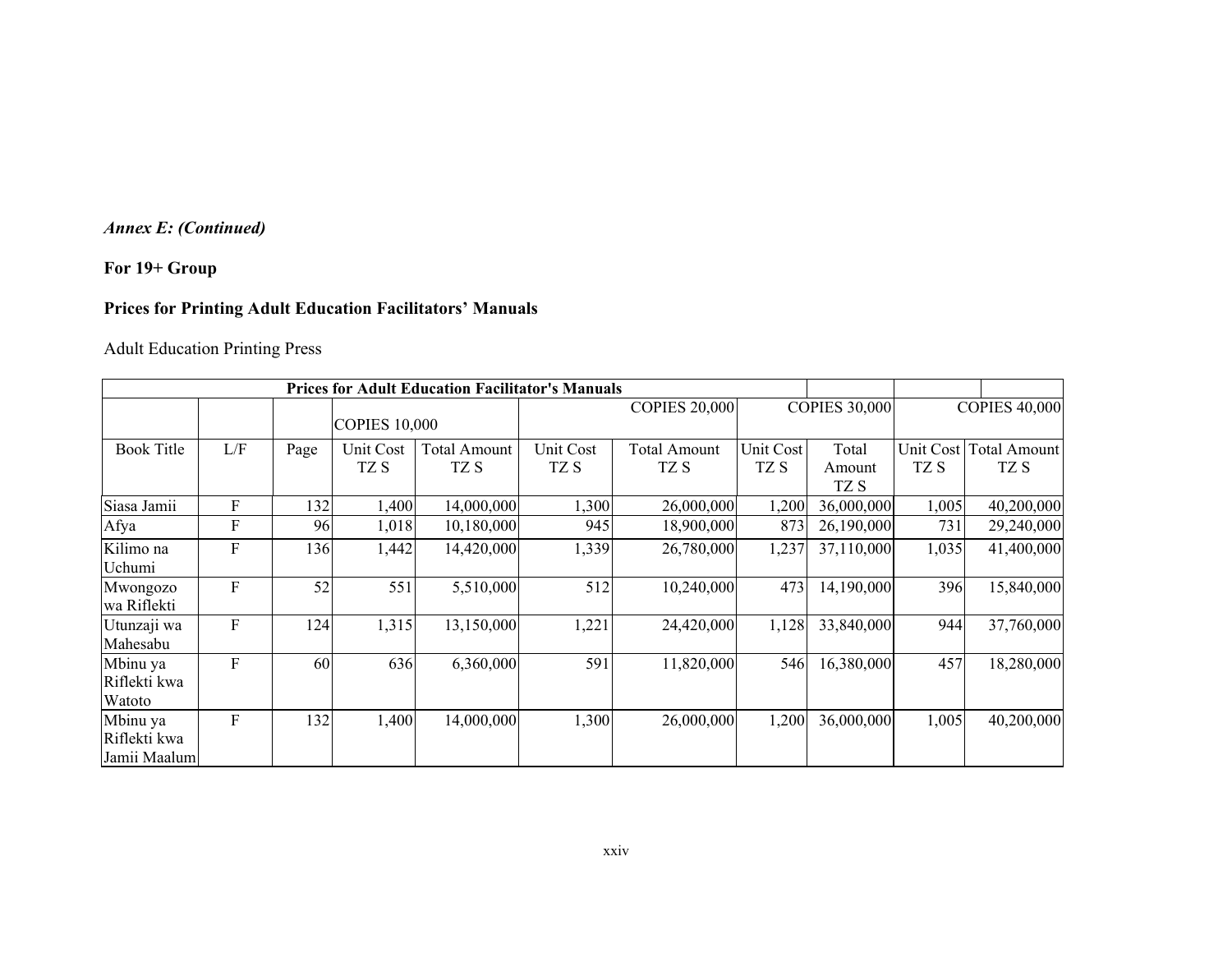*Annex E: (Continued)*

**For 19+ Group**

**Prices for Printing Adult Education Facilitators' Manuals**

Adult Education Printing Press

| Prices for Adult Education Facilitator's Manuals | | | | | | | | | | |
|---|---|---|---|---|---|---|---|---|---|---|
| | | | COPIES 10,000 | | | COPIES 20,000 | | COPIES 30,000 | | COPIES 40,000 |
| Book Title | L/F | Page | Unit Cost TZ S | Total Amount TZ S | Unit Cost TZ S | Total Amount TZ S | Unit Cost TZ S | Total Amount TZ S | Unit Cost TZ S | Total Amount TZ S |
| Siasa Jamii | F | 132 | 1,400 | 14,000,000 | 1,300 | 26,000,000 | 1,200 | 36,000,000 | 1,005 | 40,200,000 |
| Afya | F | 96 | 1,018 | 10,180,000 | 945 | 18,900,000 | 873 | 26,190,000 | 731 | 29,240,000 |
| Kilimo na Uchumi | F | 136 | 1,442 | 14,420,000 | 1,339 | 26,780,000 | 1,237 | 37,110,000 | 1,035 | 41,400,000 |
| Mwongozo wa Riflekti | F | 52 | 551 | 5,510,000 | 512 | 10,240,000 | 473 | 14,190,000 | 396 | 15,840,000 |
| Utunzaji wa Mahesabu | F | 124 | 1,315 | 13,150,000 | 1,221 | 24,420,000 | 1,128 | 33,840,000 | 944 | 37,760,000 |
| Mbinu ya Riflekti kwa Watoto | F | 60 | 636 | 6,360,000 | 591 | 11,820,000 | 546 | 16,380,000 | 457 | 18,280,000 |
| Mbinu ya Riflekti kwa Jamii Maalum | F | 132 | 1,400 | 14,000,000 | 1,300 | 26,000,000 | 1,200 | 36,000,000 | 1,005 | 40,200,000 |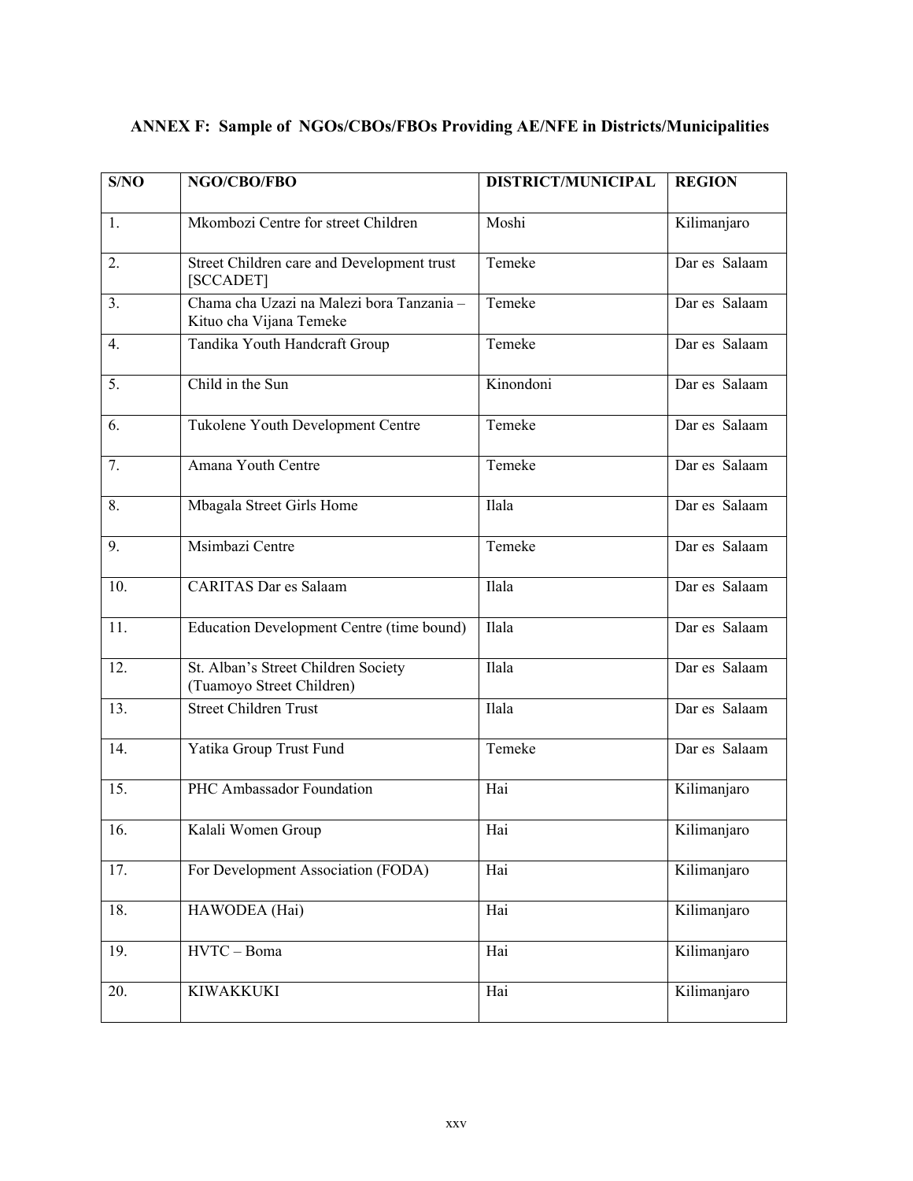**ANNEX F: Sample of NGOs/CBOs/FBOs Providing AE/NFE in Districts/Municipalities**

| S/NO | NGO/CBO/FBO | DISTRICT/MUNICIPAL | REGION |
|---|---|---|---|
| 1. | Mkombozi Centre for street Children | Moshi | Kilimanjaro |
| 2. | Street Children care and Development trust [SCCADET] | Temeke | Dar es Salaam |
| 3. | Chama cha Uzazi na Malezi bora Tanzania – Kituo cha Vijana Temeke | Temeke | Dar es Salaam |
| 4. | Tandika Youth Handcraft Group | Temeke | Dar es Salaam |
| 5. | Child in the Sun | Kinondoni | Dar es Salaam |
| 6. | Tukolene Youth Development Centre | Temeke | Dar es Salaam |
| 7. | Amana Youth Centre | Temeke | Dar es Salaam |
| 8. | Mbagala Street Girls Home | Ilala | Dar es Salaam |
| 9. | Msimbazi Centre | Temeke | Dar es Salaam |
| 10. | CARITAS Dar es Salaam | Ilala | Dar es Salaam |
| 11. | Education Development Centre (time bound) | Ilala | Dar es Salaam |
| 12. | St. Alban's Street Children Society (Tuamoyo Street Children) | Ilala | Dar es Salaam |
| 13. | Street Children Trust | Ilala | Dar es Salaam |
| 14. | Yatika Group Trust Fund | Temeke | Dar es Salaam |
| 15. | PHC Ambassador Foundation | Hai | Kilimanjaro |
| 16. | Kalali Women Group | Hai | Kilimanjaro |
| 17. | For Development Association (FODA) | Hai | Kilimanjaro |
| 18. | HAWODEA (Hai) | Hai | Kilimanjaro |
| 19. | HVTC – Boma | Hai | Kilimanjaro |
| 20. | KIWAKKUKI | Hai | Kilimanjaro |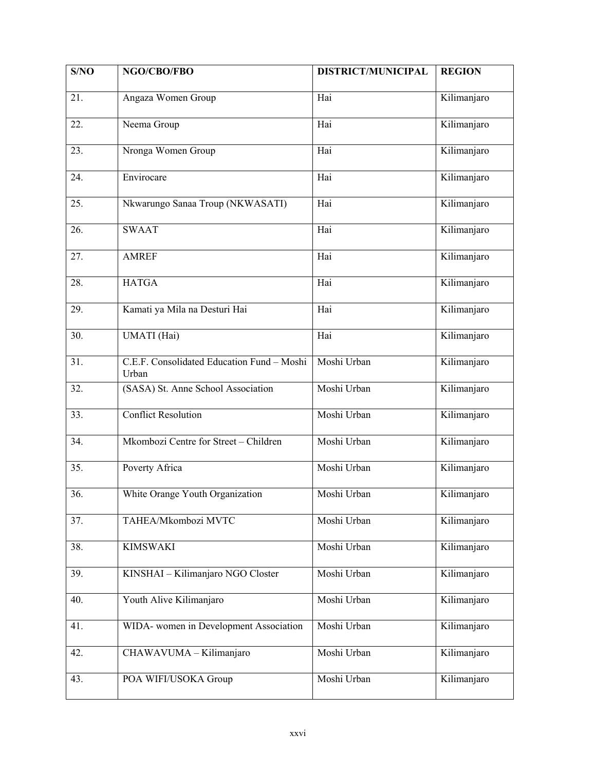| S/NO | NGO/CBO/FBO | DISTRICT/MUNICIPAL | REGION |
|---|---|---|---|
| 21. | Angaza Women Group | Hai | Kilimanjaro |
| 22. | Neema Group | Hai | Kilimanjaro |
| 23. | Nronga Women Group | Hai | Kilimanjaro |
| 24. | Envirocare | Hai | Kilimanjaro |
| 25. | Nkwarungo Sanaa Troup (NKWASATI) | Hai | Kilimanjaro |
| 26. | SWAAT | Hai | Kilimanjaro |
| 27. | AMREF | Hai | Kilimanjaro |
| 28. | HATGA | Hai | Kilimanjaro |
| 29. | Kamati ya Mila na Desturi Hai | Hai | Kilimanjaro |
| 30. | UMATI (Hai) | Hai | Kilimanjaro |
| 31. | C.E.F. Consolidated Education Fund – Moshi Urban | Moshi Urban | Kilimanjaro |
| 32. | (SASA) St. Anne School Association | Moshi Urban | Kilimanjaro |
| 33. | Conflict Resolution | Moshi Urban | Kilimanjaro |
| 34. | Mkombozi Centre for Street – Children | Moshi Urban | Kilimanjaro |
| 35. | Poverty Africa | Moshi Urban | Kilimanjaro |
| 36. | White Orange Youth Organization | Moshi Urban | Kilimanjaro |
| 37. | TAHEA/Mkombozi MVTC | Moshi Urban | Kilimanjaro |
| 38. | KIMSWAKI | Moshi Urban | Kilimanjaro |
| 39. | KINSHAI – Kilimanjaro NGO Closter | Moshi Urban | Kilimanjaro |
| 40. | Youth Alive Kilimanjaro | Moshi Urban | Kilimanjaro |
| 41. | WIDA- women in Development Association | Moshi Urban | Kilimanjaro |
| 42. | CHAWAVUMA – Kilimanjaro | Moshi Urban | Kilimanjaro |
| 43. | POA WIFI/USOKA Group | Moshi Urban | Kilimanjaro |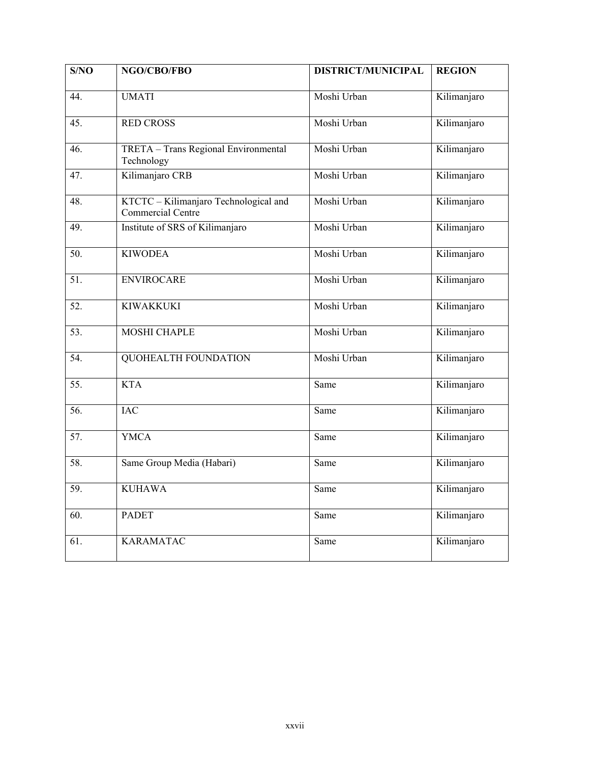| S/NO | NGO/CBO/FBO | DISTRICT/MUNICIPAL | REGION |
|---|---|---|---|
| 44. | UMATI | Moshi Urban | Kilimanjaro |
| 45. | RED CROSS | Moshi Urban | Kilimanjaro |
| 46. | TRETA – Trans Regional Environmental Technology | Moshi Urban | Kilimanjaro |
| 47. | Kilimanjaro CRB | Moshi Urban | Kilimanjaro |
| 48. | KTCTC – Kilimanjaro Technological and Commercial Centre | Moshi Urban | Kilimanjaro |
| 49. | Institute of SRS of Kilimanjaro | Moshi Urban | Kilimanjaro |
| 50. | KIWODEA | Moshi Urban | Kilimanjaro |
| 51. | ENVIROCARE | Moshi Urban | Kilimanjaro |
| 52. | KIWAKKUKI | Moshi Urban | Kilimanjaro |
| 53. | MOSHI CHAPLE | Moshi Urban | Kilimanjaro |
| 54. | QUOHEALTH FOUNDATION | Moshi Urban | Kilimanjaro |
| 55. | KTA | Same | Kilimanjaro |
| 56. | IAC | Same | Kilimanjaro |
| 57. | YMCA | Same | Kilimanjaro |
| 58. | Same Group Media (Habari) | Same | Kilimanjaro |
| 59. | KUHAWA | Same | Kilimanjaro |
| 60. | PADET | Same | Kilimanjaro |
| 61. | KARAMATAC | Same | Kilimanjaro |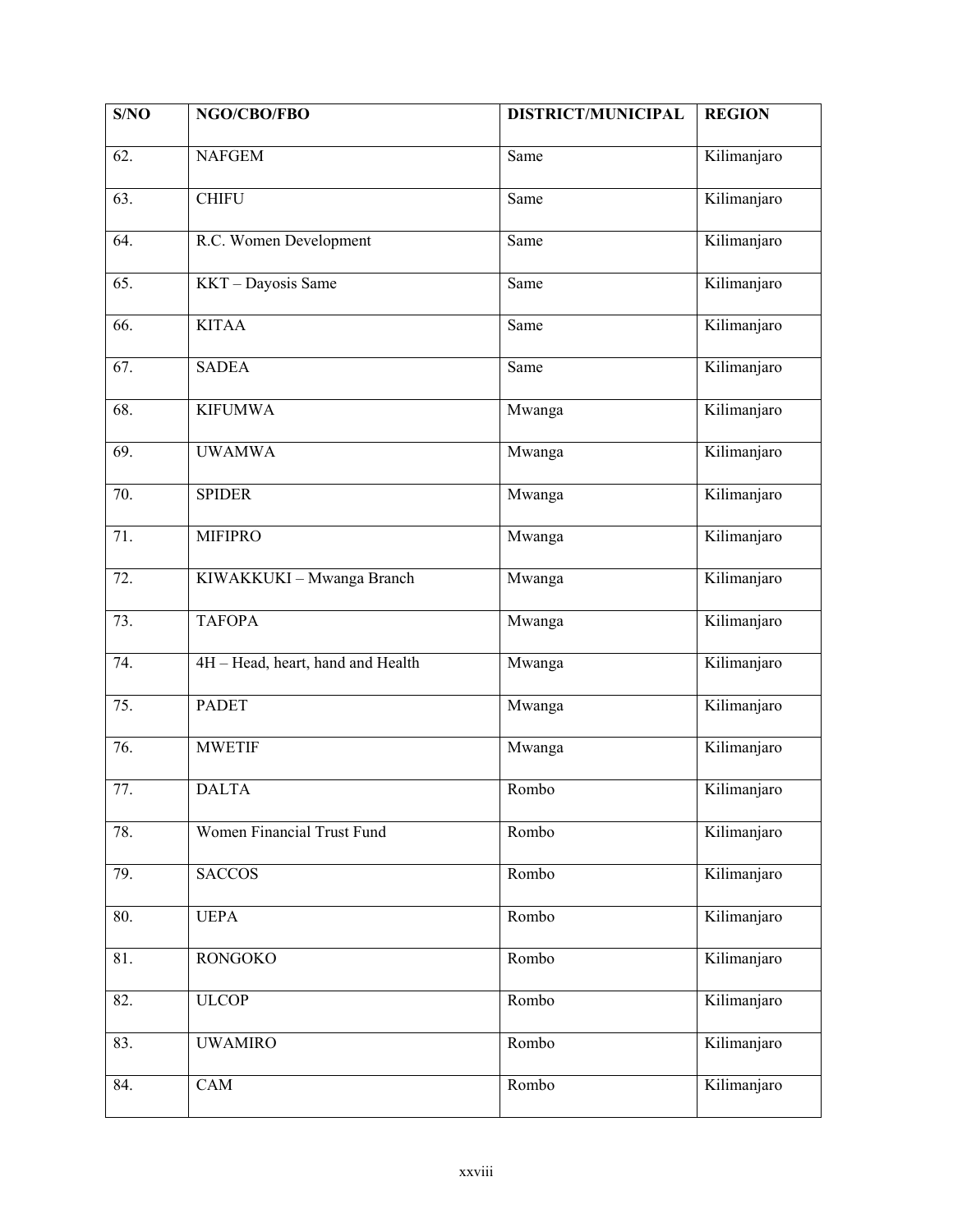| S/NO | NGO/CBO/FBO | DISTRICT/MUNICIPAL | REGION |
|---|---|---|---|
| 62. | NAFGEM | Same | Kilimanjaro |
| 63. | CHIFU | Same | Kilimanjaro |
| 64. | R.C. Women Development | Same | Kilimanjaro |
| 65. | KKT – Dayosis Same | Same | Kilimanjaro |
| 66. | KITAA | Same | Kilimanjaro |
| 67. | SADEA | Same | Kilimanjaro |
| 68. | KIFUMWA | Mwanga | Kilimanjaro |
| 69. | UWAMWA | Mwanga | Kilimanjaro |
| 70. | SPIDER | Mwanga | Kilimanjaro |
| 71. | MIFIPRO | Mwanga | Kilimanjaro |
| 72. | KIWAKKUKI – Mwanga Branch | Mwanga | Kilimanjaro |
| 73. | TAFOPA | Mwanga | Kilimanjaro |
| 74. | 4H – Head, heart, hand and Health | Mwanga | Kilimanjaro |
| 75. | PADET | Mwanga | Kilimanjaro |
| 76. | MWETIF | Mwanga | Kilimanjaro |
| 77. | DALTA | Rombo | Kilimanjaro |
| 78. | Women Financial Trust Fund | Rombo | Kilimanjaro |
| 79. | SACCOS | Rombo | Kilimanjaro |
| 80. | UEPA | Rombo | Kilimanjaro |
| 81. | RONGOKO | Rombo | Kilimanjaro |
| 82. | ULCOP | Rombo | Kilimanjaro |
| 83. | UWAMIRO | Rombo | Kilimanjaro |
| 84. | CAM | Rombo | Kilimanjaro |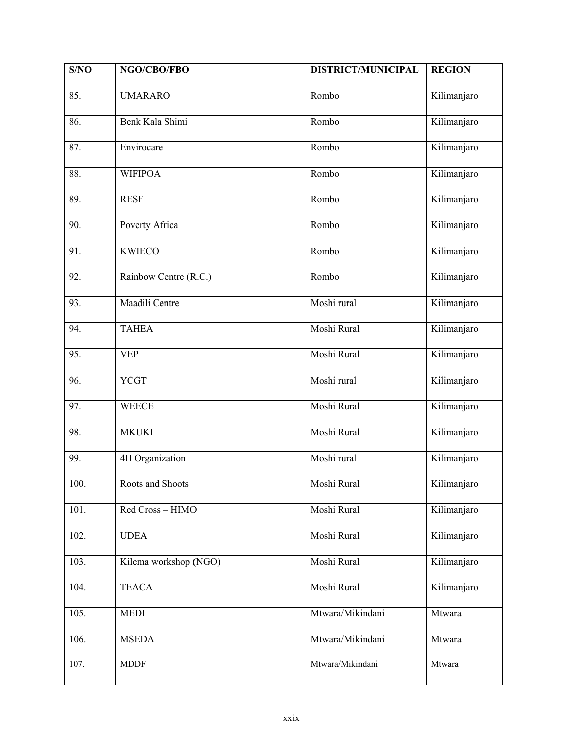| S/NO | NGO/CBO/FBO | DISTRICT/MUNICIPAL | REGION |
|---|---|---|---|
| 85. | UMARARO | Rombo | Kilimanjaro |
| 86. | Benk Kala Shimi | Rombo | Kilimanjaro |
| 87. | Envirocare | Rombo | Kilimanjaro |
| 88. | WIFIPOA | Rombo | Kilimanjaro |
| 89. | RESF | Rombo | Kilimanjaro |
| 90. | Poverty Africa | Rombo | Kilimanjaro |
| 91. | KWIECO | Rombo | Kilimanjaro |
| 92. | Rainbow Centre (R.C.) | Rombo | Kilimanjaro |
| 93. | Maadili Centre | Moshi rural | Kilimanjaro |
| 94. | TAHEA | Moshi Rural | Kilimanjaro |
| 95. | VEP | Moshi Rural | Kilimanjaro |
| 96. | YCGT | Moshi rural | Kilimanjaro |
| 97. | WEECE | Moshi Rural | Kilimanjaro |
| 98. | MKUKI | Moshi Rural | Kilimanjaro |
| 99. | 4H Organization | Moshi rural | Kilimanjaro |
| 100. | Roots and Shoots | Moshi Rural | Kilimanjaro |
| 101. | Red Cross – HIMO | Moshi Rural | Kilimanjaro |
| 102. | UDEA | Moshi Rural | Kilimanjaro |
| 103. | Kilema workshop (NGO) | Moshi Rural | Kilimanjaro |
| 104. | TEACA | Moshi Rural | Kilimanjaro |
| 105. | MEDI | Mtwara/Mikindani | Mtwara |
| 106. | MSEDA | Mtwara/Mikindani | Mtwara |
| 107. | MDDF | Mtwara/Mikindani | Mtwara |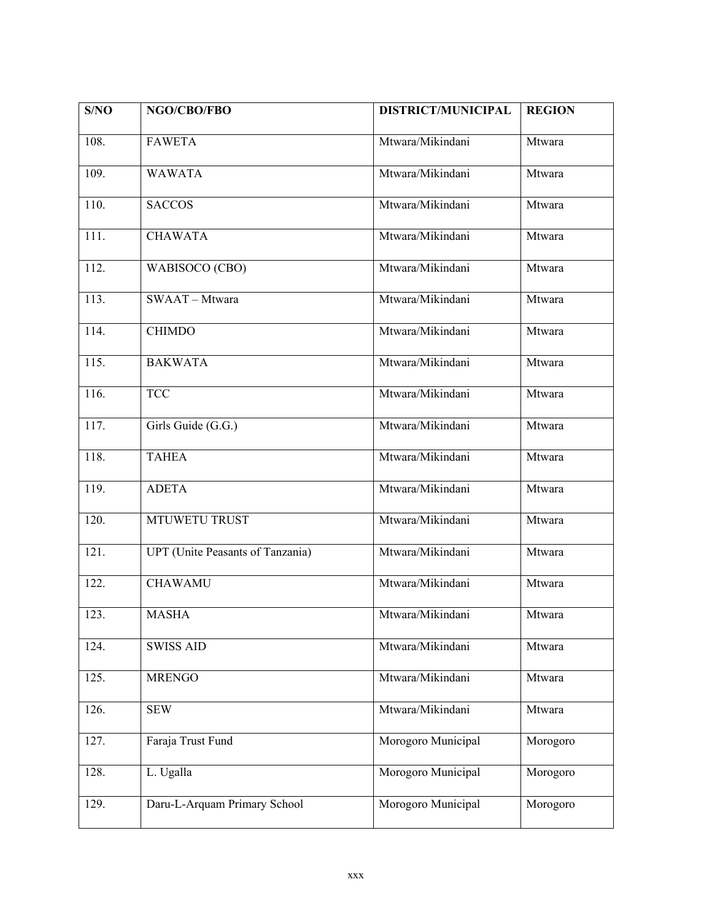| S/NO | NGO/CBO/FBO | DISTRICT/MUNICIPAL | REGION |
|---|---|---|---|
| 108. | FAWETA | Mtwara/Mikindani | Mtwara |
| 109. | WAWATA | Mtwara/Mikindani | Mtwara |
| 110. | SACCOS | Mtwara/Mikindani | Mtwara |
| 111. | CHAWATA | Mtwara/Mikindani | Mtwara |
| 112. | WABISOCO (CBO) | Mtwara/Mikindani | Mtwara |
| 113. | SWAAT – Mtwara | Mtwara/Mikindani | Mtwara |
| 114. | CHIMDO | Mtwara/Mikindani | Mtwara |
| 115. | BAKWATA | Mtwara/Mikindani | Mtwara |
| 116. | TCC | Mtwara/Mikindani | Mtwara |
| 117. | Girls Guide (G.G.) | Mtwara/Mikindani | Mtwara |
| 118. | TAHEA | Mtwara/Mikindani | Mtwara |
| 119. | ADETA | Mtwara/Mikindani | Mtwara |
| 120. | MTUWETU TRUST | Mtwara/Mikindani | Mtwara |
| 121. | UPT (Unite Peasants of Tanzania) | Mtwara/Mikindani | Mtwara |
| 122. | CHAWAMU | Mtwara/Mikindani | Mtwara |
| 123. | MASHA | Mtwara/Mikindani | Mtwara |
| 124. | SWISS AID | Mtwara/Mikindani | Mtwara |
| 125. | MRENGO | Mtwara/Mikindani | Mtwara |
| 126. | SEW | Mtwara/Mikindani | Mtwara |
| 127. | Faraja Trust Fund | Morogoro Municipal | Morogoro |
| 128. | L. Ugalla | Morogoro Municipal | Morogoro |
| 129. | Daru-L-Arquam Primary School | Morogoro Municipal | Morogoro |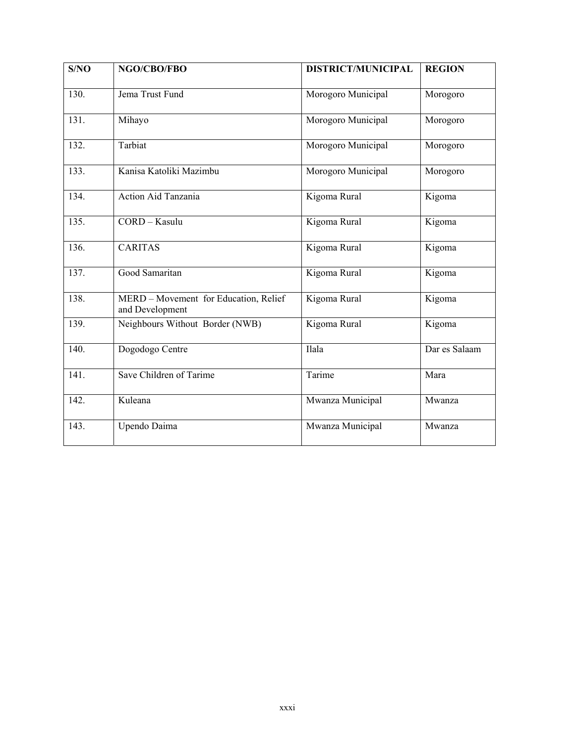| S/NO | NGO/CBO/FBO | DISTRICT/MUNICIPAL | REGION |
|---|---|---|---|
| 130. | Jema Trust Fund | Morogoro Municipal | Morogoro |
| 131. | Mihayo | Morogoro Municipal | Morogoro |
| 132. | Tarbiat | Morogoro Municipal | Morogoro |
| 133. | Kanisa Katoliki Mazimbu | Morogoro Municipal | Morogoro |
| 134. | Action Aid Tanzania | Kigoma Rural | Kigoma |
| 135. | CORD – Kasulu | Kigoma Rural | Kigoma |
| 136. | CARITAS | Kigoma Rural | Kigoma |
| 137. | Good Samaritan | Kigoma Rural | Kigoma |
| 138. | MERD – Movement for Education, Relief and Development | Kigoma Rural | Kigoma |
| 139. | Neighbours Without Border (NWB) | Kigoma Rural | Kigoma |
| 140. | Dogodogo Centre | Ilala | Dar es Salaam |
| 141. | Save Children of Tarime | Tarime | Mara |
| 142. | Kuleana | Mwanza Municipal | Mwanza |
| 143. | Upendo Daima | Mwanza Municipal | Mwanza |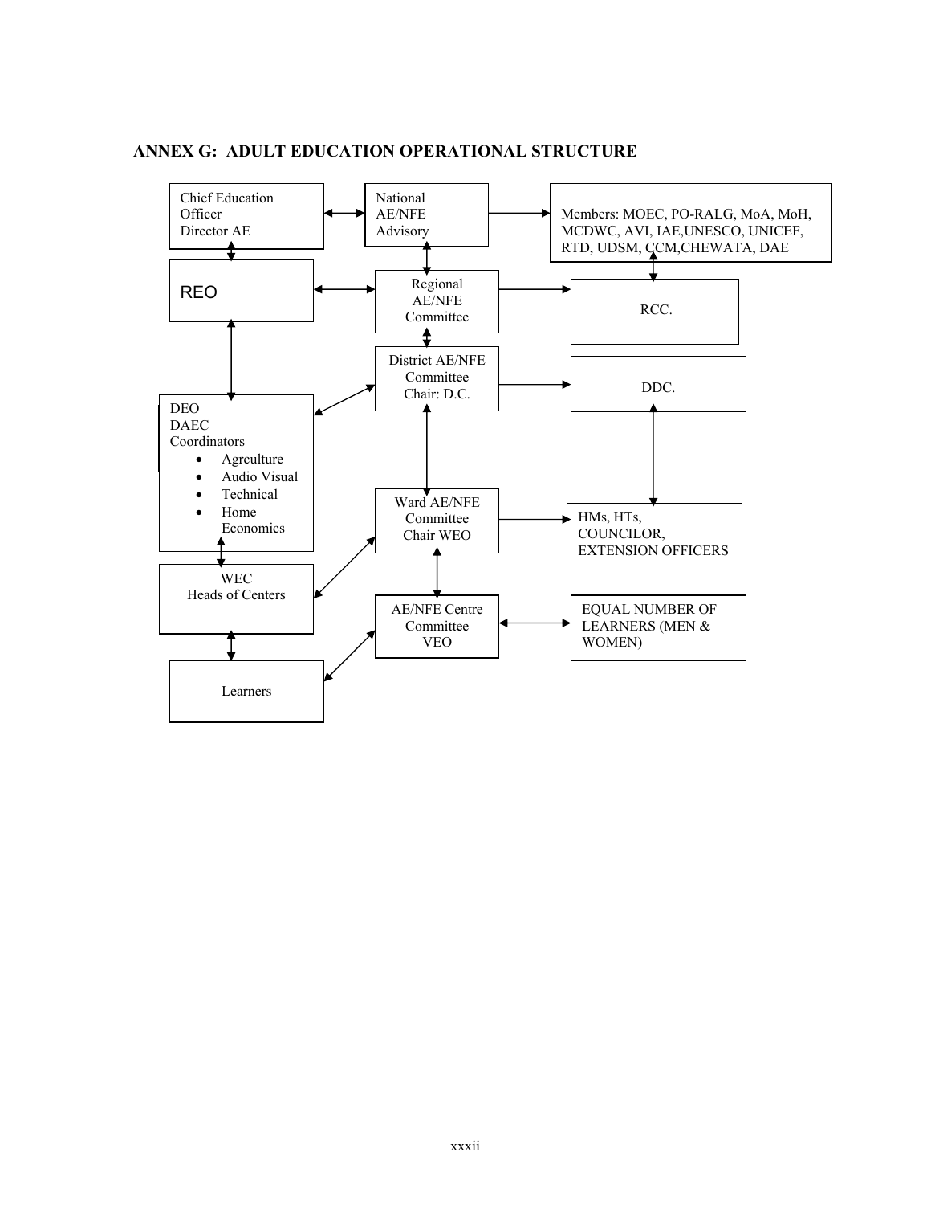## ANNEX G: ADULT EDUCATION OPERATIONAL STRUCTURE

Chief Education Officer
Director AE

National
AE/NFE
Advisory

Members: MOEC, PO-RALG, MoA, MoH, MCDWC, AVI, IAE,UNESCO, UNICEF, RTD, UDSM, CCM,CHEWATA, DAE

REO

Regional
AE/NFE
Committee

RCC.

District AE/NFE
Committee
Chair: D.C.

DDC.

DEO
DAEC
Coordinators

- Agrculture
- Audio Visual
- Technical
- Home Economics

Ward AE/NFE
Committee
Chair WEO

HMs, HTs,
COUNCILOR,
EXTENSION OFFICERS

WEC
Heads of Centers

AE/NFE Centre
Committee
VEO

EQUAL NUMBER OF LEARNERS (MEN & WOMEN)

Learners